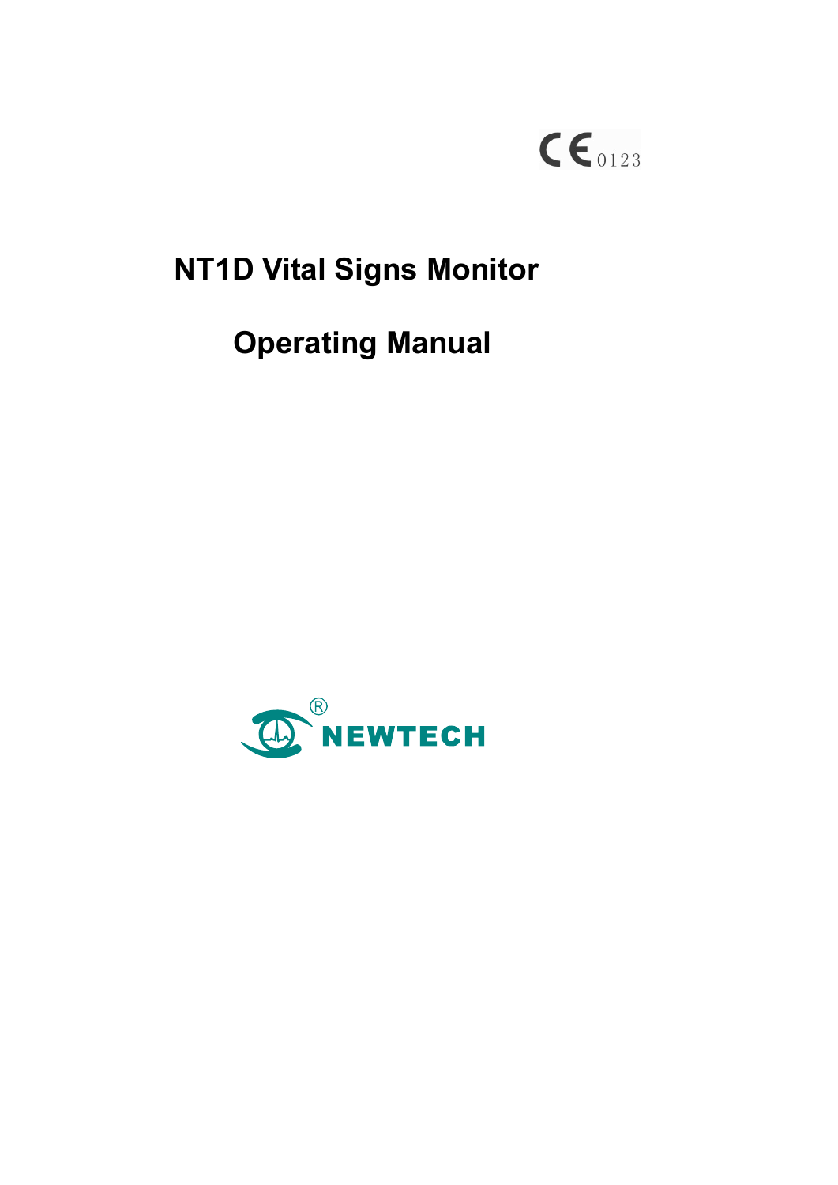CE 0123

# NT1D Vital Signs Monitor

# Operating Manual

NEWTECH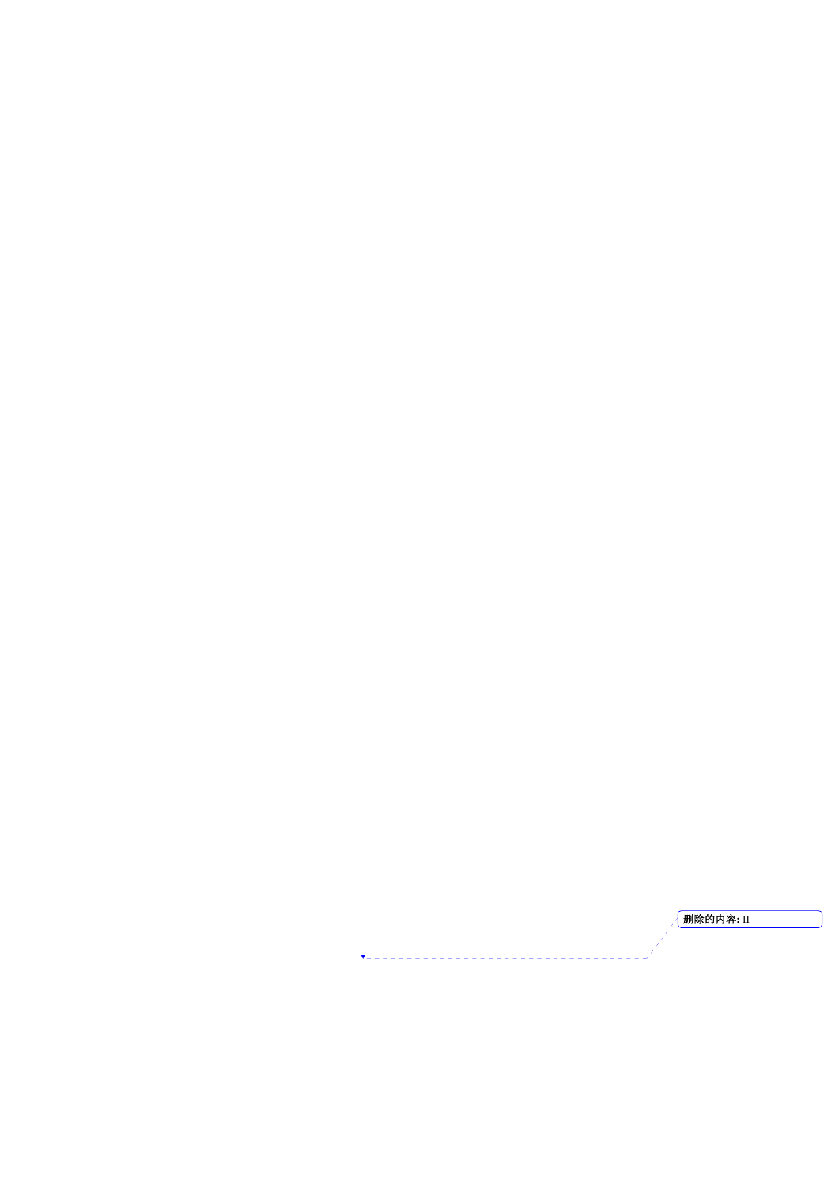删除的内容: II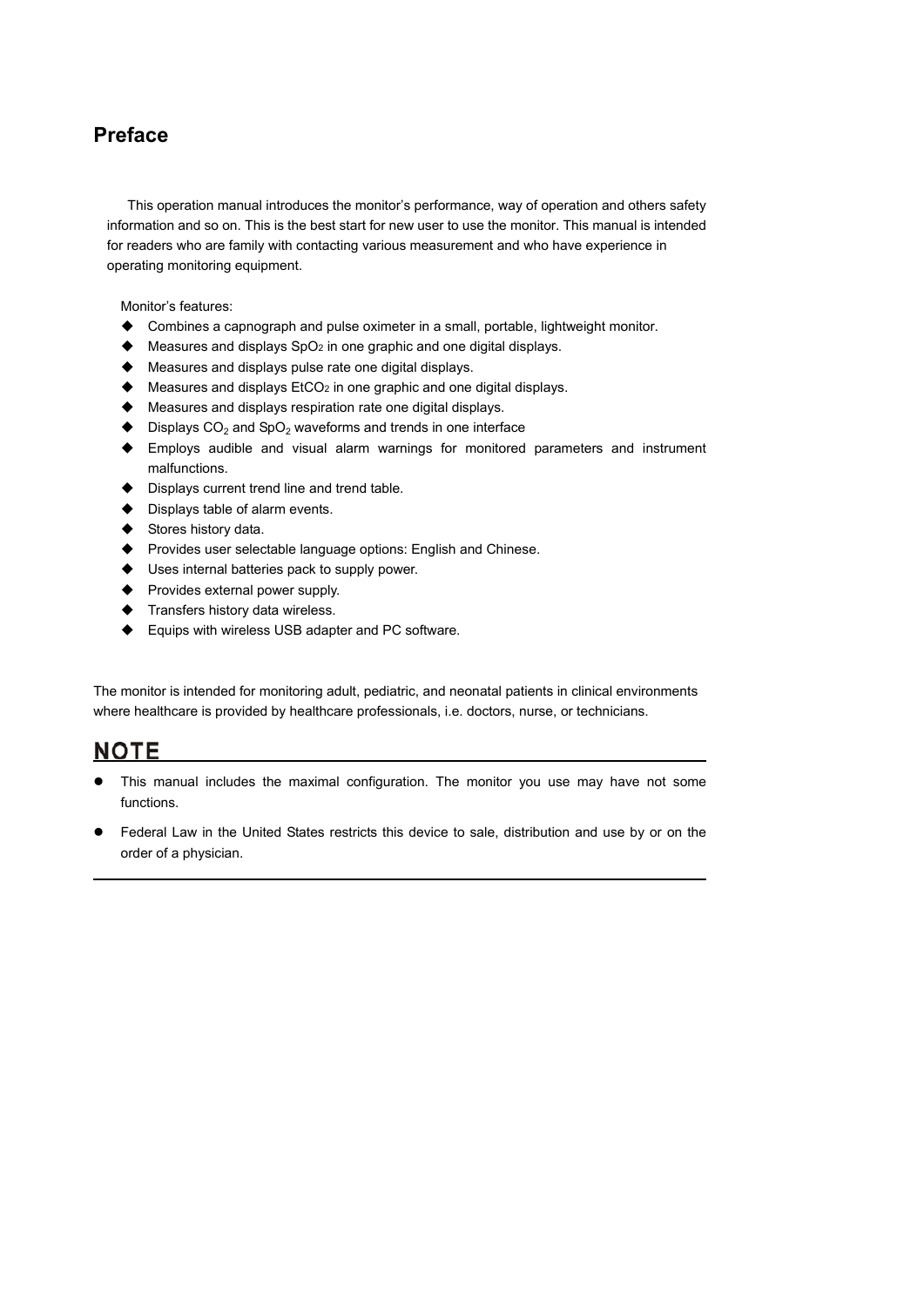# Preface

This operation manual introduces the monitor's performance, way of operation and others safety information and so on. This is the best start for new user to use the monitor. This manual is intended for readers who are family with contacting various measurement and who have experience in operating monitoring equipment.

Monitor's features:

- Combines a capnograph and pulse oximeter in a small, portable, lightweight monitor.
- Measures and displays $SpO_2$ in one graphic and one digital displays.
- Measures and displays pulse rate one digital displays.
- Measures and displays $EtCO_2$ in one graphic and one digital displays.
- Measures and displays respiration rate one digital displays.
- Displays $CO_2$ and $SpO_2$ waveforms and trends in one interface
- Employs audible and visual alarm warnings for monitored parameters and instrument malfunctions.
- Displays current trend line and trend table.
- Displays table of alarm events.
- Stores history data.
- Provides user selectable language options: English and Chinese.
- Uses internal batteries pack to supply power.
- Provides external power supply.
- Transfers history data wireless.
- Equips with wireless USB adapter and PC software.

The monitor is intended for monitoring adult, pediatric, and neonatal patients in clinical environments where healthcare is provided by healthcare professionals, i.e. doctors, nurse, or technicians.

**NOTE**

- This manual includes the maximal configuration. The monitor you use may have not some functions.
- Federal Law in the United States restricts this device to sale, distribution and use by or on the order of a physician.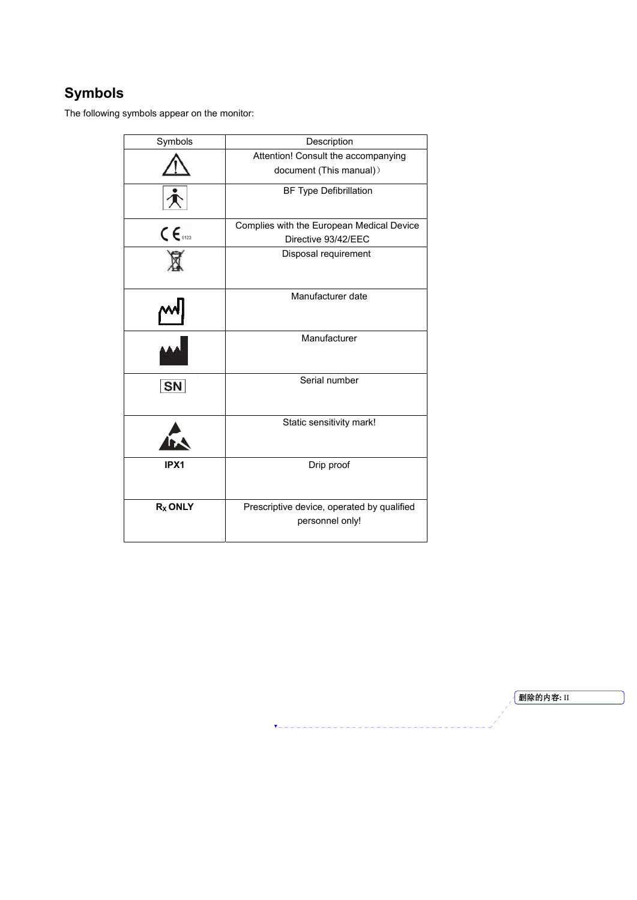## Symbols

The following symbols appear on the monitor:

| Symbols | Description |
|---|---|
| | Attention! Consult the accompanying document (This manual)） |
| | BF Type Defibrillation |
| | Complies with the European Medical Device Directive 93/42/EEC |
| | Disposal requirement |
| | Manufacturer date |
| | Manufacturer |
| SN | Serial number |
| | Static sensitivity mark! |
| **IPX1** | Drip proof |
| **$R_X$ ONLY** | Prescriptive device, operated by qualified personnel only! |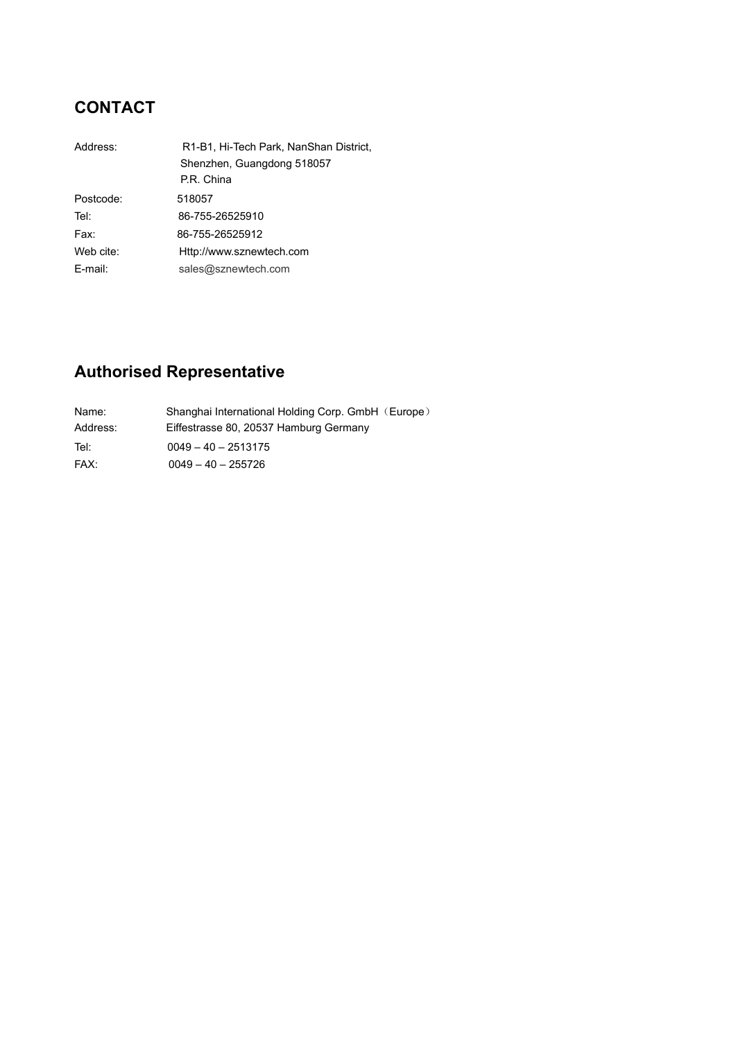## CONTACT

| | |
|---|---|
| Address: | R1-B1, Hi-Tech Park, NanShan District,<br>Shenzhen, Guangdong 518057<br>P.R. China |
| Postcode: | 518057 |
| Tel: | 86-755-26525910 |
| Fax: | 86-755-26525912 |
| Web cite: | Http://www.sznewtech.com |
| E-mail: | sales@sznewtech.com |

## Authorised Representative

| | |
|---|---|
| Name: | Shanghai International Holding Corp. GmbH（Europe） |
| Address: | Eiffestrasse 80, 20537 Hamburg Germany |
| Tel: | 0049 – 40 – 2513175 |
| FAX: | 0049 – 40 – 255726 |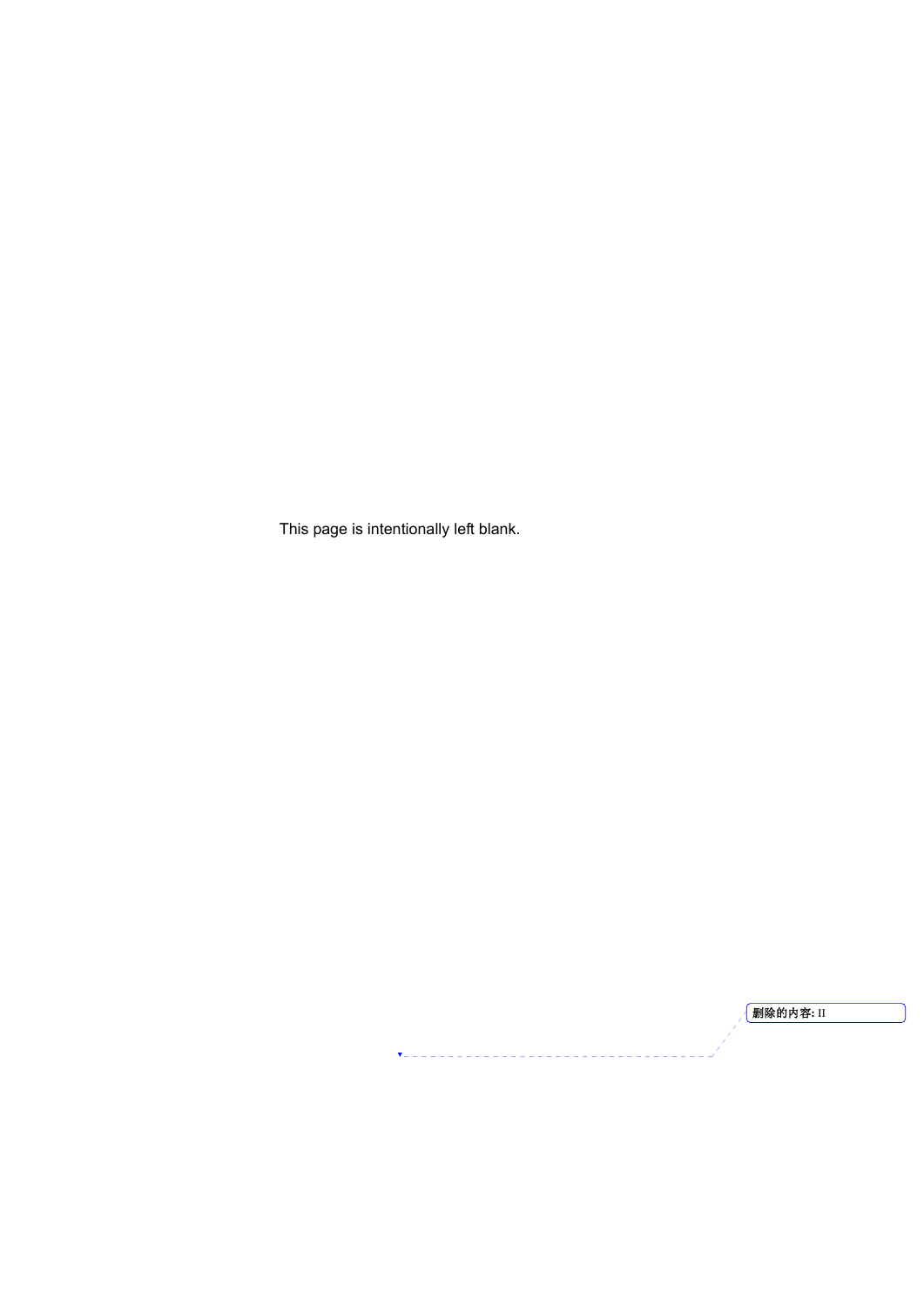This page is intentionally left blank.

删除的内容: II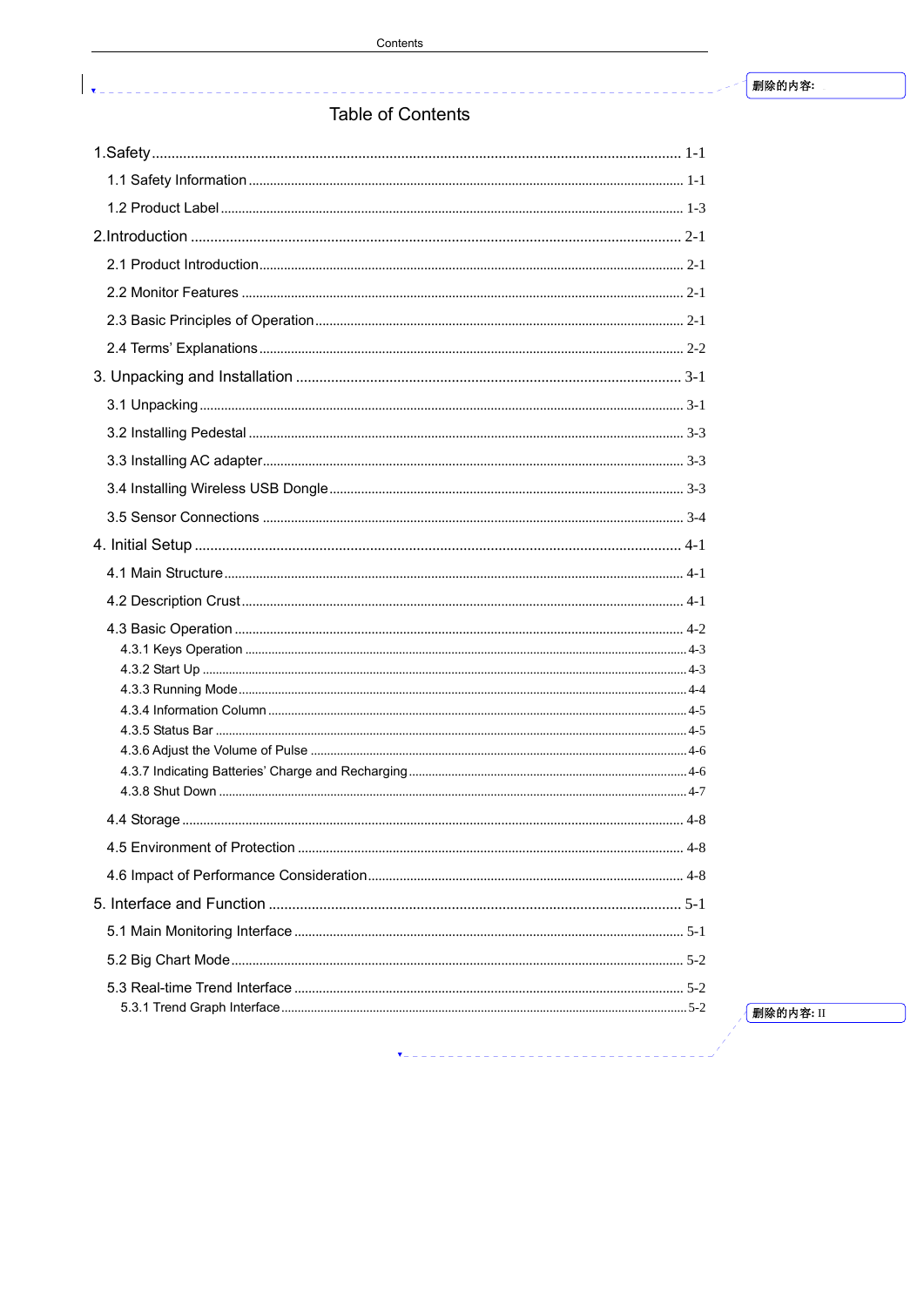# Table of Contents

1.Safety ........................................................................................................................ 1-1

1.1 Safety Information ........................................................................................................ 1-1

1.2 Product Label ............................................................................................................... 1-3

2.Introduction ................................................................................................................ 2-1

2.1 Product Introduction..................................................................................................... 2-1

2.2 Monitor Features .......................................................................................................... 2-1

2.3 Basic Principles of Operation....................................................................................... 2-1

2.4 Terms' Explanations ..................................................................................................... 2-2

3. Unpacking and Installation ..................................................................................... 3-1

3.1 Unpacking .................................................................................................................... 3-1

3.2 Installing Pedestal ........................................................................................................ 3-3

3.3 Installing AC adapter.................................................................................................... 3-3

3.4 Installing Wireless USB Dongle ................................................................................... 3-3

3.5 Sensor Connections ...................................................................................................... 3-4

4. Initial Setup ............................................................................................................... 4-1

4.1 Main Structure .............................................................................................................. 4-1

4.2 Description Crust .......................................................................................................... 4-1

4.3 Basic Operation ............................................................................................................ 4-2

4.3.1 Keys Operation ........................................................................................................ 4-3

4.3.2 Start Up .................................................................................................................... 4-3

4.3.3 Running Mode .......................................................................................................... 4-4

4.3.4 Information Column ................................................................................................. 4-5

4.3.5 Status Bar ................................................................................................................. 4-5

4.3.6 Adjust the Volume of Pulse ..................................................................................... 4-6

4.3.7 Indicating Batteries' Charge and Recharging ........................................................... 4-6

4.3.8 Shut Down ............................................................................................................... 4-7

4.4 Storage .......................................................................................................................... 4-8

4.5 Environment of Protection ........................................................................................... 4-8

4.6 Impact of Performance Consideration.......................................................................... 4-8

5. Interface and Function ............................................................................................. 5-1

5.1 Main Monitoring Interface ........................................................................................... 5-1

5.2 Big Chart Mode ............................................................................................................ 5-2

5.3 Real-time Trend Interface ............................................................................................. 5-2

5.3.1 Trend Graph Interface .............................................................................................. 5-2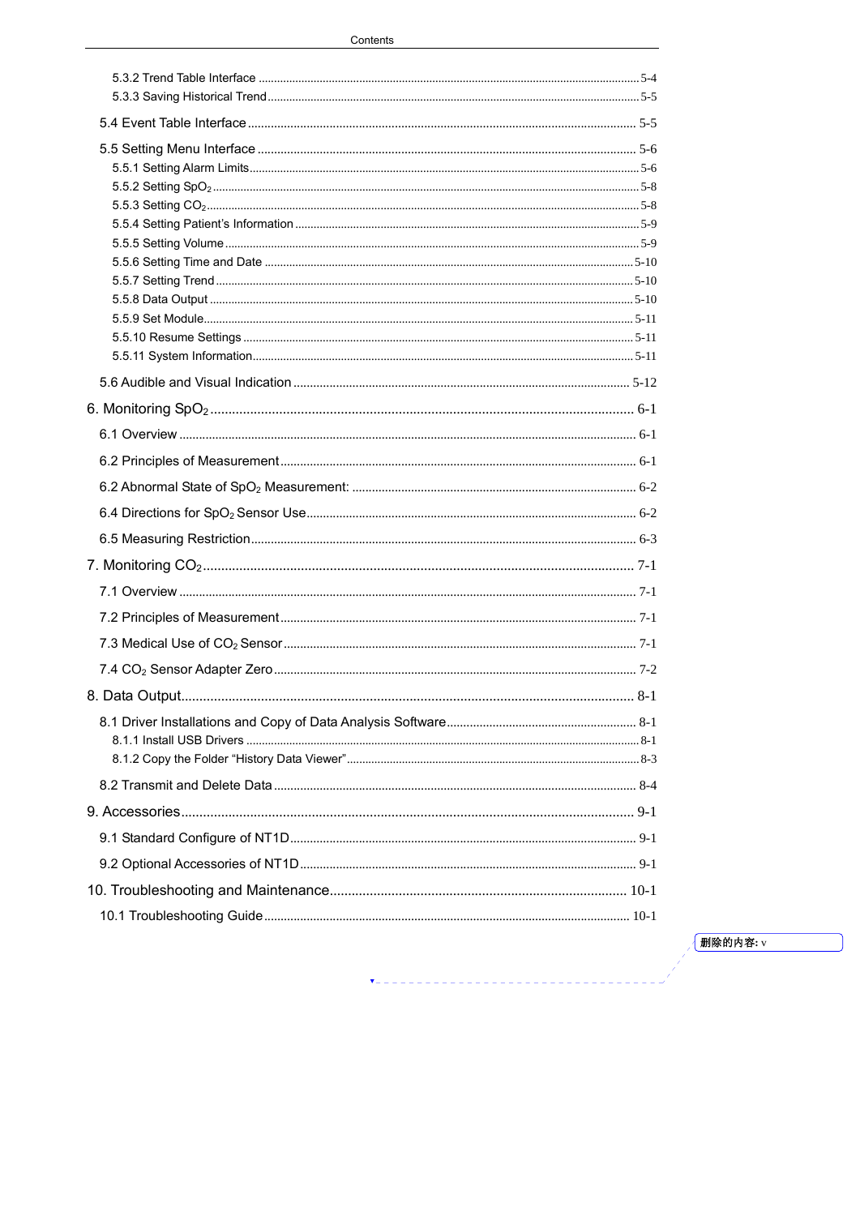5.3.2 Trend Table Interface ........................................................ 5-4
5.3.3 Saving Historical Trend ........................................................ 5-5

5.4 Event Table Interface ........................................................ 5-5

5.5 Setting Menu Interface ........................................................ 5-6
5.5.1 Setting Alarm Limits ........................................................ 5-6
5.5.2 Setting $SpO_2$ ........................................................ 5-8
5.5.3 Setting $CO_2$ ........................................................ 5-8
5.5.4 Setting Patient's Information ........................................................ 5-9
5.5.5 Setting Volume ........................................................ 5-9
5.5.6 Setting Time and Date ........................................................ 5-10
5.5.7 Setting Trend ........................................................ 5-10
5.5.8 Data Output ........................................................ 5-10
5.5.9 Set Module ........................................................ 5-11
5.5.10 Resume Settings ........................................................ 5-11
5.5.11 System Information ........................................................ 5-11

5.6 Audible and Visual Indication ........................................................ 5-12

6. Monitoring $SpO_2$ ........................................................ 6-1

6.1 Overview ........................................................ 6-1

6.2 Principles of Measurement ........................................................ 6-1

6.2 Abnormal State of $SpO_2$ Measurement: ........................................................ 6-2

6.4 Directions for $SpO_2$ Sensor Use ........................................................ 6-2

6.5 Measuring Restriction ........................................................ 6-3

7. Monitoring $CO_2$ ........................................................ 7-1

7.1 Overview ........................................................ 7-1

7.2 Principles of Measurement ........................................................ 7-1

7.3 Medical Use of $CO_2$ Sensor ........................................................ 7-1

7.4 $CO_2$ Sensor Adapter Zero ........................................................ 7-2

8. Data Output ........................................................ 8-1

8.1 Driver Installations and Copy of Data Analysis Software ........................................................ 8-1
8.1.1 Install USB Drivers ........................................................ 8-1
8.1.2 Copy the Folder "History Data Viewer" ........................................................ 8-3

8.2 Transmit and Delete Data ........................................................ 8-4

9. Accessories ........................................................ 9-1

9.1 Standard Configure of NT1D ........................................................ 9-1

9.2 Optional Accessories of NT1D ........................................................ 9-1

10. Troubleshooting and Maintenance ........................................................ 10-1

10.1 Troubleshooting Guide ........................................................ 10-1

删除的内容: v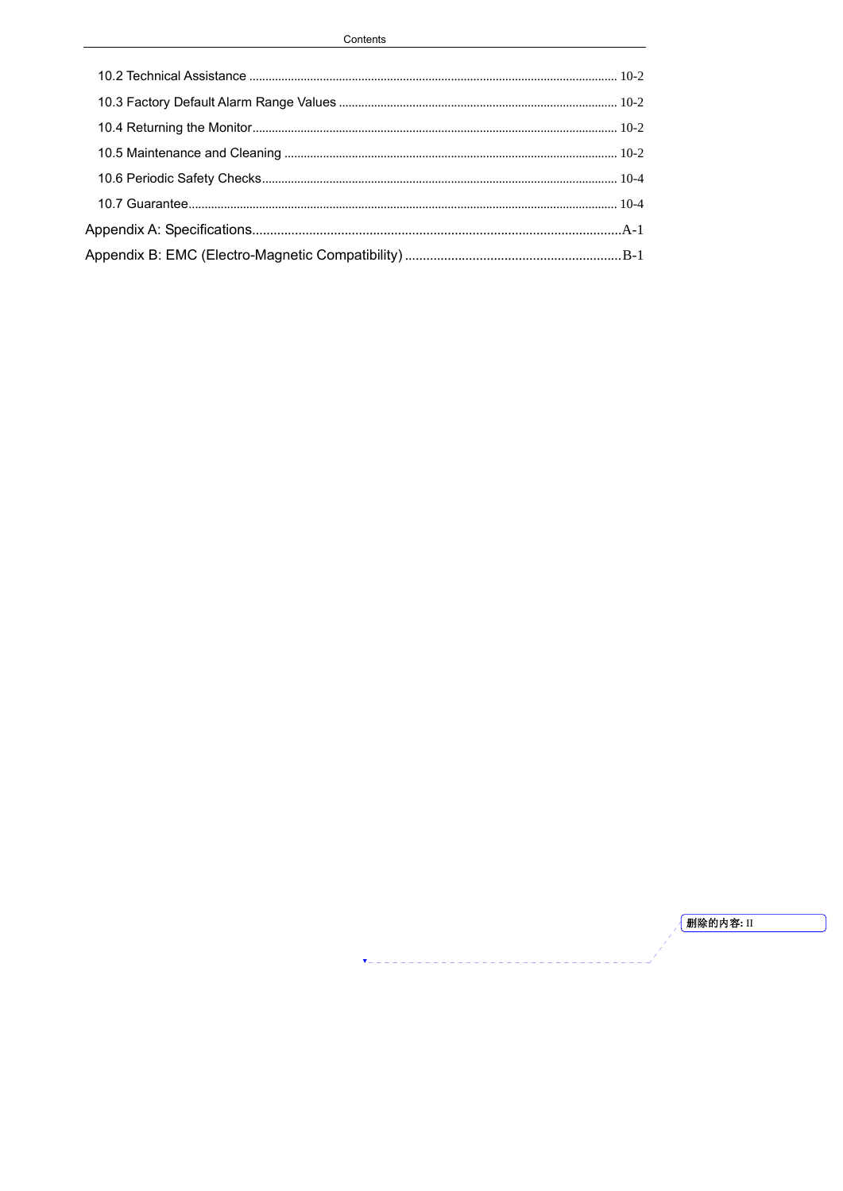10.2 Technical Assistance ...................................................................................................... 10-2

10.3 Factory Default Alarm Range Values ..................................................................................... 10-2

10.4 Returning the Monitor ....................................................................................................... 10-2

10.5 Maintenance and Cleaning ..................................................................................................... 10-2

10.6 Periodic Safety Checks ...................................................................................................... 10-4

10.7 Guarantee .............................................................................................................................. 10-4

Appendix A: Specifications ...................................................................................................A-1

Appendix B: EMC (Electro-Magnetic Compatibility) ..........................................................B-1

删除的内容: II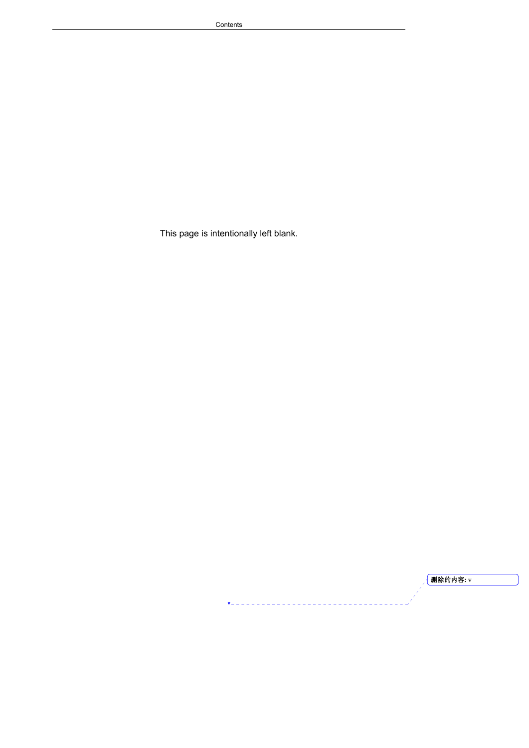This page is intentionally left blank.

删除的内容: v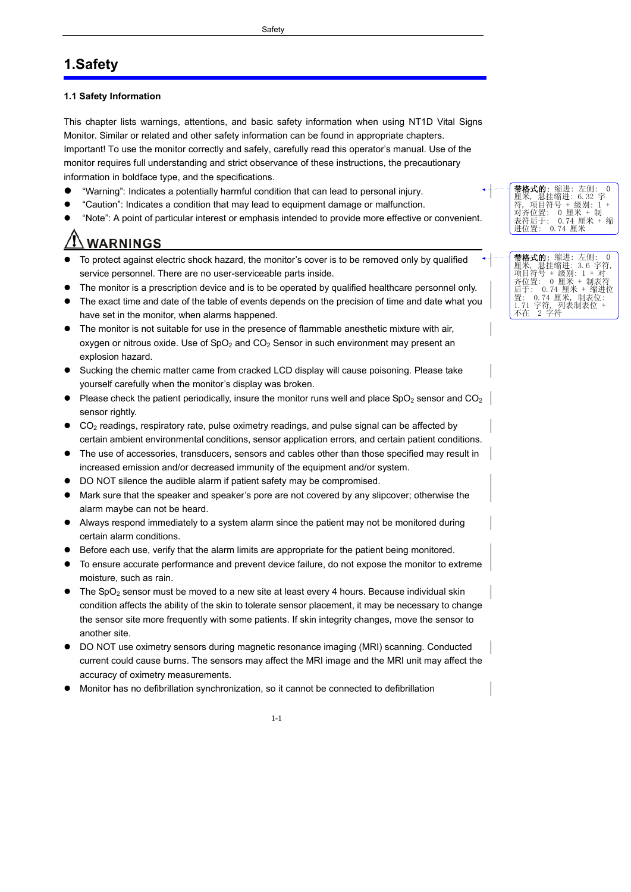# 1.Safety

### 1.1 Safety Information

This chapter lists warnings, attentions, and basic safety information when using NT1D Vital Signs Monitor. Similar or related and other safety information can be found in appropriate chapters.

Important! To use the monitor correctly and safely, carefully read this operator's manual. Use of the monitor requires full understanding and strict observance of these instructions, the precautionary information in boldface type, and the specifications.

- "Warning": Indicates a potentially harmful condition that can lead to personal injury.
- "Caution": Indicates a condition that may lead to equipment damage or malfunction.
- "Note": A point of particular interest or emphasis intended to provide more effective or convenient.

## ⚠ WARNINGS

- To protect against electric shock hazard, the monitor's cover is to be removed only by qualified service personnel. There are no user-serviceable parts inside.
- The monitor is a prescription device and is to be operated by qualified healthcare personnel only.
- The exact time and date of the table of events depend on the precision of time and date what you have set in the monitor, when alarms happened.
- The monitor is not suitable for use in the presence of flammable anesthetic mixture with air, oxygen or nitrous oxide. Use of $SpO_2$ and $CO_2$ Sensor in such environment may present an explosion hazard.
- Sucking the chemic matter came from cracked LCD display will cause poisoning. Please take yourself carefully when the monitor's display was broken.
- Please check the patient periodically, insure the monitor runs well and place $SpO_2$ sensor and $CO_2$ sensor rightly.
- $CO_2$ readings, respiratory rate, pulse oximetry readings, and pulse signal can be affected by certain ambient environmental conditions, sensor application errors, and certain patient conditions.
- The use of accessories, transducers, sensors and cables other than those specified may result in increased emission and/or decreased immunity of the equipment and/or system.
- DO NOT silence the audible alarm if patient safety may be compromised.
- Mark sure that the speaker and speaker's pore are not covered by any slipcover; otherwise the alarm maybe can not be heard.
- Always respond immediately to a system alarm since the patient may not be monitored during certain alarm conditions.
- Before each use, verify that the alarm limits are appropriate for the patient being monitored.
- To ensure accurate performance and prevent device failure, do not expose the monitor to extreme moisture, such as rain.
- The $SpO_2$ sensor must be moved to a new site at least every 4 hours. Because individual skin condition affects the ability of the skin to tolerate sensor placement, it may be necessary to change the sensor site more frequently with some patients. If skin integrity changes, move the sensor to another site.
- DO NOT use oximetry sensors during magnetic resonance imaging (MRI) scanning. Conducted current could cause burns. The sensors may affect the MRI image and the MRI unit may affect the accuracy of oximetry measurements.
- Monitor has no defibrillation synchronization, so it cannot be connected to defibrillation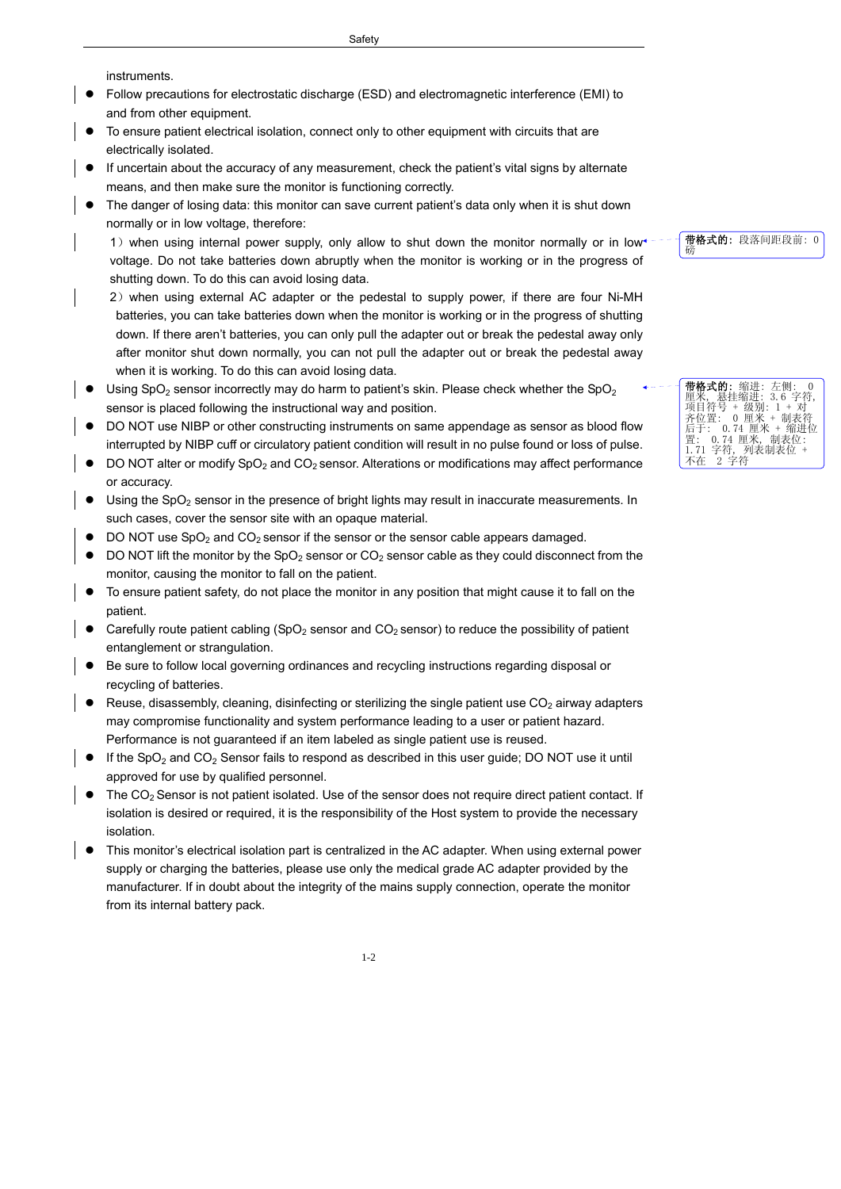instruments.

- Follow precautions for electrostatic discharge (ESD) and electromagnetic interference (EMI) to and from other equipment.
- To ensure patient electrical isolation, connect only to other equipment with circuits that are electrically isolated.
- If uncertain about the accuracy of any measurement, check the patient's vital signs by alternate means, and then make sure the monitor is functioning correctly.
- The danger of losing data: this monitor can save current patient's data only when it is shut down normally or in low voltage, therefore:

  1）when using internal power supply, only allow to shut down the monitor normally or in low voltage. Do not take batteries down abruptly when the monitor is working or in the progress of shutting down. To do this can avoid losing data.

  2）when using external AC adapter or the pedestal to supply power, if there are four Ni-MH batteries, you can take batteries down when the monitor is working or in the progress of shutting down. If there aren't batteries, you can only pull the adapter out or break the pedestal away only after monitor shut down normally, you can not pull the adapter out or break the pedestal away when it is working. To do this can avoid losing data.

- Using $SpO_2$ sensor incorrectly may do harm to patient's skin. Please check whether the $SpO_2$ sensor is placed following the instructional way and position.
- DO NOT use NIBP or other constructing instruments on same appendage as sensor as blood flow interrupted by NIBP cuff or circulatory patient condition will result in no pulse found or loss of pulse.
- DO NOT alter or modify $SpO_2$ and $CO_2$ sensor. Alterations or modifications may affect performance or accuracy.
- Using the $SpO_2$ sensor in the presence of bright lights may result in inaccurate measurements. In such cases, cover the sensor site with an opaque material.
- DO NOT use $SpO_2$ and $CO_2$ sensor if the sensor or the sensor cable appears damaged.
- DO NOT lift the monitor by the $SpO_2$ sensor or $CO_2$ sensor cable as they could disconnect from the monitor, causing the monitor to fall on the patient.
- To ensure patient safety, do not place the monitor in any position that might cause it to fall on the patient.
- Carefully route patient cabling ($SpO_2$ sensor and $CO_2$ sensor) to reduce the possibility of patient entanglement or strangulation.
- Be sure to follow local governing ordinances and recycling instructions regarding disposal or recycling of batteries.
- Reuse, disassembly, cleaning, disinfecting or sterilizing the single patient use $CO_2$ airway adapters may compromise functionality and system performance leading to a user or patient hazard. Performance is not guaranteed if an item labeled as single patient use is reused.
- If the $SpO_2$ and $CO_2$ Sensor fails to respond as described in this user guide; DO NOT use it until approved for use by qualified personnel.
- The $CO_2$ Sensor is not patient isolated. Use of the sensor does not require direct patient contact. If isolation is desired or required, it is the responsibility of the Host system to provide the necessary isolation.
- This monitor's electrical isolation part is centralized in the AC adapter. When using external power supply or charging the batteries, please use only the medical grade AC adapter provided by the manufacturer. If in doubt about the integrity of the mains supply connection, operate the monitor from its internal battery pack.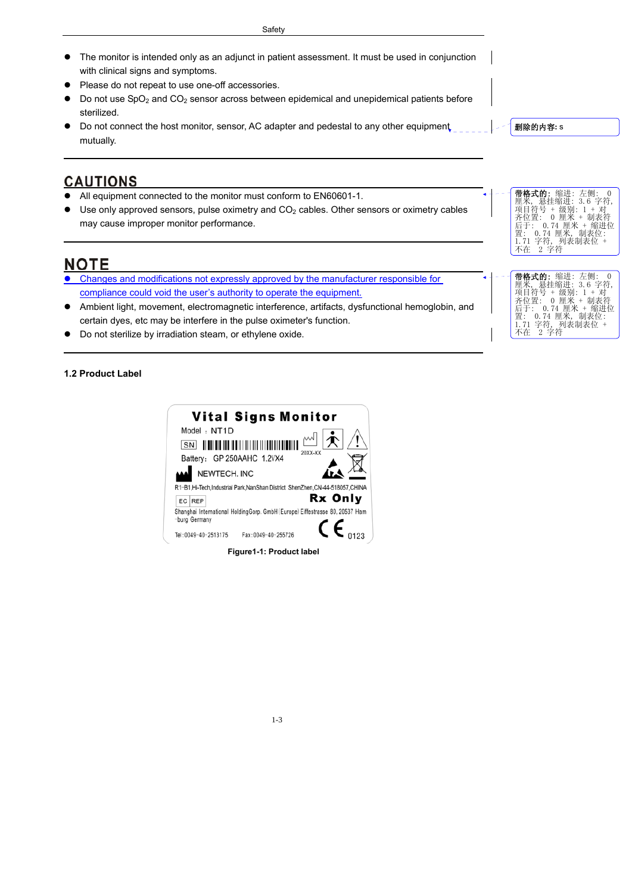- The monitor is intended only as an adjunct in patient assessment. It must be used in conjunction with clinical signs and symptoms.
- Please do not repeat to use one-off accessories.
- Do not use $SpO_2$ and $CO_2$ sensor across between epidemical and unepidemical patients before sterilized.
- Do not connect the host monitor, sensor, AC adapter and pedestal to any other equipment mutually.

删除的内容: s

## CAUTIONS

- All equipment connected to the monitor must conform to EN60601-1.
- Use only approved sensors, pulse oximetry and $CO_2$ cables. Other sensors or oximetry cables may cause improper monitor performance.

带格式的: 缩进: 左侧: 0 厘米, 悬挂缩进: 3.6 字符, 项目符号 + 级别: 1 + 对齐位置: 0 厘米 + 制表符后于: 0.74 厘米 + 缩进位置: 0.74 厘米, 制表位: 1.71 字符, 列表制表位 + 不在 2 字符

## NOTE

- Changes and modifications not expressly approved by the manufacturer responsible for compliance could void the user's authority to operate the equipment.
- Ambient light, movement, electromagnetic interference, artifacts, dysfunctional hemoglobin, and certain dyes, etc may be interfere in the pulse oximeter's function.
- Do not sterilize by irradiation steam, or ethylene oxide.

带格式的: 缩进: 左侧: 0 厘米, 悬挂缩进: 3.6 字符, 项目符号 + 级别: 1 + 对齐位置: 0 厘米 + 制表符后于: 0.74 厘米 + 缩进位置: 0.74 厘米, 制表位: 1.71 字符, 列表制表位 + 不在 2 字符

### 1.2 Product Label

**Vital Signs Monitor**

Model：NT1D

SN

20XX-XX

Battery：GP 250AAHC 1.2VX4

NEWTECH. INC

R1-B1,Hi-Tech,Industrial Park,NanShan District ShenZhen,CN-44-518057,CHINA

EC REP

**Rx Only**

Shanghai International HoldingGorp. GmbH(Europe) Eiffestrasse 80, 20537 Ham -burg Germany

Tel:0049-40-2513175 Fax:0049-40-255726

CE 0123

**Figure1-1: Product label**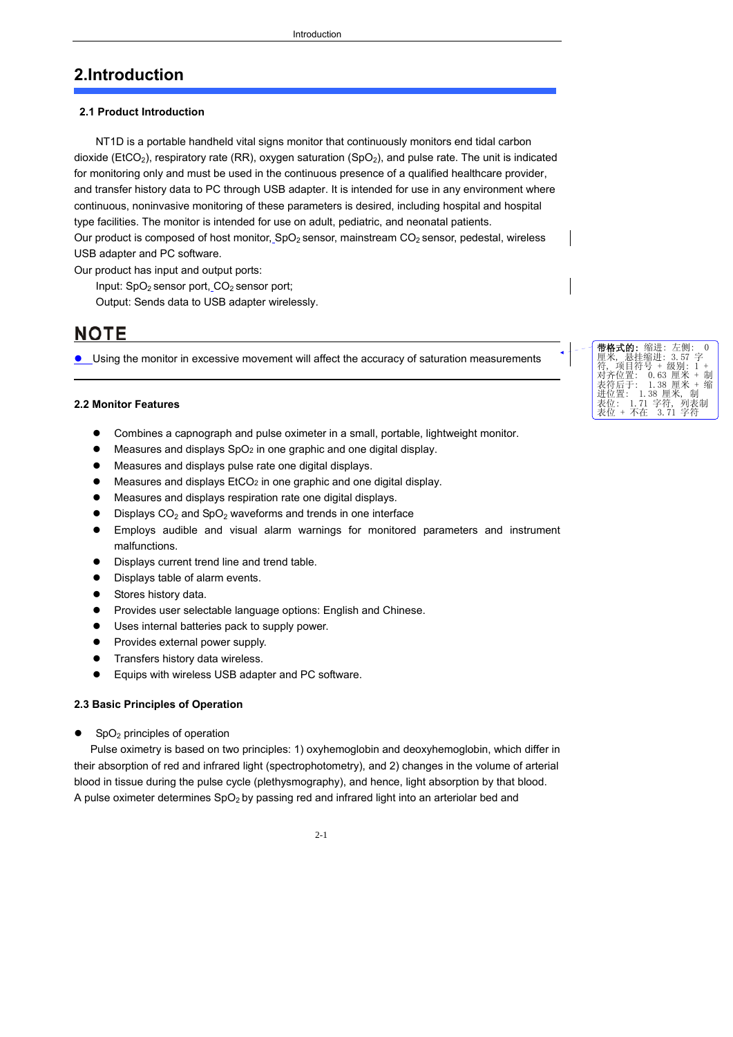# 2.Introduction

### 2.1 Product Introduction

NT1D is a portable handheld vital signs monitor that continuously monitors end tidal carbon dioxide ($EtCO_2$), respiratory rate (RR), oxygen saturation ($SpO_2$), and pulse rate. The unit is indicated for monitoring only and must be used in the continuous presence of a qualified healthcare provider, and transfer history data to PC through USB adapter. It is intended for use in any environment where continuous, noninvasive monitoring of these parameters is desired, including hospital and hospital type facilities. The monitor is intended for use on adult, pediatric, and neonatal patients.

Our product is composed of host monitor, $SpO_2$ sensor, mainstream $CO_2$ sensor, pedestal, wireless USB adapter and PC software.

Our product has input and output ports:

Input: $SpO_2$ sensor port, $CO_2$ sensor port;

Output: Sends data to USB adapter wirelessly.

## NOTE

- Using the monitor in excessive movement will affect the accuracy of saturation measurements

### 2.2 Monitor Features

- Combines a capnograph and pulse oximeter in a small, portable, lightweight monitor.
- Measures and displays $SpO_2$ in one graphic and one digital display.
- Measures and displays pulse rate one digital displays.
- Measures and displays $EtCO_2$ in one graphic and one digital display.
- Measures and displays respiration rate one digital displays.
- Displays $CO_2$ and $SpO_2$ waveforms and trends in one interface
- Employs audible and visual alarm warnings for monitored parameters and instrument malfunctions.
- Displays current trend line and trend table.
- Displays table of alarm events.
- Stores history data.
- Provides user selectable language options: English and Chinese.
- Uses internal batteries pack to supply power.
- Provides external power supply.
- Transfers history data wireless.
- Equips with wireless USB adapter and PC software.

### 2.3 Basic Principles of Operation

- $SpO_2$ principles of operation

Pulse oximetry is based on two principles: 1) oxyhemoglobin and deoxyhemoglobin, which differ in their absorption of red and infrared light (spectrophotometry), and 2) changes in the volume of arterial blood in tissue during the pulse cycle (plethysmography), and hence, light absorption by that blood. A pulse oximeter determines $SpO_2$ by passing red and infrared light into an arteriolar bed and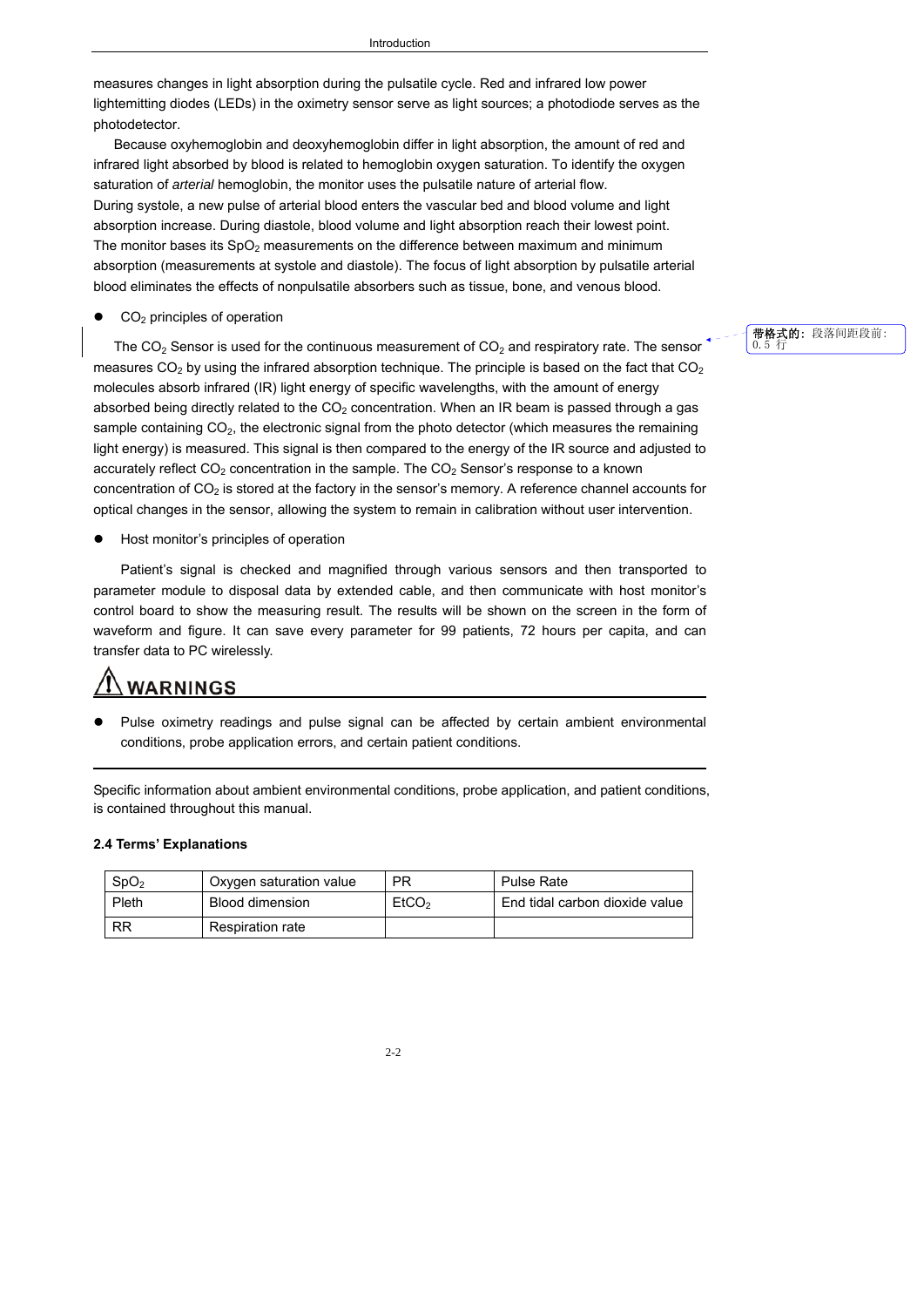measures changes in light absorption during the pulsatile cycle. Red and infrared low power lightemitting diodes (LEDs) in the oximetry sensor serve as light sources; a photodiode serves as the photodetector.

Because oxyhemoglobin and deoxyhemoglobin differ in light absorption, the amount of red and infrared light absorbed by blood is related to hemoglobin oxygen saturation. To identify the oxygen saturation of *arterial* hemoglobin, the monitor uses the pulsatile nature of arterial flow. During systole, a new pulse of arterial blood enters the vascular bed and blood volume and light absorption increase. During diastole, blood volume and light absorption reach their lowest point. The monitor bases its $SpO_2$ measurements on the difference between maximum and minimum absorption (measurements at systole and diastole). The focus of light absorption by pulsatile arterial blood eliminates the effects of nonpulsatile absorbers such as tissue, bone, and venous blood.

- $CO_2$ principles of operation

The $CO_2$ Sensor is used for the continuous measurement of $CO_2$ and respiratory rate. The sensor measures $CO_2$ by using the infrared absorption technique. The principle is based on the fact that $CO_2$ molecules absorb infrared (IR) light energy of specific wavelengths, with the amount of energy absorbed being directly related to the $CO_2$ concentration. When an IR beam is passed through a gas sample containing $CO_2$, the electronic signal from the photo detector (which measures the remaining light energy) is measured. This signal is then compared to the energy of the IR source and adjusted to accurately reflect $CO_2$ concentration in the sample. The $CO_2$ Sensor's response to a known concentration of $CO_2$ is stored at the factory in the sensor's memory. A reference channel accounts for optical changes in the sensor, allowing the system to remain in calibration without user intervention.

带格式的: 段落间距段前: 0.5 行

- Host monitor's principles of operation

Patient's signal is checked and magnified through various sensors and then transported to parameter module to disposal data by extended cable, and then communicate with host monitor's control board to show the measuring result. The results will be shown on the screen in the form of waveform and figure. It can save every parameter for 99 patients, 72 hours per capita, and can transfer data to PC wirelessly.

## ⚠ WARNINGS

- Pulse oximetry readings and pulse signal can be affected by certain ambient environmental conditions, probe application errors, and certain patient conditions.

Specific information about ambient environmental conditions, probe application, and patient conditions, is contained throughout this manual.

**2.4 Terms' Explanations**

| $SpO_2$ | Oxygen saturation value | PR | Pulse Rate |
|---|---|---|---|
| Pleth | Blood dimension | $EtCO_2$ | End tidal carbon dioxide value |
| RR | Respiration rate | | |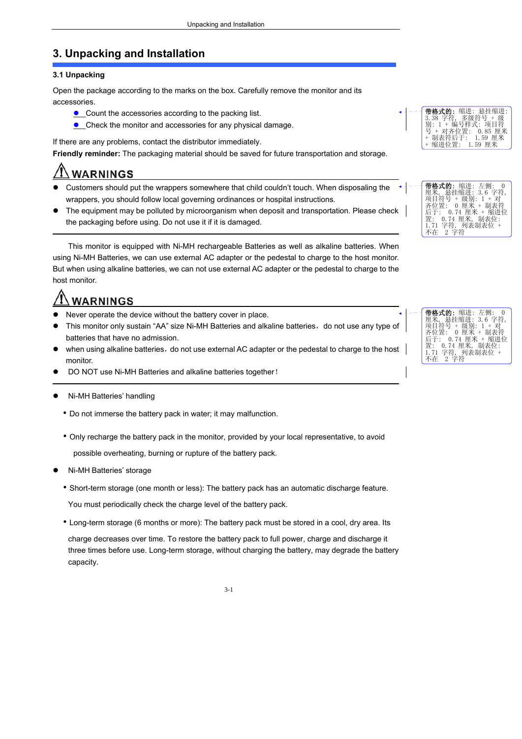# 3. Unpacking and Installation

### 3.1 Unpacking

Open the package according to the marks on the box. Carefully remove the monitor and its accessories.

- Count the accessories according to the packing list.
- Check the monitor and accessories for any physical damage.

If there are any problems, contact the distributor immediately.

**Friendly reminder:** The packaging material should be saved for future transportation and storage.

**⚠ WARNINGS**

- Customers should put the wrappers somewhere that child couldn't touch. When disposaling the wrappers, you should follow local governing ordinances or hospital instructions.
- The equipment may be polluted by microorganism when deposit and transportation. Please check the packaging before using. Do not use it if it is damaged.

This monitor is equipped with Ni-MH rechargeable Batteries as well as alkaline batteries. When using Ni-MH Batteries, we can use external AC adapter or the pedestal to charge to the host monitor. But when using alkaline batteries, we can not use external AC adapter or the pedestal to charge to the host monitor.

**⚠ WARNINGS**

- Never operate the device without the battery cover in place.
- This monitor only sustain "AA" size Ni-MH Batteries and alkaline batteries，do not use any type of batteries that have no admission.
- when using alkaline batteries，do not use external AC adapter or the pedestal to charge to the host monitor.
- DO NOT use Ni-MH Batteries and alkaline batteries together!

- Ni-MH Batteries' handling
  - Do not immerse the battery pack in water; it may malfunction.
  - Only recharge the battery pack in the monitor, provided by your local representative, to avoid possible overheating, burning or rupture of the battery pack.
- Ni-MH Batteries' storage
  - Short-term storage (one month or less): The battery pack has an automatic discharge feature. You must periodically check the charge level of the battery pack.
  - Long-term storage (6 months or more): The battery pack must be stored in a cool, dry area. Its charge decreases over time. To restore the battery pack to full power, charge and discharge it three times before use. Long-term storage, without charging the battery, may degrade the battery capacity.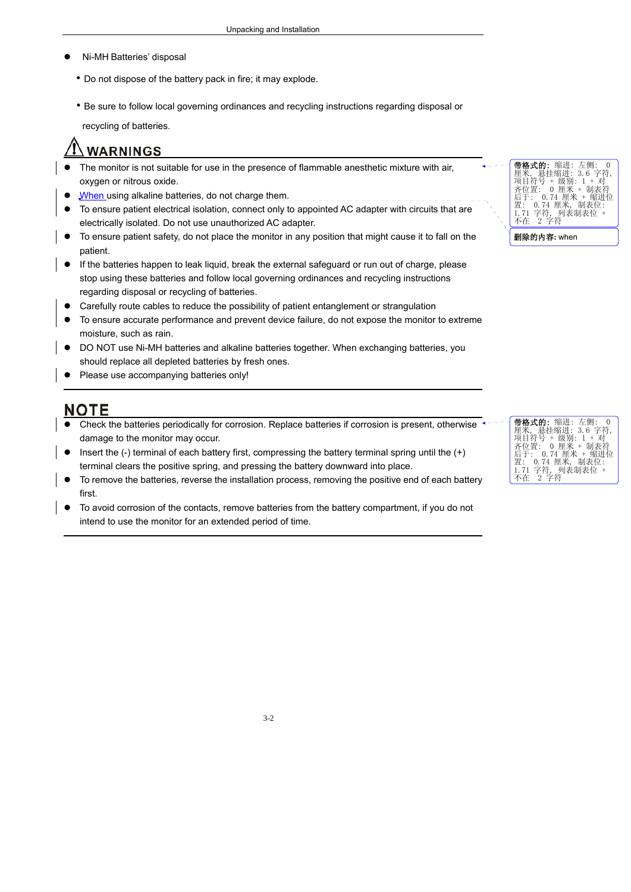- Ni-MH Batteries' disposal
  - Do not dispose of the battery pack in fire; it may explode.
  - Be sure to follow local governing ordinances and recycling instructions regarding disposal or recycling of batteries.

## ⚠ WARNINGS

- The monitor is not suitable for use in the presence of flammable anesthetic mixture with air, oxygen or nitrous oxide.
- When using alkaline batteries, do not charge them.
- To ensure patient electrical isolation, connect only to appointed AC adapter with circuits that are electrically isolated. Do not use unauthorized AC adapter.
- To ensure patient safety, do not place the monitor in any position that might cause it to fall on the patient.
- If the batteries happen to leak liquid, break the external safeguard or run out of charge, please stop using these batteries and follow local governing ordinances and recycling instructions regarding disposal or recycling of batteries.
- Carefully route cables to reduce the possibility of patient entanglement or strangulation
- To ensure accurate performance and prevent device failure, do not expose the monitor to extreme moisture, such as rain.
- DO NOT use Ni-MH batteries and alkaline batteries together. When exchanging batteries, you should replace all depleted batteries by fresh ones.
- Please use accompanying batteries only!

## NOTE

- Check the batteries periodically for corrosion. Replace batteries if corrosion is present, otherwise damage to the monitor may occur.
- Insert the (-) terminal of each battery first, compressing the battery terminal spring until the (+) terminal clears the positive spring, and pressing the battery downward into place.
- To remove the batteries, reverse the installation process, removing the positive end of each battery first.
- To avoid corrosion of the contacts, remove batteries from the battery compartment, if you do not intend to use the monitor for an extended period of time.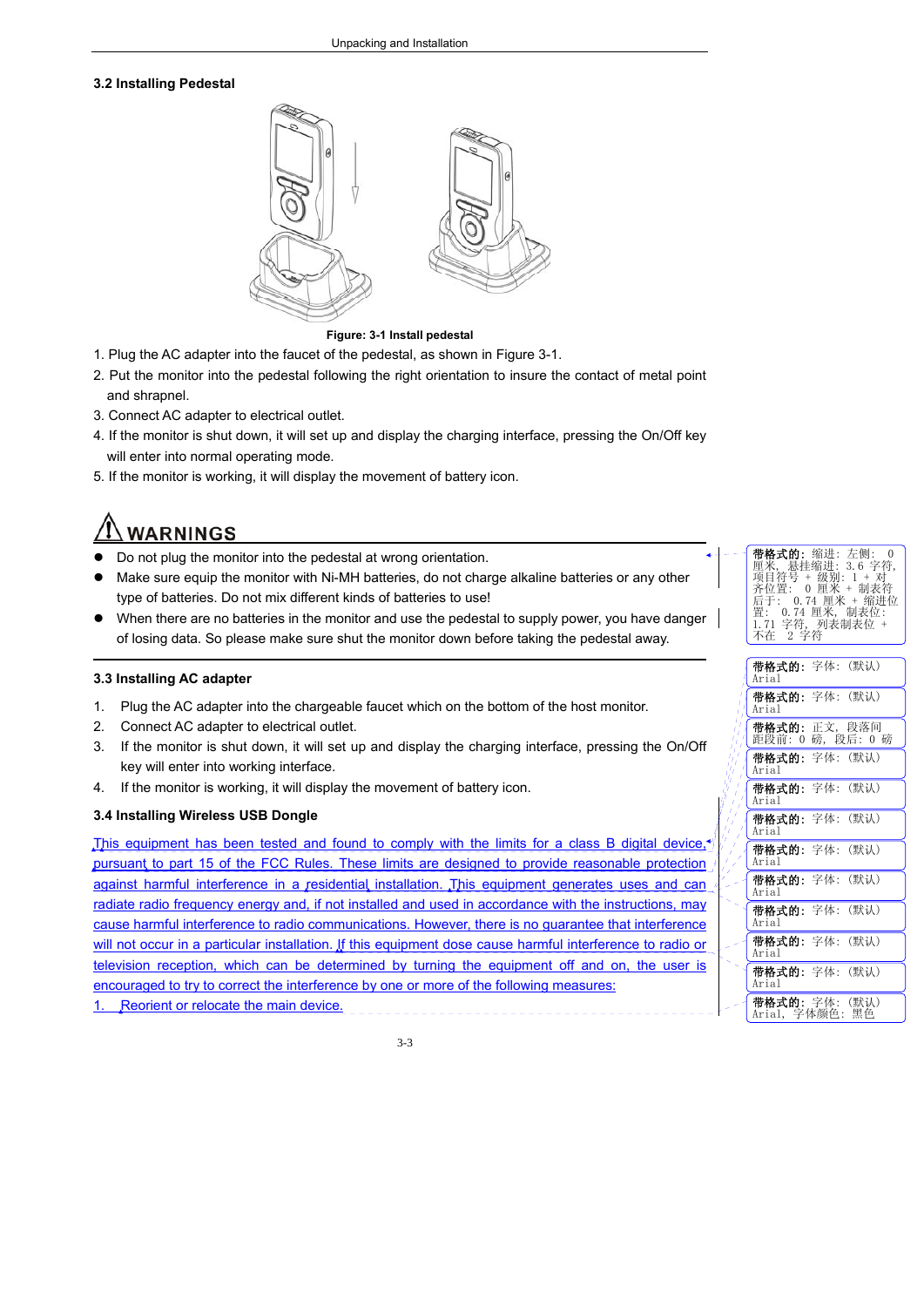### 3.2 Installing Pedestal

Figure: 3-1 Install pedestal

1. Plug the AC adapter into the faucet of the pedestal, as shown in Figure 3-1.
2. Put the monitor into the pedestal following the right orientation to insure the contact of metal point and shrapnel.
3. Connect AC adapter to electrical outlet.
4. If the monitor is shut down, it will set up and display the charging interface, pressing the On/Off key will enter into normal operating mode.
5. If the monitor is working, it will display the movement of battery icon.

## ⚠WARNINGS

- Do not plug the monitor into the pedestal at wrong orientation.
- Make sure equip the monitor with Ni-MH batteries, do not charge alkaline batteries or any other type of batteries. Do not mix different kinds of batteries to use!
- When there are no batteries in the monitor and use the pedestal to supply power, you have danger of losing data. So please make sure shut the monitor down before taking the pedestal away.

### 3.3 Installing AC adapter

1. Plug the AC adapter into the chargeable faucet which on the bottom of the host monitor.
2. Connect AC adapter to electrical outlet.
3. If the monitor is shut down, it will set up and display the charging interface, pressing the On/Off key will enter into working interface.
4. If the monitor is working, it will display the movement of battery icon.

### 3.4 Installing Wireless USB Dongle

This equipment has been tested and found to comply with the limits for a class B digital device, pursuant to part 15 of the FCC Rules. These limits are designed to provide reasonable protection against harmful interference in a residential installation. This equipment generates uses and can radiate radio frequency energy and, if not installed and used in accordance with the instructions, may cause harmful interference to radio communications. However, there is no guarantee that interference will not occur in a particular installation. If this equipment dose cause harmful interference to radio or television reception, which can be determined by turning the equipment off and on, the user is encouraged to try to correct the interference by one or more of the following measures:

1. Reorient or relocate the main device.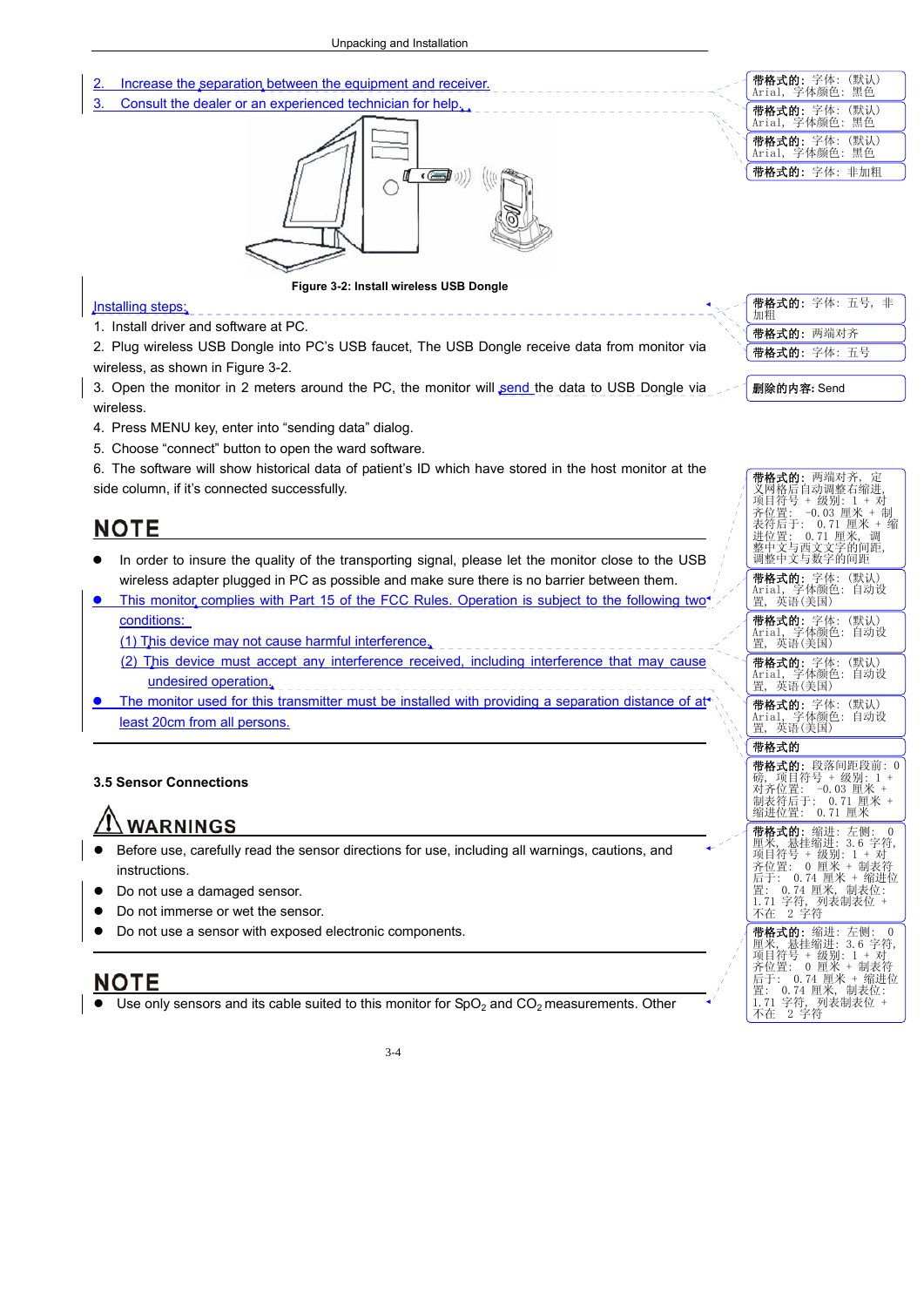2. Increase the separation between the equipment and receiver.
3. Consult the dealer or an experienced technician for help.

Figure 3-2: Install wireless USB Dongle

Installing steps:

1. Install driver and software at PC.
2. Plug wireless USB Dongle into PC's USB faucet, The USB Dongle receive data from monitor via wireless, as shown in Figure 3-2.
3. Open the monitor in 2 meters around the PC, the monitor will send the data to USB Dongle via wireless.
4. Press MENU key, enter into "sending data" dialog.
5. Choose "connect" button to open the ward software.
6. The software will show historical data of patient's ID which have stored in the host monitor at the side column, if it's connected successfully.

## NOTE

- In order to insure the quality of the transporting signal, please let the monitor close to the USB wireless adapter plugged in PC as possible and make sure there is no barrier between them.
- This monitor complies with Part 15 of the FCC Rules. Operation is subject to the following two conditions:
  (1) This device may not cause harmful interference.
  (2) This device must accept any interference received, including interference that may cause undesired operation.
- The monitor used for this transmitter must be installed with providing a separation distance of at least 20cm from all persons.

### 3.5 Sensor Connections

## WARNINGS

- Before use, carefully read the sensor directions for use, including all warnings, cautions, and instructions.
- Do not use a damaged sensor.
- Do not immerse or wet the sensor.
- Do not use a sensor with exposed electronic components.

## NOTE

- Use only sensors and its cable suited to this monitor for $SpO_2$ and $CO_2$ measurements. Other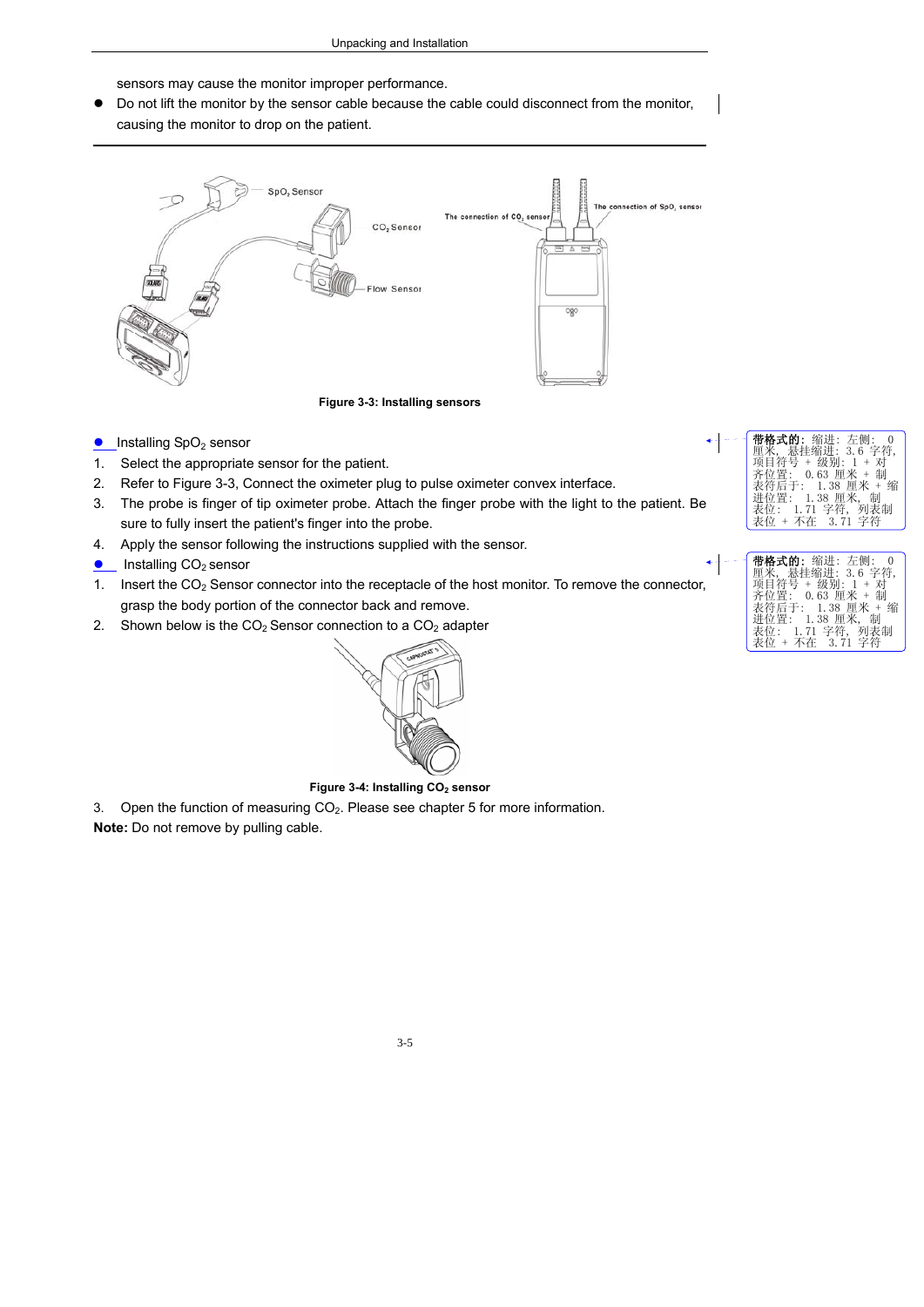sensors may cause the monitor improper performance.

- Do not lift the monitor by the sensor cable because the cable could disconnect from the monitor, causing the monitor to drop on the patient.

Figure 3-3: Installing sensors

- Installing $SpO_2$ sensor

1. Select the appropriate sensor for the patient.
2. Refer to Figure 3-3, Connect the oximeter plug to pulse oximeter convex interface.
3. The probe is finger of tip oximeter probe. Attach the finger probe with the light to the patient. Be sure to fully insert the patient's finger into the probe.
4. Apply the sensor following the instructions supplied with the sensor.

- Installing $CO_2$ sensor

1. Insert the $CO_2$ Sensor connector into the receptacle of the host monitor. To remove the connector, grasp the body portion of the connector back and remove.
2. Shown below is the $CO_2$ Sensor connection to a $CO_2$ adapter

Figure 3-4: Installing $CO_2$ sensor

3. Open the function of measuring $CO_2$. Please see chapter 5 for more information.

**Note:** Do not remove by pulling cable.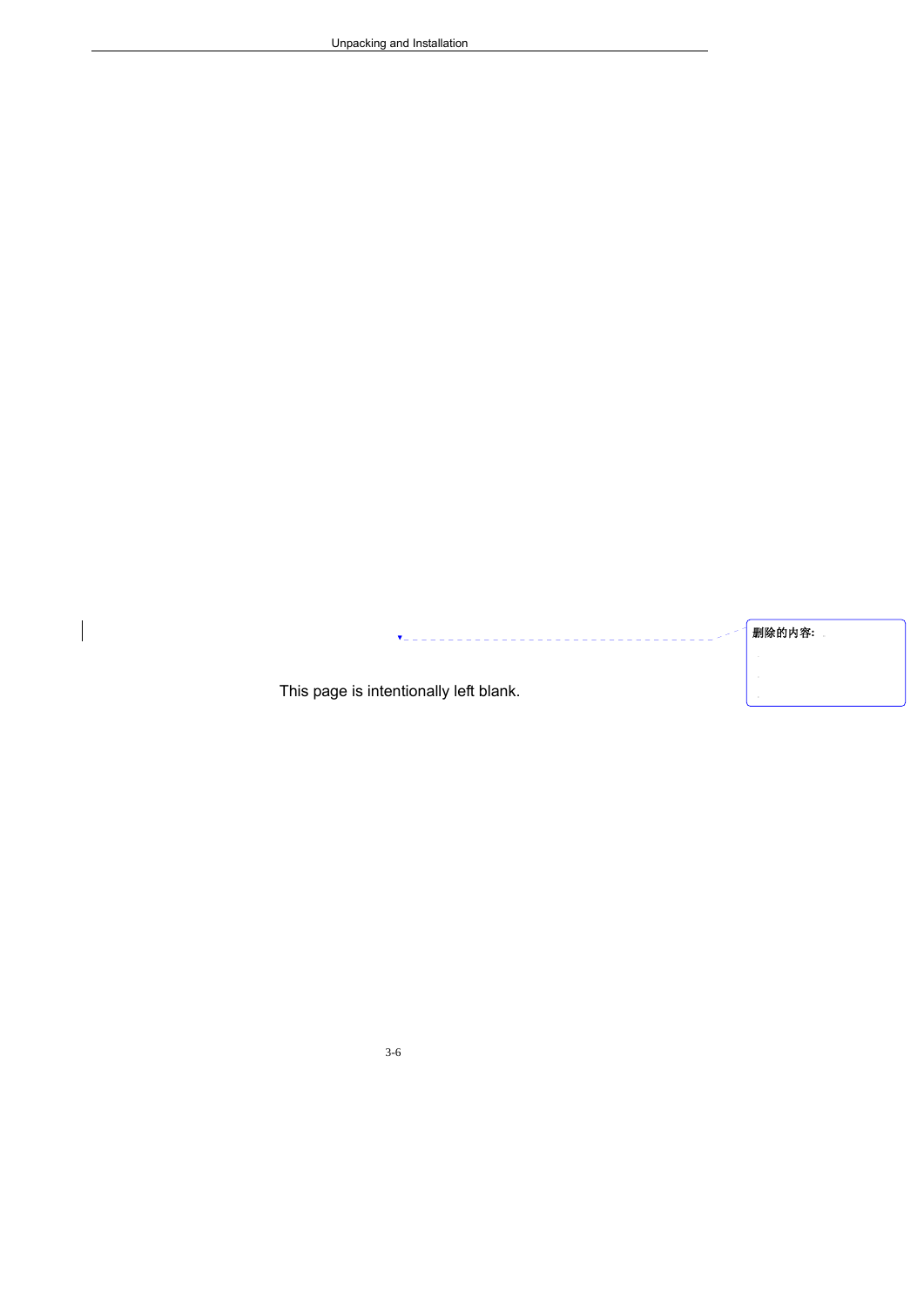This page is intentionally left blank.

删除的内容: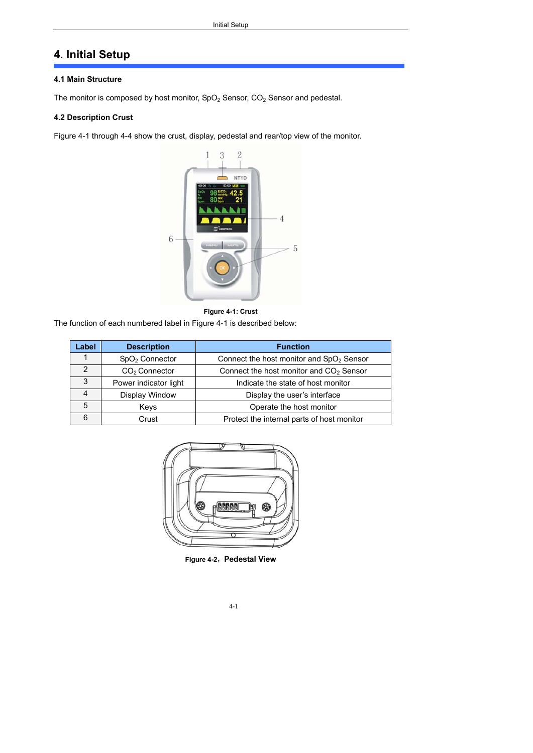# 4. Initial Setup

### 4.1 Main Structure

The monitor is composed by host monitor, $SpO_2$ Sensor, $CO_2$ Sensor and pedestal.

### 4.2 Description Crust

Figure 4-1 through 4-4 show the crust, display, pedestal and rear/top view of the monitor.

**Figure 4-1: Crust**

The function of each numbered label in Figure 4-1 is described below:

| Label | Description | Function |
|---|---|---|
| 1 | $SpO_2$ Connector | Connect the host monitor and $SpO_2$ Sensor |
| 2 | $CO_2$ Connector | Connect the host monitor and $CO_2$ Sensor |
| 3 | Power indicator light | Indicate the state of host monitor |
| 4 | Display Window | Display the user's interface |
| 5 | Keys | Operate the host monitor |
| 6 | Crust | Protect the internal parts of host monitor |

**Figure 4-2：Pedestal View**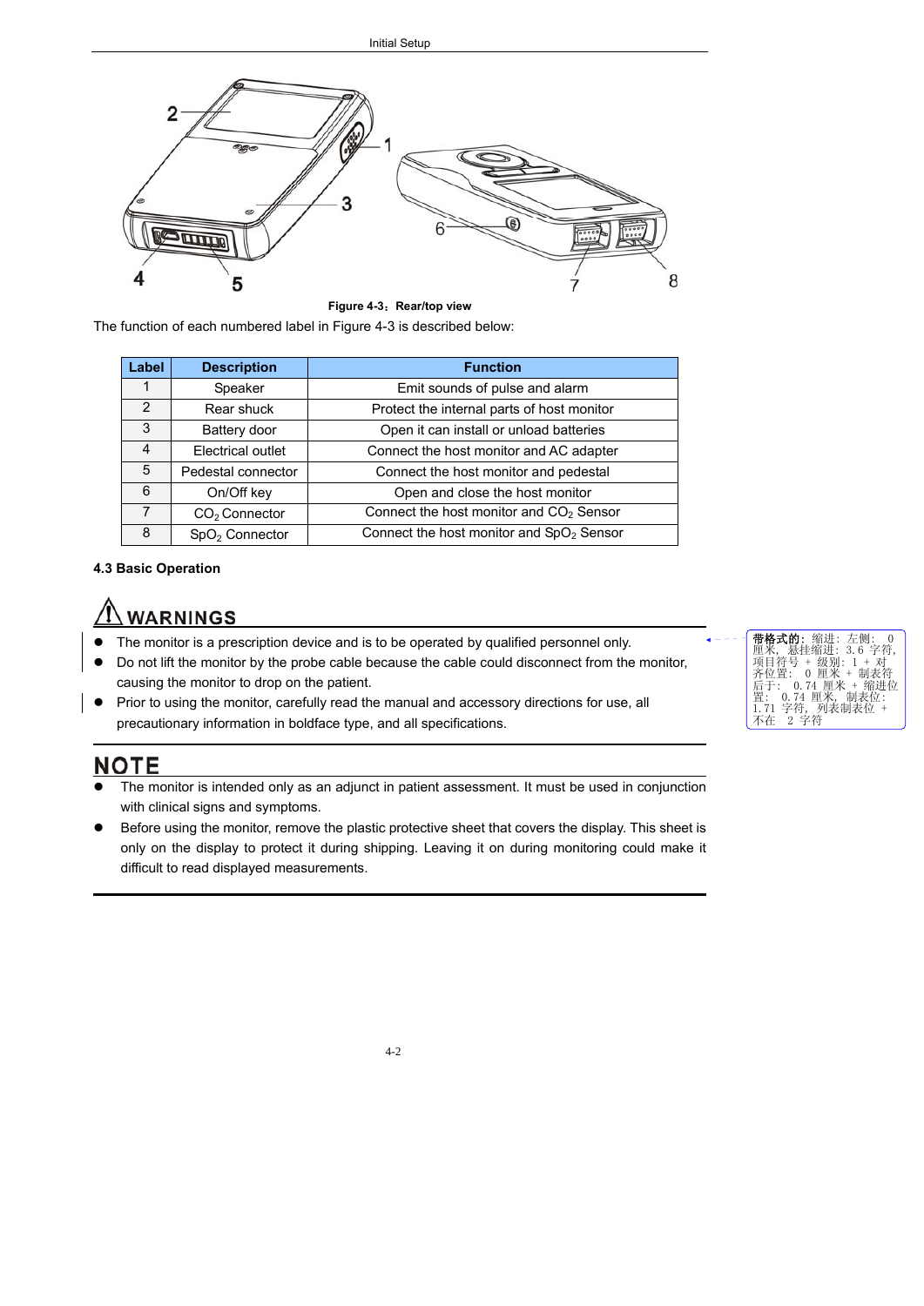Figure 4-3：Rear/top view

The function of each numbered label in Figure 4-3 is described below:

| Label | Description | Function |
|---|---|---|
| 1 | Speaker | Emit sounds of pulse and alarm |
| 2 | Rear shuck | Protect the internal parts of host monitor |
| 3 | Battery door | Open it can install or unload batteries |
| 4 | Electrical outlet | Connect the host monitor and AC adapter |
| 5 | Pedestal connector | Connect the host monitor and pedestal |
| 6 | On/Off key | Open and close the host monitor |
| 7 | $CO_2$ Connector | Connect the host monitor and $CO_2$ Sensor |
| 8 | $SpO_2$ Connector | Connect the host monitor and $SpO_2$ Sensor |

**4.3 Basic Operation**

## ⚠ WARNINGS

- The monitor is a prescription device and is to be operated by qualified personnel only.
- Do not lift the monitor by the probe cable because the cable could disconnect from the monitor, causing the monitor to drop on the patient.
- Prior to using the monitor, carefully read the manual and accessory directions for use, all precautionary information in boldface type, and all specifications.

## NOTE

- The monitor is intended only as an adjunct in patient assessment. It must be used in conjunction with clinical signs and symptoms.
- Before using the monitor, remove the plastic protective sheet that covers the display. This sheet is only on the display to protect it during shipping. Leaving it on during monitoring could make it difficult to read displayed measurements.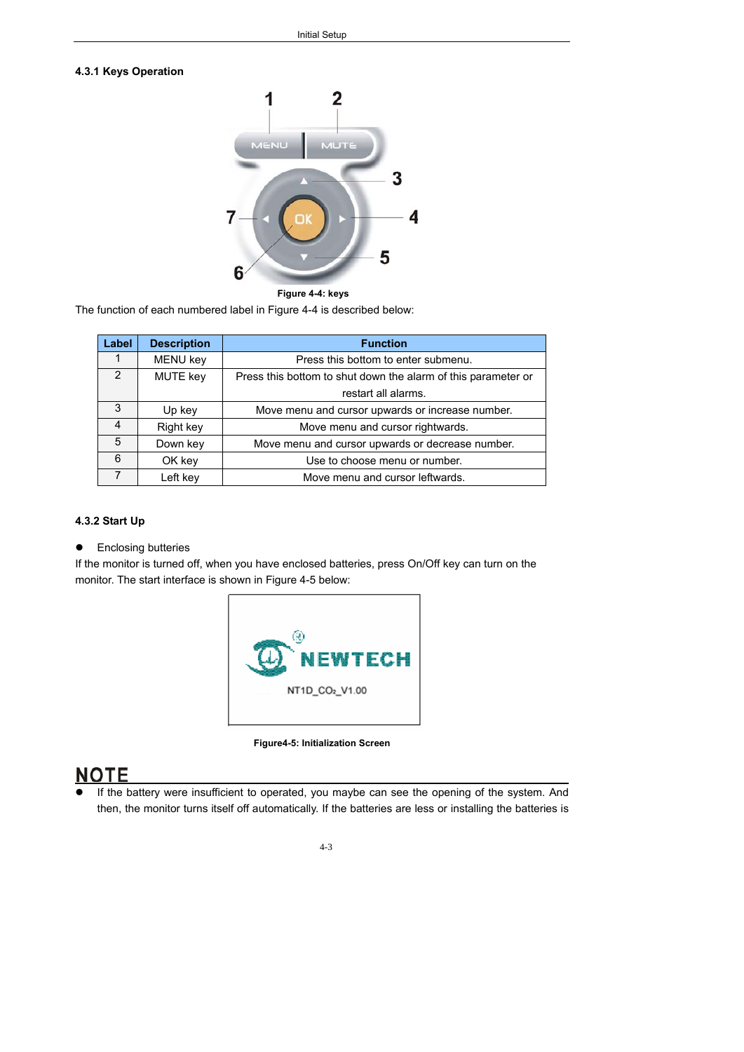### 4.3.1 Keys Operation

Figure 4-4: keys

The function of each numbered label in Figure 4-4 is described below:

| Label | Description | Function |
|---|---|---|
| 1 | MENU key | Press this bottom to enter submenu. |
| 2 | MUTE key | Press this bottom to shut down the alarm of this parameter or restart all alarms. |
| 3 | Up key | Move menu and cursor upwards or increase number. |
| 4 | Right key | Move menu and cursor rightwards. |
| 5 | Down key | Move menu and cursor upwards or decrease number. |
| 6 | OK key | Use to choose menu or number. |
| 7 | Left key | Move menu and cursor leftwards. |

### 4.3.2 Start Up

- Enclosing butteries

If the monitor is turned off, when you have enclosed batteries, press On/Off key can turn on the monitor. The start interface is shown in Figure 4-5 below:

NEWTECH

NT1D_$CO_2$_V1.00

Figure4-5: Initialization Screen

## NOTE

- If the battery were insufficient to operated, you maybe can see the opening of the system. And then, the monitor turns itself off automatically. If the batteries are less or installing the batteries is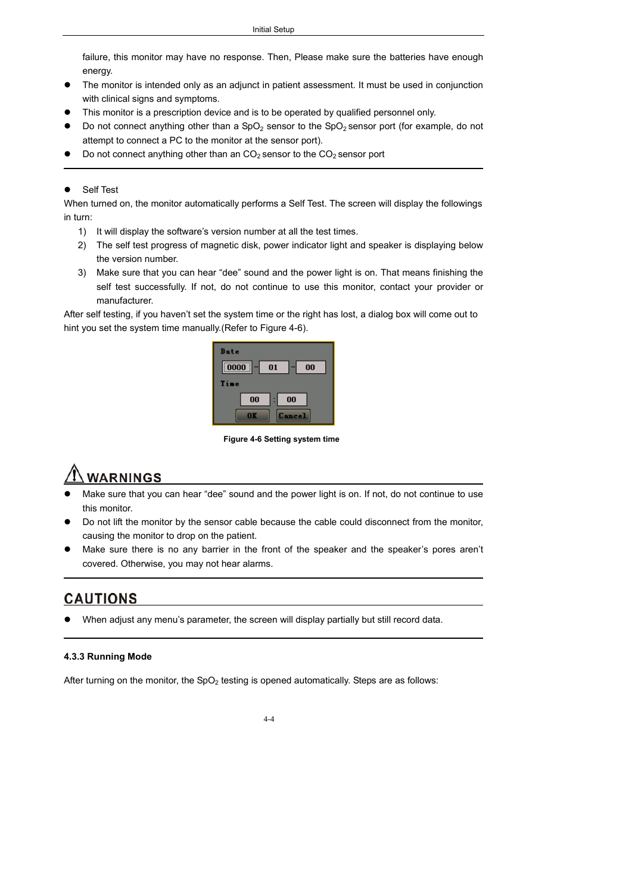failure, this monitor may have no response. Then, Please make sure the batteries have enough energy.

- The monitor is intended only as an adjunct in patient assessment. It must be used in conjunction with clinical signs and symptoms.
- This monitor is a prescription device and is to be operated by qualified personnel only.
- Do not connect anything other than a $SpO_2$ sensor to the $SpO_2$ sensor port (for example, do not attempt to connect a PC to the monitor at the sensor port).
- Do not connect anything other than an $CO_2$ sensor to the $CO_2$ sensor port

---

- Self Test

When turned on, the monitor automatically performs a Self Test. The screen will display the followings in turn:

1) It will display the software's version number at all the test times.
2) The self test progress of magnetic disk, power indicator light and speaker is displaying below the version number.
3) Make sure that you can hear "dee" sound and the power light is on. That means finishing the self test successfully. If not, do not continue to use this monitor, contact your provider or manufacturer.

After self testing, if you haven't set the system time or the right has lost, a dialog box will come out to hint you set the system time manually.(Refer to Figure 4-6).

**Figure 4-6 Setting system time**

## WARNINGS

- Make sure that you can hear "dee" sound and the power light is on. If not, do not continue to use this monitor.
- Do not lift the monitor by the sensor cable because the cable could disconnect from the monitor, causing the monitor to drop on the patient.
- Make sure there is no any barrier in the front of the speaker and the speaker's pores aren't covered. Otherwise, you may not hear alarms.

---

## CAUTIONS

- When adjust any menu's parameter, the screen will display partially but still record data.

---

### 4.3.3 Running Mode

After turning on the monitor, the $SpO_2$ testing is opened automatically. Steps are as follows: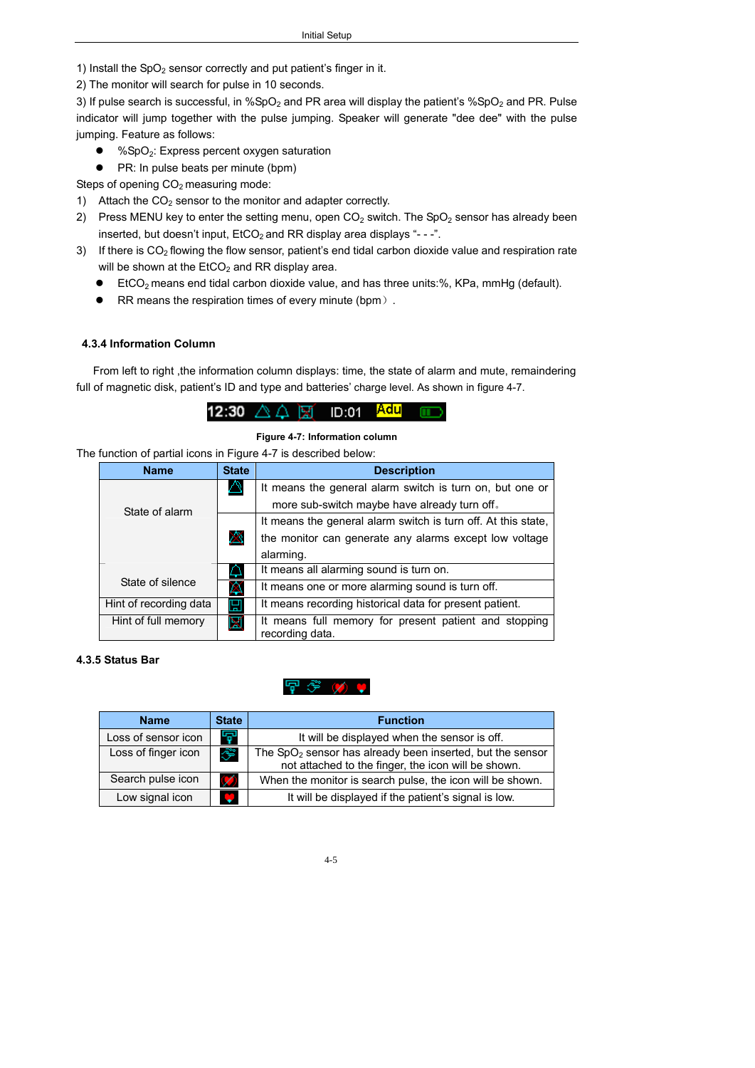1) Install the $SpO_2$ sensor correctly and put patient's finger in it.

2) The monitor will search for pulse in 10 seconds.

3) If pulse search is successful, in %$SpO_2$ and PR area will display the patient's %$SpO_2$ and PR. Pulse indicator will jump together with the pulse jumping. Speaker will generate "dee dee" with the pulse jumping. Feature as follows:

- %$SpO_2$: Express percent oxygen saturation
- PR: In pulse beats per minute (bpm)

Steps of opening $CO_2$ measuring mode:

1) Attach the $CO_2$ sensor to the monitor and adapter correctly.
2) Press MENU key to enter the setting menu, open $CO_2$ switch. The $SpO_2$ sensor has already been inserted, but doesn't input, $EtCO_2$ and RR display area displays "- - -".
3) If there is $CO_2$ flowing the flow sensor, patient's end tidal carbon dioxide value and respiration rate will be shown at the $EtCO_2$ and RR display area.
   - $EtCO_2$ means end tidal carbon dioxide value, and has three units:%, KPa, mmHg (default).
   - RR means the respiration times of every minute (bpm）.

### 4.3.4 Information Column

From left to right ,the information column displays: time, the state of alarm and mute, remaindering full of magnetic disk, patient's ID and type and batteries' charge level. As shown in figure 4-7.

12:30 ID:01 Adu

**Figure 4-7: Information column**

The function of partial icons in Figure 4-7 is described below:

| Name | State | Description |
|---|---|---|
| State of alarm | | It means the general alarm switch is turn on, but one or more sub-switch maybe have already turn off。 |
| | | It means the general alarm switch is turn off. At this state, the monitor can generate any alarms except low voltage alarming. |
| State of silence | | It means all alarming sound is turn on. |
| | | It means one or more alarming sound is turn off. |
| Hint of recording data | | It means recording historical data for present patient. |
| Hint of full memory | | It means full memory for present patient and stopping recording data. |

### 4.3.5 Status Bar

| Name | State | Function |
|---|---|---|
| Loss of sensor icon | | It will be displayed when the sensor is off. |
| Loss of finger icon | | The $SpO_2$ sensor has already been inserted, but the sensor not attached to the finger, the icon will be shown. |
| Search pulse icon | | When the monitor is search pulse, the icon will be shown. |
| Low signal icon | | It will be displayed if the patient's signal is low. |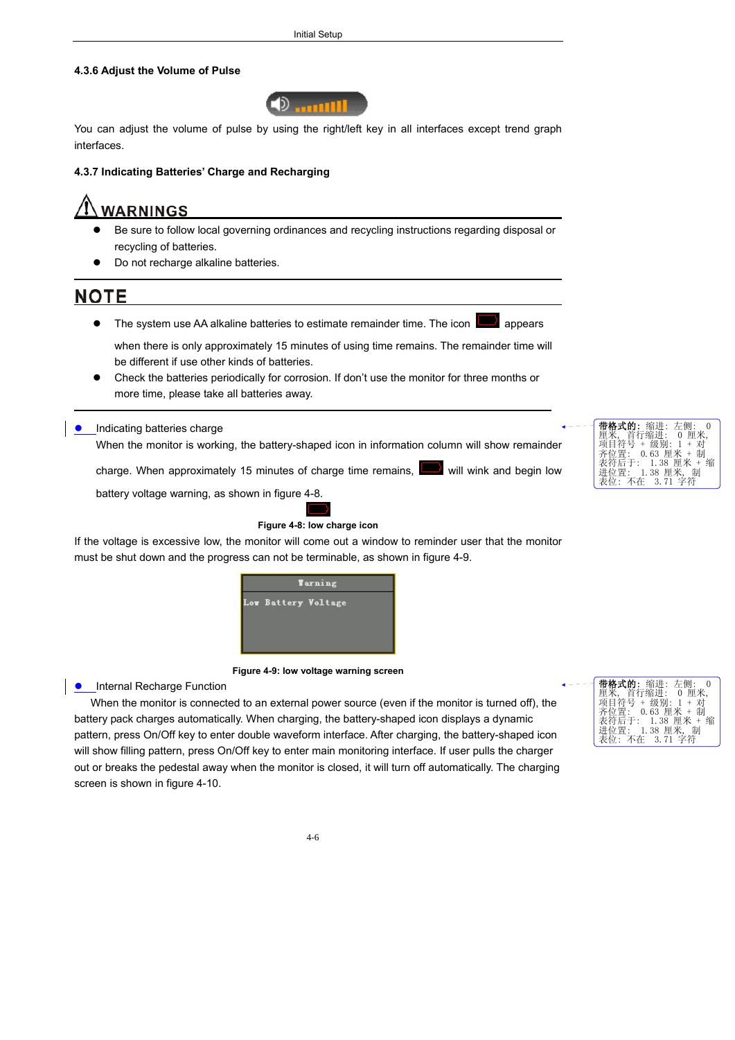### 4.3.6 Adjust the Volume of Pulse

You can adjust the volume of pulse by using the right/left key in all interfaces except trend graph interfaces.

### 4.3.7 Indicating Batteries' Charge and Recharging

**WARNINGS**

- Be sure to follow local governing ordinances and recycling instructions regarding disposal or recycling of batteries.
- Do not recharge alkaline batteries.

**NOTE**

- The system use AA alkaline batteries to estimate remainder time. The icon appears when there is only approximately 15 minutes of using time remains. The remainder time will be different if use other kinds of batteries.
- Check the batteries periodically for corrosion. If don't use the monitor for three months or more time, please take all batteries away.

- Indicating batteries charge

  When the monitor is working, the battery-shaped icon in information column will show remainder charge. When approximately 15 minutes of charge time remains, will wink and begin low battery voltage warning, as shown in figure 4-8.

Figure 4-8: low charge icon

If the voltage is excessive low, the monitor will come out a window to reminder user that the monitor must be shut down and the progress can not be terminable, as shown in figure 4-9.

Warning

Low Battery Voltage

Figure 4-9: low voltage warning screen

- Internal Recharge Function

When the monitor is connected to an external power source (even if the monitor is turned off), the battery pack charges automatically. When charging, the battery-shaped icon displays a dynamic pattern, press On/Off key to enter double waveform interface. After charging, the battery-shaped icon will show filling pattern, press On/Off key to enter main monitoring interface. If user pulls the charger out or breaks the pedestal away when the monitor is closed, it will turn off automatically. The charging screen is shown in figure 4-10.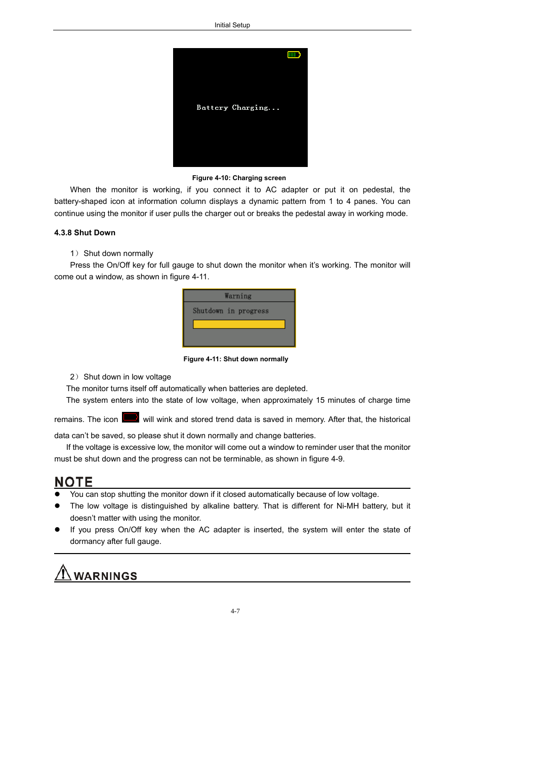Figure 4-10: Charging screen

When the monitor is working, if you connect it to AC adapter or put it on pedestal, the battery-shaped icon at information column displays a dynamic pattern from 1 to 4 panes. You can continue using the monitor if user pulls the charger out or breaks the pedestal away in working mode.

### 4.3.8 Shut Down

1） Shut down normally

Press the On/Off key for full gauge to shut down the monitor when it's working. The monitor will come out a window, as shown in figure 4-11.

Figure 4-11: Shut down normally

2） Shut down in low voltage

The monitor turns itself off automatically when batteries are depleted.

The system enters into the state of low voltage, when approximately 15 minutes of charge time remains. The icon will wink and stored trend data is saved in memory. After that, the historical data can't be saved, so please shut it down normally and change batteries.

If the voltage is excessive low, the monitor will come out a window to reminder user that the monitor must be shut down and the progress can not be terminable, as shown in figure 4-9.

## NOTE

- You can stop shutting the monitor down if it closed automatically because of low voltage.
- The low voltage is distinguished by alkaline battery. That is different for Ni-MH battery, but it doesn't matter with using the monitor.
- If you press On/Off key when the AC adapter is inserted, the system will enter the state of dormancy after full gauge.

## WARNINGS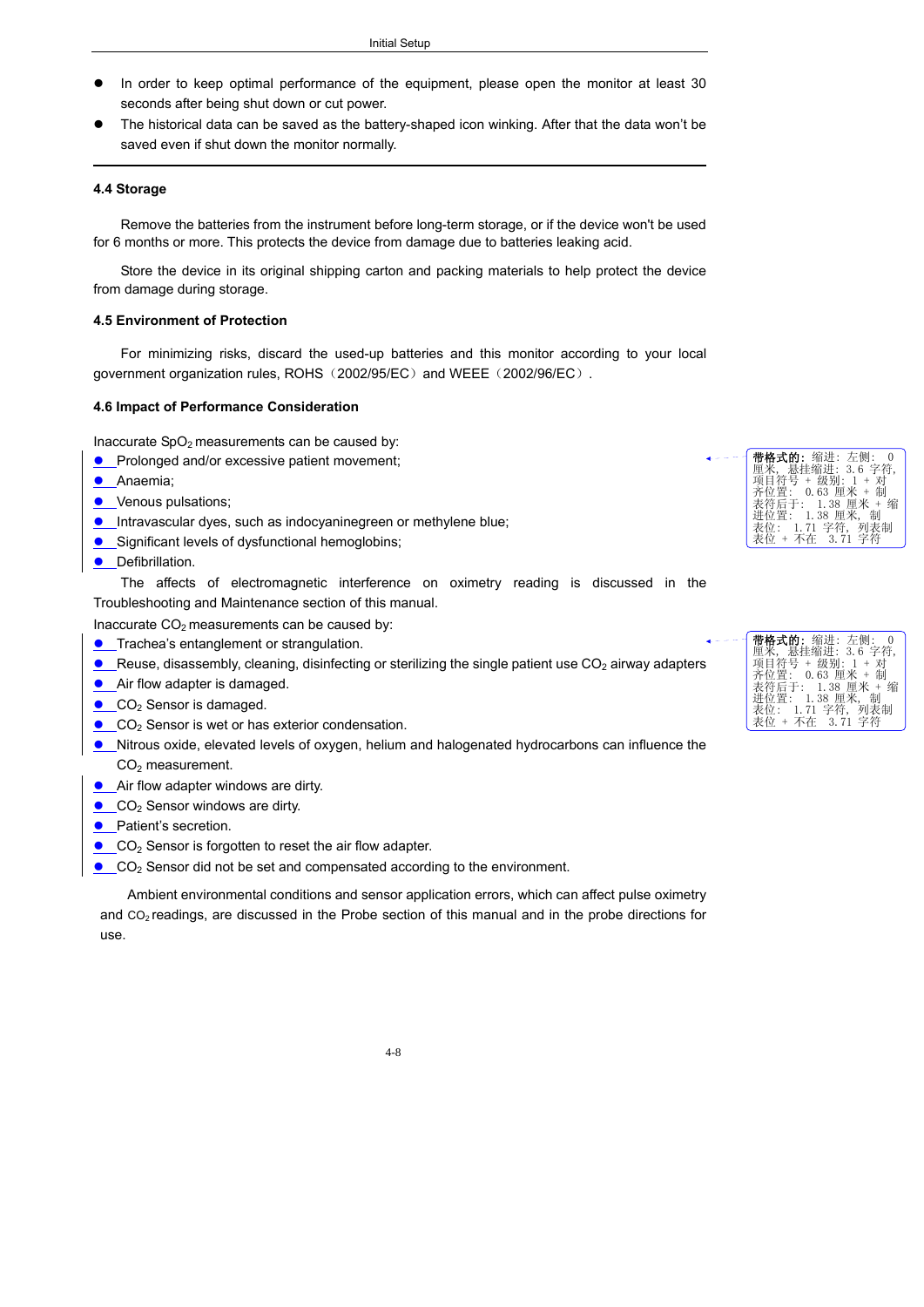- In order to keep optimal performance of the equipment, please open the monitor at least 30 seconds after being shut down or cut power.
- The historical data can be saved as the battery-shaped icon winking. After that the data won't be saved even if shut down the monitor normally.

---

### 4.4 Storage

Remove the batteries from the instrument before long-term storage, or if the device won't be used for 6 months or more. This protects the device from damage due to batteries leaking acid.

Store the device in its original shipping carton and packing materials to help protect the device from damage during storage.

### 4.5 Environment of Protection

For minimizing risks, discard the used-up batteries and this monitor according to your local government organization rules, ROHS（2002/95/EC）and WEEE（2002/96/EC）.

### 4.6 Impact of Performance Consideration

Inaccurate $SpO_2$ measurements can be caused by:

- Prolonged and/or excessive patient movement;
- Anaemia;
- Venous pulsations;
- Intravascular dyes, such as indocyaninegreen or methylene blue;
- Significant levels of dysfunctional hemoglobins;
- Defibrillation.

The affects of electromagnetic interference on oximetry reading is discussed in the Troubleshooting and Maintenance section of this manual.

Inaccurate $CO_2$ measurements can be caused by:

- Trachea's entanglement or strangulation.
- Reuse, disassembly, cleaning, disinfecting or sterilizing the single patient use $CO_2$ airway adapters
- Air flow adapter is damaged.
- $CO_2$ Sensor is damaged.
- $CO_2$ Sensor is wet or has exterior condensation.
- Nitrous oxide, elevated levels of oxygen, helium and halogenated hydrocarbons can influence the $CO_2$ measurement.
- Air flow adapter windows are dirty.
- $CO_2$ Sensor windows are dirty.
- Patient's secretion.
- $CO_2$ Sensor is forgotten to reset the air flow adapter.
- $CO_2$ Sensor did not be set and compensated according to the environment.

Ambient environmental conditions and sensor application errors, which can affect pulse oximetry and $CO_2$ readings, are discussed in the Probe section of this manual and in the probe directions for use.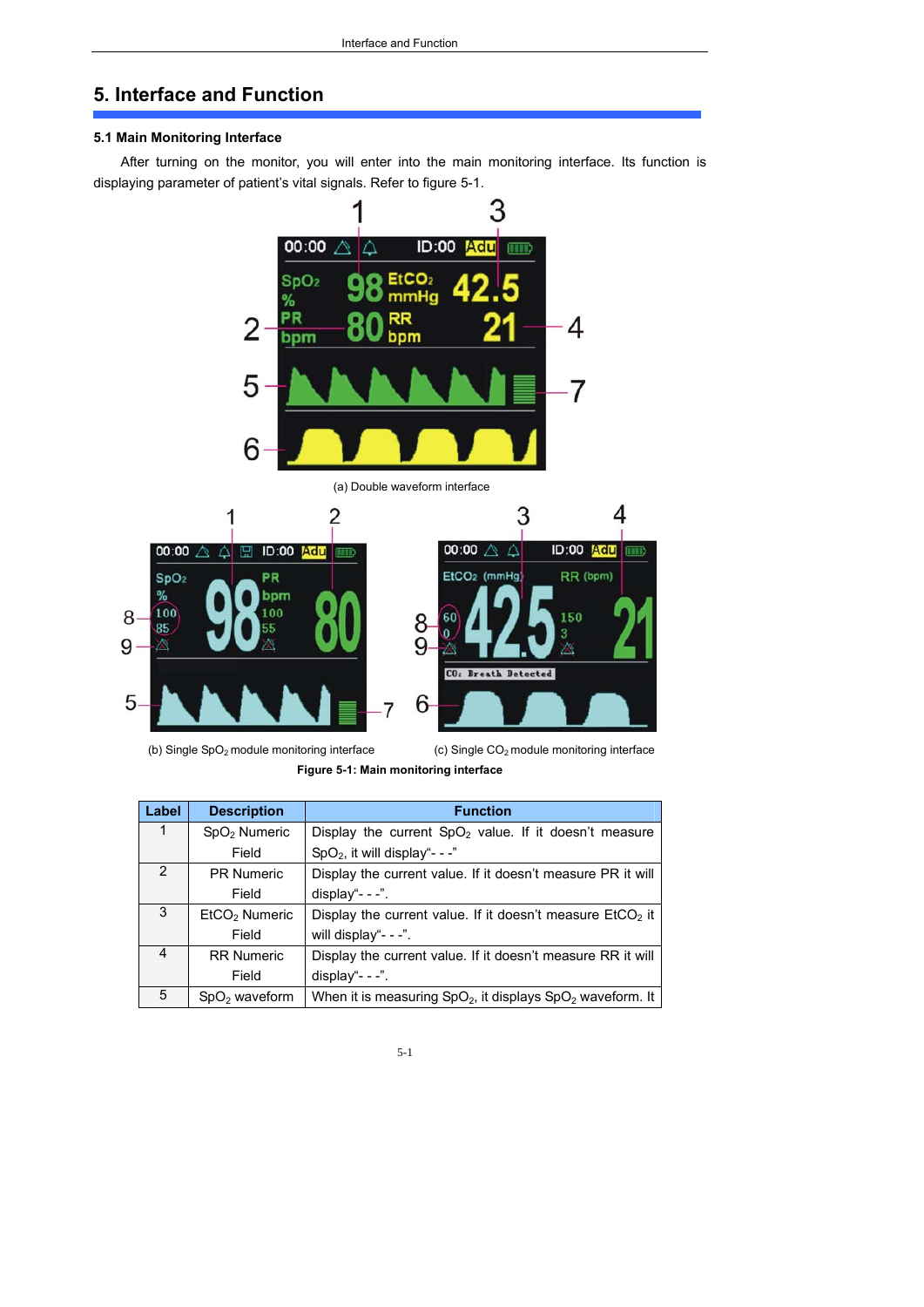# 5. Interface and Function

## 5.1 Main Monitoring Interface

After turning on the monitor, you will enter into the main monitoring interface. Its function is displaying parameter of patient's vital signals. Refer to figure 5-1.

(a) Double waveform interface

(b) Single $SpO_2$ module monitoring interface

(c) Single $CO_2$ module monitoring interface

**Figure 5-1: Main monitoring interface**

| Label | Description | Function |
|---|---|---|
| 1 | $SpO_2$ Numeric Field | Display the current $SpO_2$ value. If it doesn't measure $SpO_2$, it will display"- - -" |
| 2 | PR Numeric Field | Display the current value. If it doesn't measure PR it will display"- - -". |
| 3 | $EtCO_2$ Numeric Field | Display the current value. If it doesn't measure $EtCO_2$ it will display"- - -". |
| 4 | RR Numeric Field | Display the current value. If it doesn't measure RR it will display"- - -". |
| 5 | $SpO_2$ waveform | When it is measuring $SpO_2$, it displays $SpO_2$ waveform. It |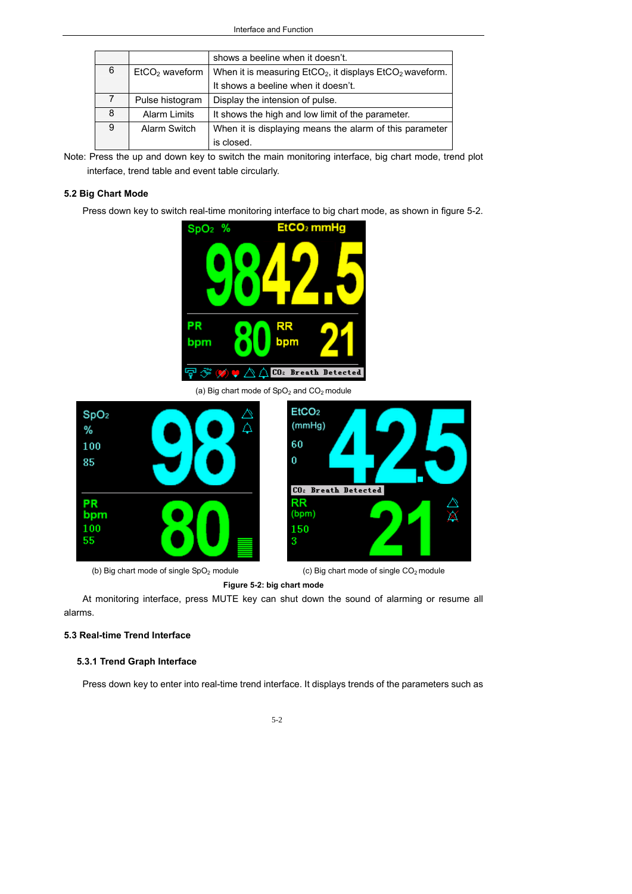| | | shows a beeline when it doesn't. |
|---|---|---|
| 6 | $EtCO_2$ waveform | When it is measuring $EtCO_2$, it displays $EtCO_2$ waveform. It shows a beeline when it doesn't. |
| 7 | Pulse histogram | Display the intension of pulse. |
| 8 | Alarm Limits | It shows the high and low limit of the parameter. |
| 9 | Alarm Switch | When it is displaying means the alarm of this parameter is closed. |

Note: Press the up and down key to switch the main monitoring interface, big chart mode, trend plot interface, trend table and event table circularly.

### 5.2 Big Chart Mode

Press down key to switch real-time monitoring interface to big chart mode, as shown in figure 5-2.

(a) Big chart mode of $SpO_2$ and $CO_2$ module

(b) Big chart mode of single $SpO_2$ module

(c) Big chart mode of single $CO_2$ module

**Figure 5-2: big chart mode**

At monitoring interface, press MUTE key can shut down the sound of alarming or resume all alarms.

### 5.3 Real-time Trend Interface

#### 5.3.1 Trend Graph Interface

Press down key to enter into real-time trend interface. It displays trends of the parameters such as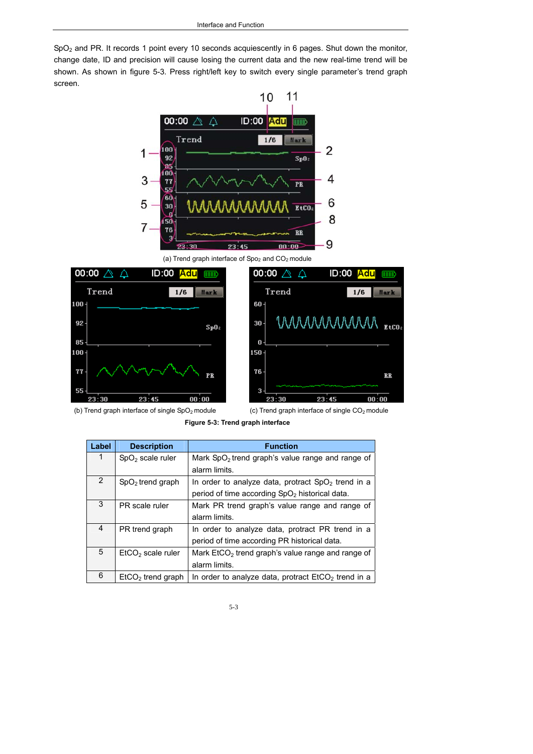$SpO_2$ and PR. It records 1 point every 10 seconds acquiescently in 6 pages. Shut down the monitor, change date, ID and precision will cause losing the current data and the new real-time trend will be shown. As shown in figure 5-3. Press right/left key to switch every single parameter's trend graph screen.

(a) Trend graph interface of $SpO_2$ and $CO_2$ module

(b) Trend graph interface of single $SpO_2$ module

(c) Trend graph interface of single $CO_2$ module

**Figure 5-3: Trend graph interface**

| Label | Description | Function |
|---|---|---|
| 1 | $SpO_2$ scale ruler | Mark $SpO_2$ trend graph's value range and range of alarm limits. |
| 2 | $SpO_2$ trend graph | In order to analyze data, protract $SpO_2$ trend in a period of time according $SpO_2$ historical data. |
| 3 | PR scale ruler | Mark PR trend graph's value range and range of alarm limits. |
| 4 | PR trend graph | In order to analyze data, protract PR trend in a period of time according PR historical data. |
| 5 | $EtCO_2$ scale ruler | Mark $EtCO_2$ trend graph's value range and range of alarm limits. |
| 6 | $EtCO_2$ trend graph | In order to analyze data, protract $EtCO_2$ trend in a |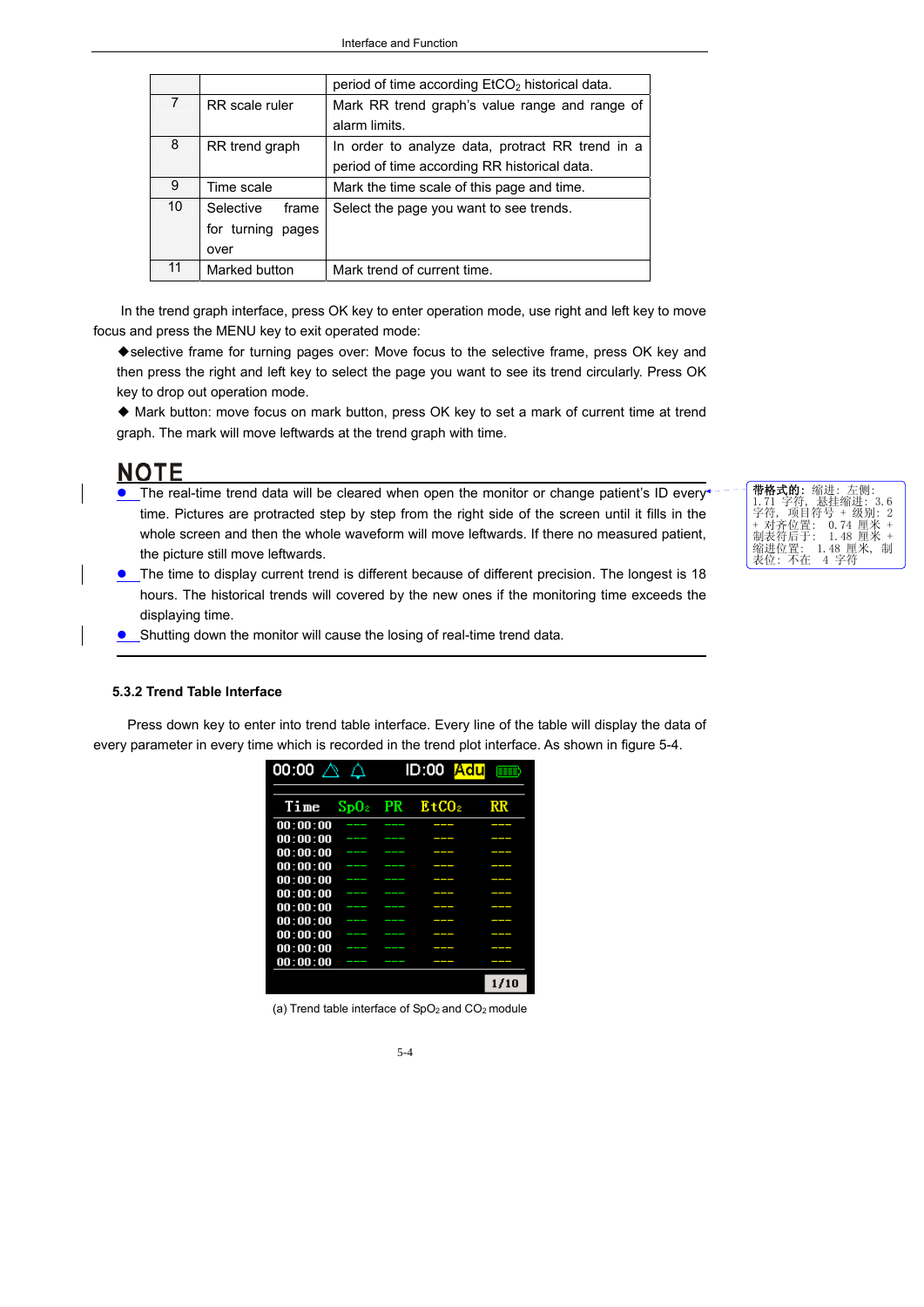|  |  | period of time according $EtCO_2$ historical data. |
|---|---|---|
| 7 | RR scale ruler | Mark RR trend graph's value range and range of alarm limits. |
| 8 | RR trend graph | In order to analyze data, protract RR trend in a period of time according RR historical data. |
| 9 | Time scale | Mark the time scale of this page and time. |
| 10 | Selective frame for turning pages over | Select the page you want to see trends. |
| 11 | Marked button | Mark trend of current time. |

In the trend graph interface, press OK key to enter operation mode, use right and left key to move focus and press the MENU key to exit operated mode:

◆selective frame for turning pages over: Move focus to the selective frame, press OK key and then press the right and left key to select the page you want to see its trend circularly. Press OK key to drop out operation mode.

◆ Mark button: move focus on mark button, press OK key to set a mark of current time at trend graph. The mark will move leftwards at the trend graph with time.

**NOTE**

- The real-time trend data will be cleared when open the monitor or change patient's ID every time. Pictures are protracted step by step from the right side of the screen until it fills in the whole screen and then the whole waveform will move leftwards. If there no measured patient, the picture still move leftwards.
- The time to display current trend is different because of different precision. The longest is 18 hours. The historical trends will covered by the new ones if the monitoring time exceeds the displaying time.
- Shutting down the monitor will cause the losing of real-time trend data.

带格式的: 缩进: 左侧: 1.71 字符, 悬挂缩进: 3.6 字符, 项目符号 + 级别: 2 + 对齐位置: 0.74 厘米 + 制表符后于: 1.48 厘米 + 缩进位置: 1.48 厘米, 制表位: 不在 4 字符

### 5.3.2 Trend Table Interface

Press down key to enter into trend table interface. Every line of the table will display the data of every parameter in every time which is recorded in the trend plot interface. As shown in figure 5-4.

| Time | $SpO_2$ | PR | $EtCO_2$ | RR |
|---|---|---|---|---|
| 00:00:00 | --- | --- | --- | --- |
| 00:00:00 | --- | --- | --- | --- |
| 00:00:00 | --- | --- | --- | --- |
| 00:00:00 | --- | --- | --- | --- |
| 00:00:00 | --- | --- | --- | --- |
| 00:00:00 | --- | --- | --- | --- |
| 00:00:00 | --- | --- | --- | --- |
| 00:00:00 | --- | --- | --- | --- |
| 00:00:00 | --- | --- | --- | --- |
| 00:00:00 | --- | --- | --- | --- |
| 00:00:00 | --- | --- | --- | --- |

(a) Trend table interface of $SpO_2$ and $CO_2$ module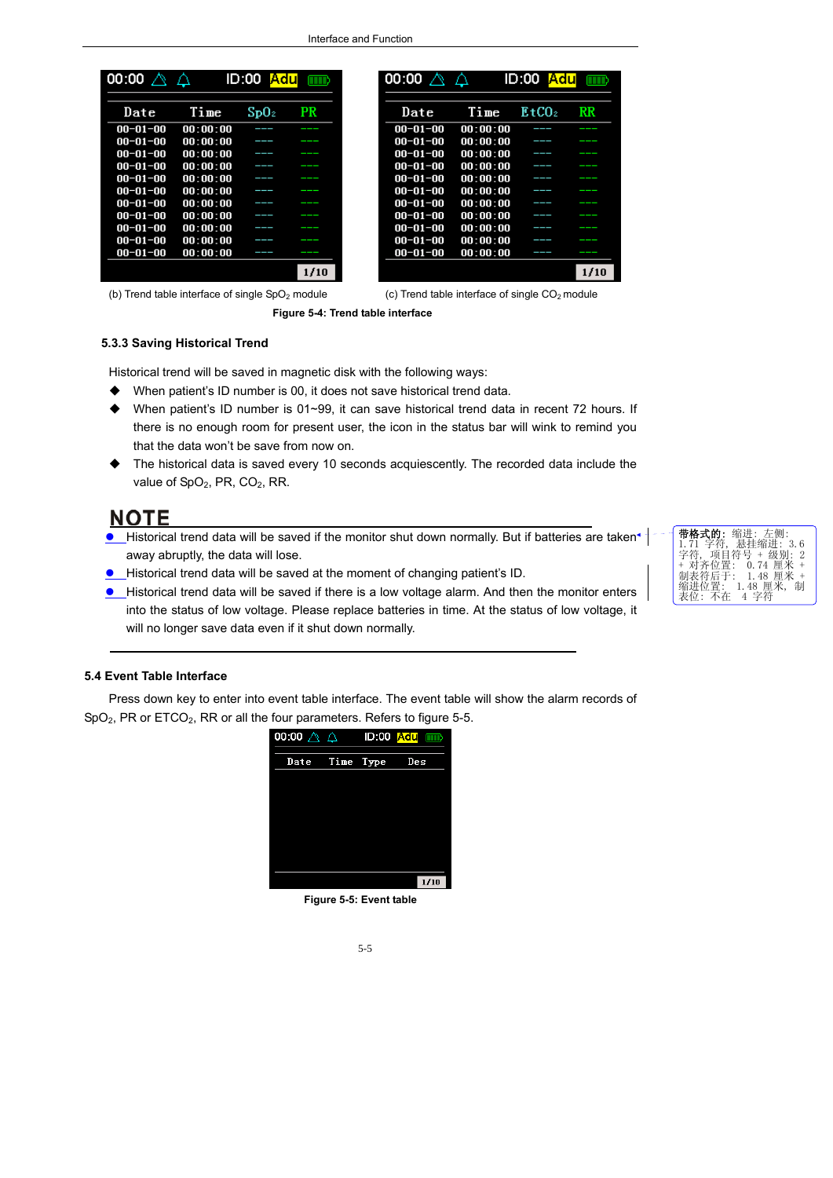(b) Trend table interface of single $SpO_2$ module

(c) Trend table interface of single $CO_2$ module

**Figure 5-4: Trend table interface**

### 5.3.3 Saving Historical Trend

Historical trend will be saved in magnetic disk with the following ways:

- When patient's ID number is 00, it does not save historical trend data.
- When patient's ID number is 01~99, it can save historical trend data in recent 72 hours. If there is no enough room for present user, the icon in the status bar will wink to remind you that the data won't be save from now on.
- The historical data is saved every 10 seconds acquiescently. The recorded data include the value of $SpO_2$, PR, $CO_2$, RR.

**NOTE**

- Historical trend data will be saved if the monitor shut down normally. But if batteries are taken away abruptly, the data will lose.
- Historical trend data will be saved at the moment of changing patient's ID.
- Historical trend data will be saved if there is a low voltage alarm. And then the monitor enters into the status of low voltage. Please replace batteries in time. At the status of low voltage, it will no longer save data even if it shut down normally.

## 5.4 Event Table Interface

Press down key to enter into event table interface. The event table will show the alarm records of $SpO_2$, PR or $ETCO_2$, RR or all the four parameters. Refers to figure 5-5.

**Figure 5-5: Event table**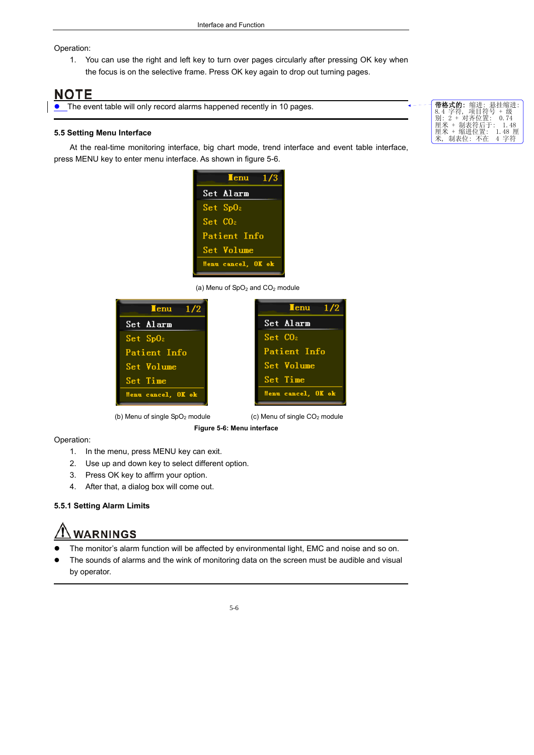Operation:

1. You can use the right and left key to turn over pages circularly after pressing OK key when the focus is on the selective frame. Press OK key again to drop out turning pages.

## NOTE

- The event table will only record alarms happened recently in 10 pages.

### 5.5 Setting Menu Interface

At the real-time monitoring interface, big chart mode, trend interface and event table interface, press MENU key to enter menu interface. As shown in figure 5-6.

(a) Menu of $SpO_2$ and $CO_2$ module

(b) Menu of single $SpO_2$ module

(c) Menu of single $CO_2$ module

**Figure 5-6: Menu interface**

Operation:

1. In the menu, press MENU key can exit.
2. Use up and down key to select different option.
3. Press OK key to affirm your option.
4. After that, a dialog box will come out.

#### 5.5.1 Setting Alarm Limits

## ⚠ WARNINGS

- The monitor's alarm function will be affected by environmental light, EMC and noise and so on.
- The sounds of alarms and the wink of monitoring data on the screen must be audible and visual by operator.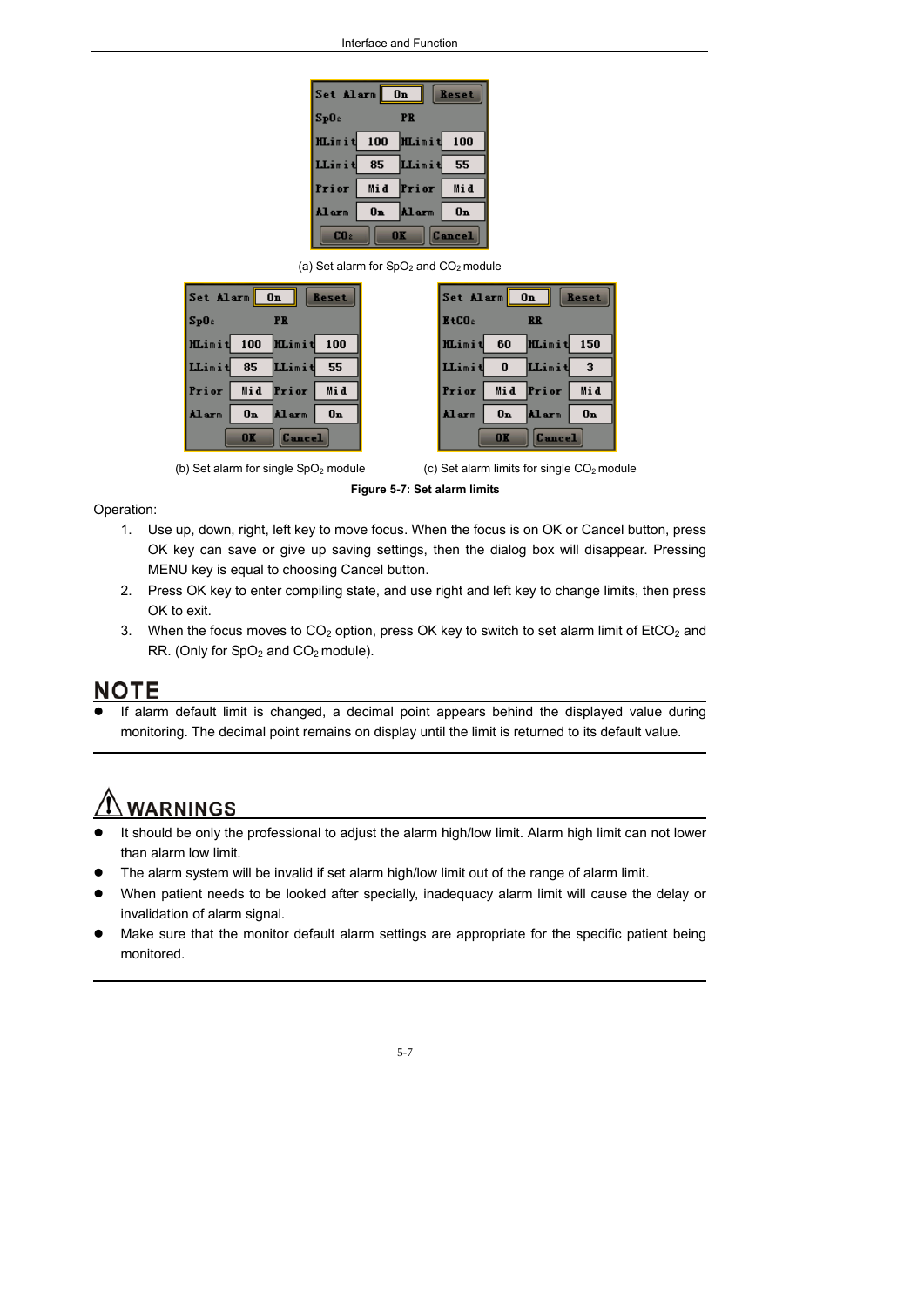| Set Alarm | On | Reset | |
|---|---|---|---|
| SpO2 | | PR | |
| HLimit | 100 | HLimit | 100 |
| LLimit | 85 | LLimit | 55 |
| Prior | Mid | Prior | Mid |
| Alarm | On | Alarm | On |
| CO2 | OK | Cancel | |

(a) Set alarm for $SpO_2$ and $CO_2$ module

| Set Alarm | On | Reset | |
|---|---|---|---|
| SpO2 | | PR | |
| HLimit | 100 | HLimit | 100 |
| LLimit | 85 | LLimit | 55 |
| Prior | Mid | Prior | Mid |
| Alarm | On | Alarm | On |
| | OK | Cancel | |

(b) Set alarm for single $SpO_2$ module

| Set Alarm | On | Reset | |
|---|---|---|---|
| EtCO2 | | RR | |
| HLimit | 60 | HLimit | 150 |
| LLimit | 0 | LLimit | 3 |
| Prior | Mid | Prior | Mid |
| Alarm | On | Alarm | On |
| | OK | Cancel | |

(c) Set alarm limits for single $CO_2$ module

**Figure 5-7: Set alarm limits**

Operation:

1. Use up, down, right, left key to move focus. When the focus is on OK or Cancel button, press OK key can save or give up saving settings, then the dialog box will disappear. Pressing MENU key is equal to choosing Cancel button.
2. Press OK key to enter compiling state, and use right and left key to change limits, then press OK to exit.
3. When the focus moves to $CO_2$ option, press OK key to switch to set alarm limit of $EtCO_2$ and RR. (Only for $SpO_2$ and $CO_2$ module).

## NOTE

- If alarm default limit is changed, a decimal point appears behind the displayed value during monitoring. The decimal point remains on display until the limit is returned to its default value.

## WARNINGS

- It should be only the professional to adjust the alarm high/low limit. Alarm high limit can not lower than alarm low limit.
- The alarm system will be invalid if set alarm high/low limit out of the range of alarm limit.
- When patient needs to be looked after specially, inadequacy alarm limit will cause the delay or invalidation of alarm signal.
- Make sure that the monitor default alarm settings are appropriate for the specific patient being monitored.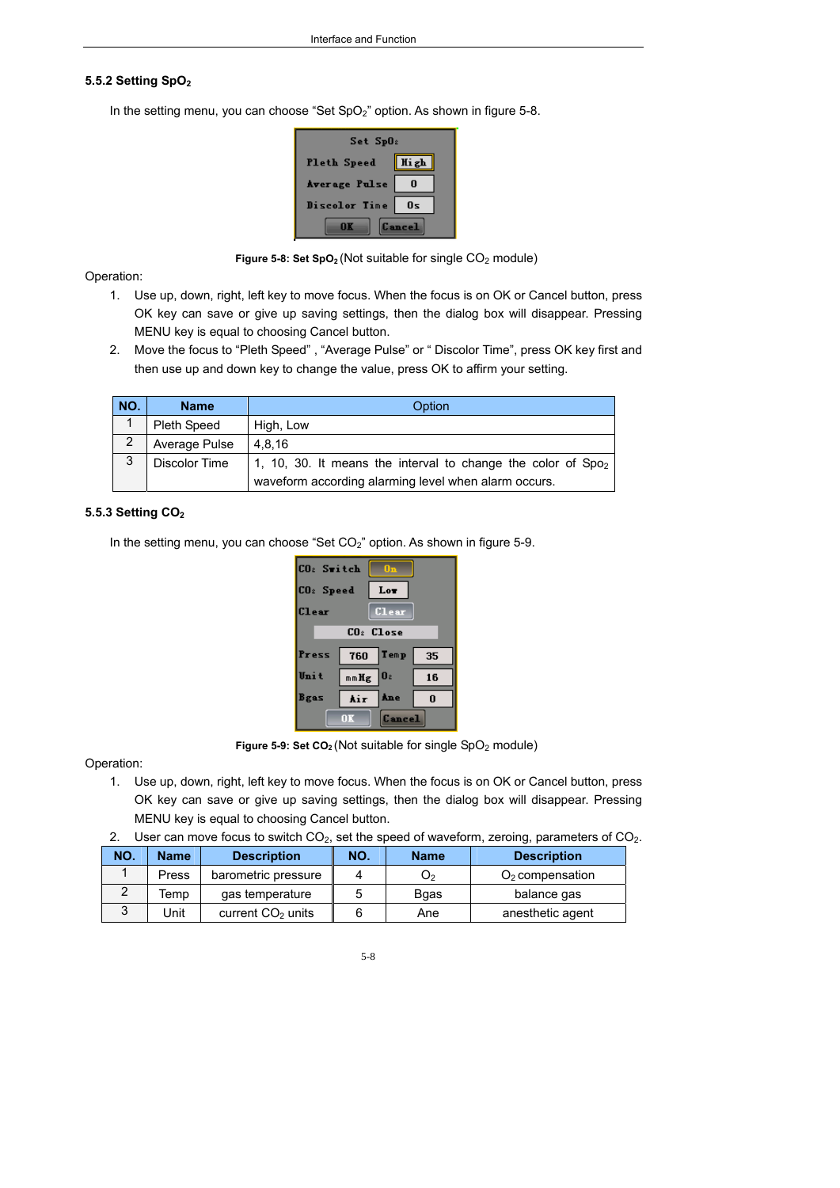### 5.5.2 Setting $SpO_2$

In the setting menu, you can choose "Set $SpO_2$" option. As shown in figure 5-8.

**Figure 5-8: Set $SpO_2$** (Not suitable for single $CO_2$ module)

Operation:

1. Use up, down, right, left key to move focus. When the focus is on OK or Cancel button, press OK key can save or give up saving settings, then the dialog box will disappear. Pressing MENU key is equal to choosing Cancel button.
2. Move the focus to "Pleth Speed" , "Average Pulse" or " Discolor Time", press OK key first and then use up and down key to change the value, press OK to affirm your setting.

| NO. | Name | Option |
|---|---|---|
| 1 | Pleth Speed | High, Low |
| 2 | Average Pulse | 4,8,16 |
| 3 | Discolor Time | 1, 10, 30. It means the interval to change the color of $Spo_2$ waveform according alarming level when alarm occurs. |

### 5.5.3 Setting $CO_2$

In the setting menu, you can choose "Set $CO_2$" option. As shown in figure 5-9.

**Figure 5-9: Set $CO_2$** (Not suitable for single $SpO_2$ module)

Operation:

1. Use up, down, right, left key to move focus. When the focus is on OK or Cancel button, press OK key can save or give up saving settings, then the dialog box will disappear. Pressing MENU key is equal to choosing Cancel button.
2. User can move focus to switch $CO_2$, set the speed of waveform, zeroing, parameters of $CO_2$.

| NO. | Name | Description | NO. | Name | Description |
|---|---|---|---|---|---|
| 1 | Press | barometric pressure | 4 | $O_2$ | $O_2$ compensation |
| 2 | Temp | gas temperature | 5 | Bgas | balance gas |
| 3 | Unit | current $CO_2$ units | 6 | Ane | anesthetic agent |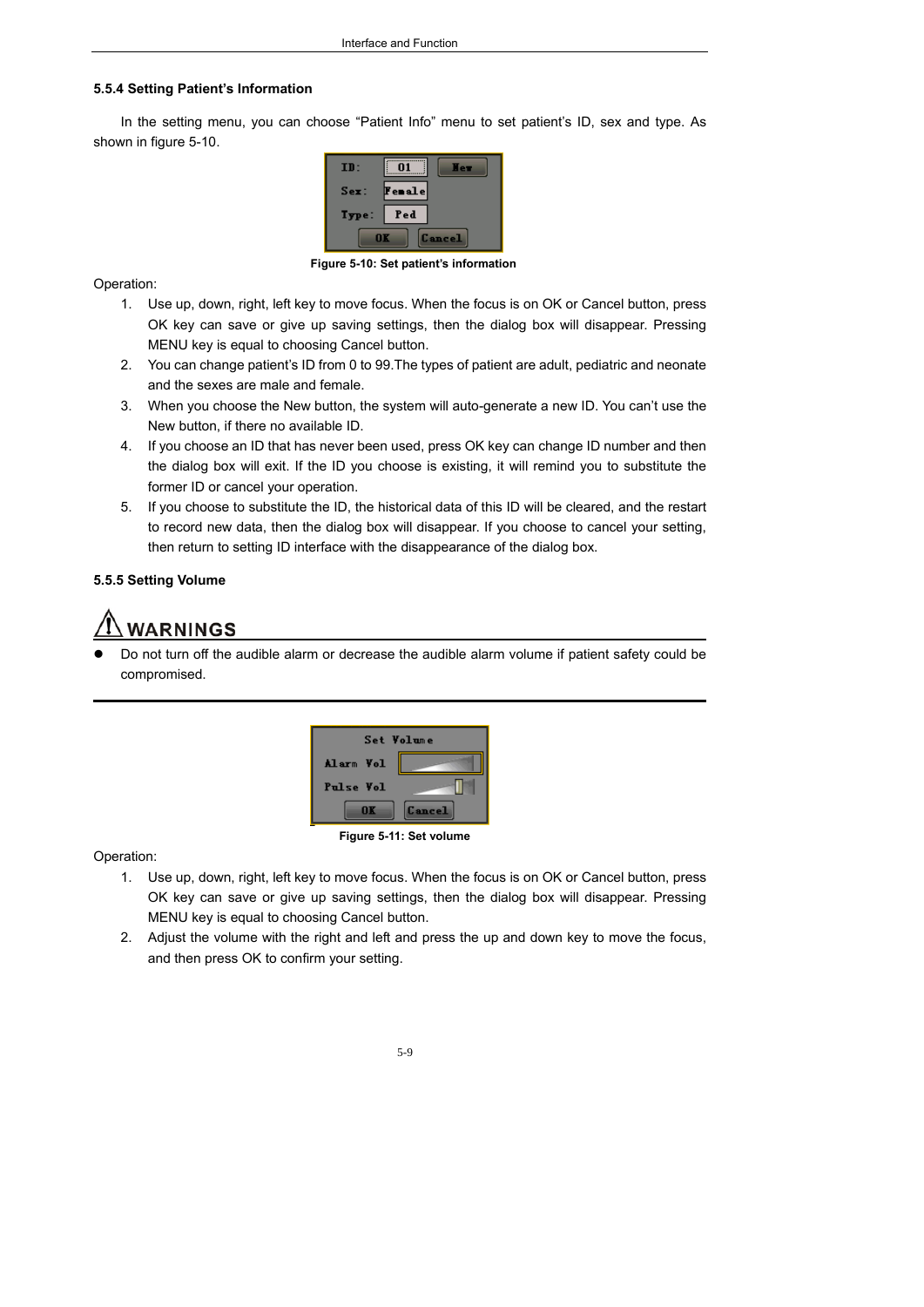### 5.5.4 Setting Patient's Information

In the setting menu, you can choose "Patient Info" menu to set patient's ID, sex and type. As shown in figure 5-10.

Figure 5-10: Set patient's information

Operation:

1. Use up, down, right, left key to move focus. When the focus is on OK or Cancel button, press OK key can save or give up saving settings, then the dialog box will disappear. Pressing MENU key is equal to choosing Cancel button.
2. You can change patient's ID from 0 to 99.The types of patient are adult, pediatric and neonate and the sexes are male and female.
3. When you choose the New button, the system will auto-generate a new ID. You can't use the New button, if there no available ID.
4. If you choose an ID that has never been used, press OK key can change ID number and then the dialog box will exit. If the ID you choose is existing, it will remind you to substitute the former ID or cancel your operation.
5. If you choose to substitute the ID, the historical data of this ID will be cleared, and the restart to record new data, then the dialog box will disappear. If you choose to cancel your setting, then return to setting ID interface with the disappearance of the dialog box.

### 5.5.5 Setting Volume

**WARNINGS**

- Do not turn off the audible alarm or decrease the audible alarm volume if patient safety could be compromised.

Figure 5-11: Set volume

Operation:

1. Use up, down, right, left key to move focus. When the focus is on OK or Cancel button, press OK key can save or give up saving settings, then the dialog box will disappear. Pressing MENU key is equal to choosing Cancel button.
2. Adjust the volume with the right and left and press the up and down key to move the focus, and then press OK to confirm your setting.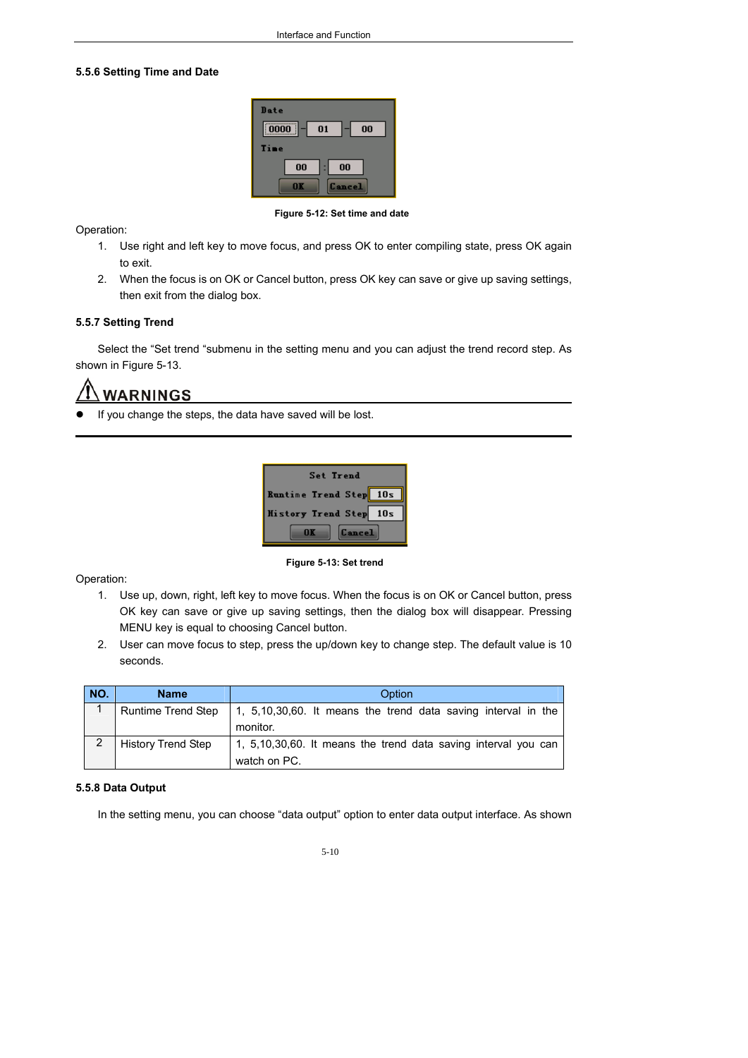### 5.5.6 Setting Time and Date

Figure 5-12: Set time and date

Operation:

1. Use right and left key to move focus, and press OK to enter compiling state, press OK again to exit.
2. When the focus is on OK or Cancel button, press OK key can save or give up saving settings, then exit from the dialog box.

### 5.5.7 Setting Trend

Select the "Set trend "submenu in the setting menu and you can adjust the trend record step. As shown in Figure 5-13.

**WARNINGS**

- If you change the steps, the data have saved will be lost.

Figure 5-13: Set trend

Operation:

1. Use up, down, right, left key to move focus. When the focus is on OK or Cancel button, press OK key can save or give up saving settings, then the dialog box will disappear. Pressing MENU key is equal to choosing Cancel button.
2. User can move focus to step, press the up/down key to change step. The default value is 10 seconds.

| NO. | Name | Option |
|---|---|---|
| 1 | Runtime Trend Step | 1, 5,10,30,60. It means the trend data saving interval in the monitor. |
| 2 | History Trend Step | 1, 5,10,30,60. It means the trend data saving interval you can watch on PC. |

### 5.5.8 Data Output

In the setting menu, you can choose "data output" option to enter data output interface. As shown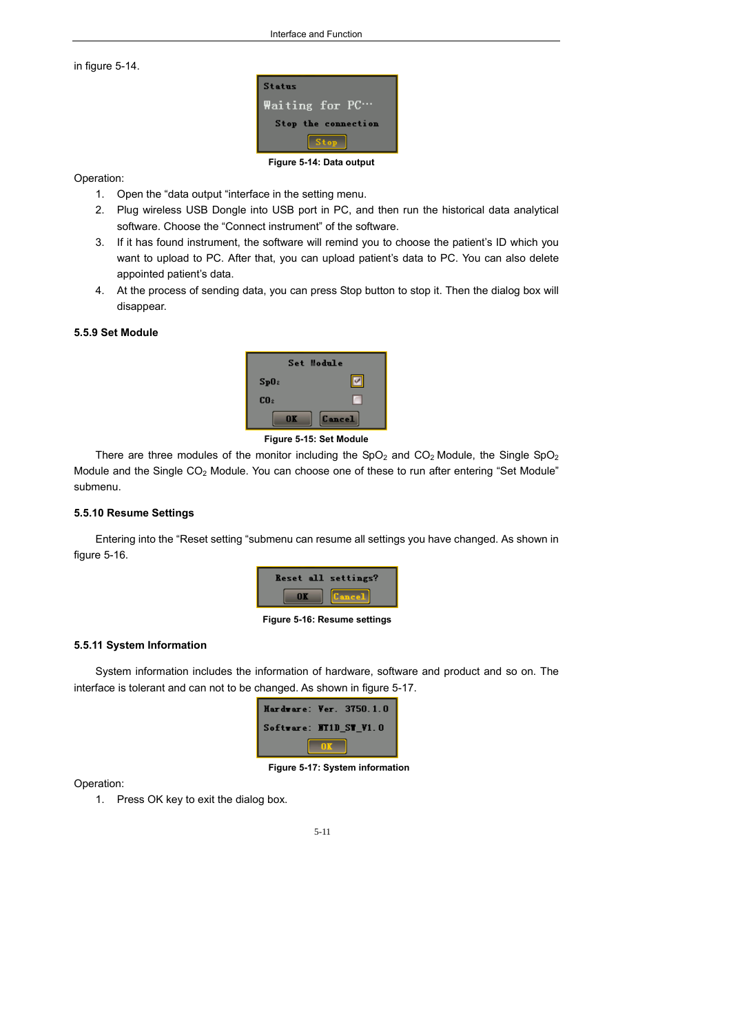in figure 5-14.

Figure 5-14: Data output

Operation:

1. Open the “data output “interface in the setting menu.
2. Plug wireless USB Dongle into USB port in PC, and then run the historical data analytical software. Choose the “Connect instrument” of the software.
3. If it has found instrument, the software will remind you to choose the patient’s ID which you want to upload to PC. After that, you can upload patient’s data to PC. You can also delete appointed patient’s data.
4. At the process of sending data, you can press Stop button to stop it. Then the dialog box will disappear.

### 5.5.9 Set Module

Figure 5-15: Set Module

There are three modules of the monitor including the $SpO_2$ and $CO_2$ Module, the Single $SpO_2$ Module and the Single $CO_2$ Module. You can choose one of these to run after entering “Set Module” submenu.

### 5.5.10 Resume Settings

Entering into the “Reset setting “submenu can resume all settings you have changed. As shown in figure 5-16.

Figure 5-16: Resume settings

### 5.5.11 System Information

System information includes the information of hardware, software and product and so on. The interface is tolerant and can not to be changed. As shown in figure 5-17.

Figure 5-17: System information

Operation:

1. Press OK key to exit the dialog box.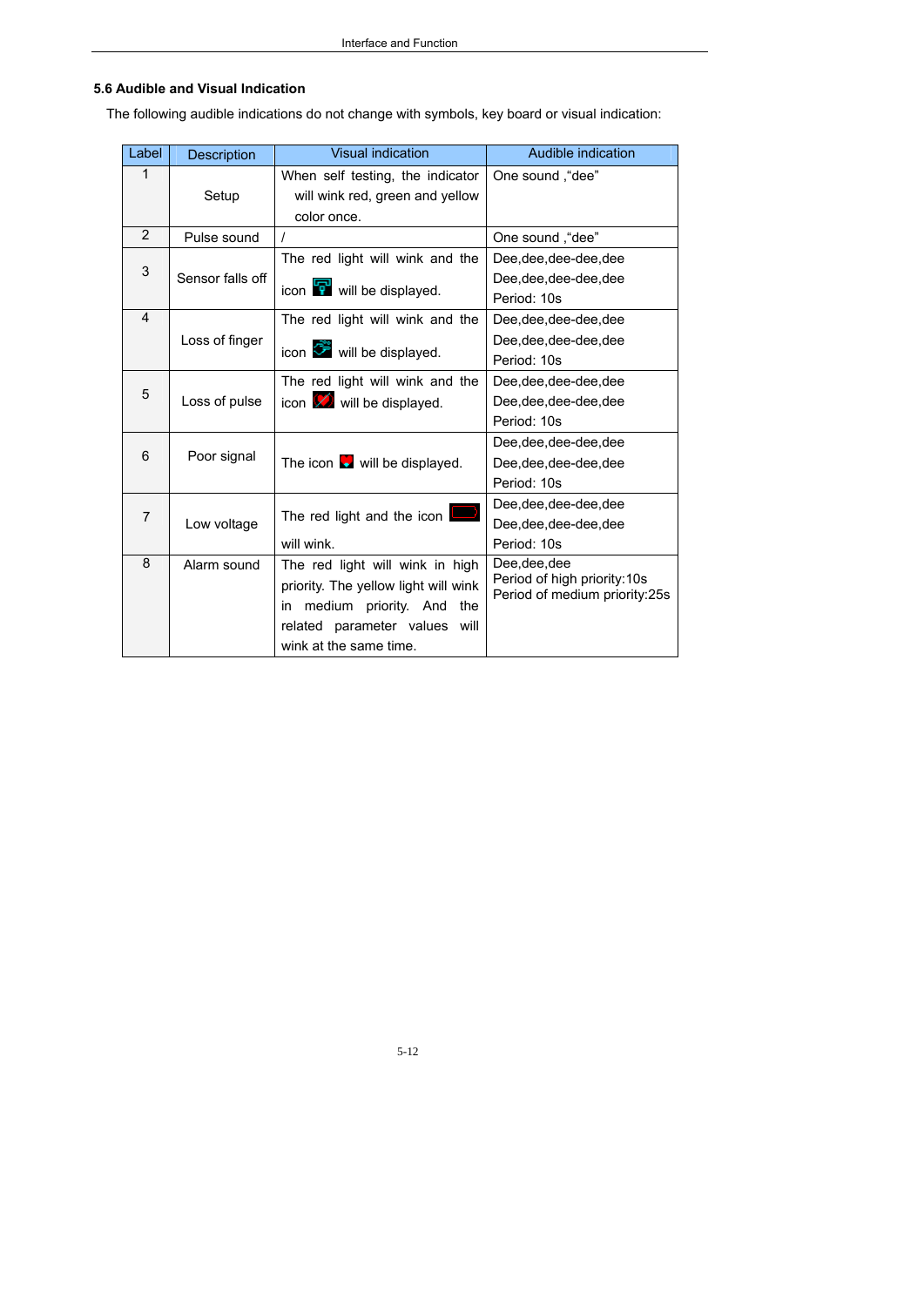### 5.6 Audible and Visual Indication

The following audible indications do not change with symbols, key board or visual indication:

| Label | Description | Visual indication | Audible indication |
|---|---|---|---|
| 1 | Setup | When self testing, the indicator will wink red, green and yellow color once. | One sound ,“dee” |
| 2 | Pulse sound | / | One sound ,“dee” |
| 3 | Sensor falls off | The red light will wink and the icon will be displayed. | Dee,dee,dee-dee,dee<br>Dee,dee,dee-dee,dee<br>Period: 10s |
| 4 | Loss of finger | The red light will wink and the icon will be displayed. | Dee,dee,dee-dee,dee<br>Dee,dee,dee-dee,dee<br>Period: 10s |
| 5 | Loss of pulse | The red light will wink and the icon will be displayed. | Dee,dee,dee-dee,dee<br>Dee,dee,dee-dee,dee<br>Period: 10s |
| 6 | Poor signal | The icon will be displayed. | Dee,dee,dee-dee,dee<br>Dee,dee,dee-dee,dee<br>Period: 10s |
| 7 | Low voltage | The red light and the icon will wink. | Dee,dee,dee-dee,dee<br>Dee,dee,dee-dee,dee<br>Period: 10s |
| 8 | Alarm sound | The red light will wink in high priority. The yellow light will wink in medium priority. And the related parameter values will wink at the same time. | Dee,dee,dee<br>Period of high priority:10s<br>Period of medium priority:25s |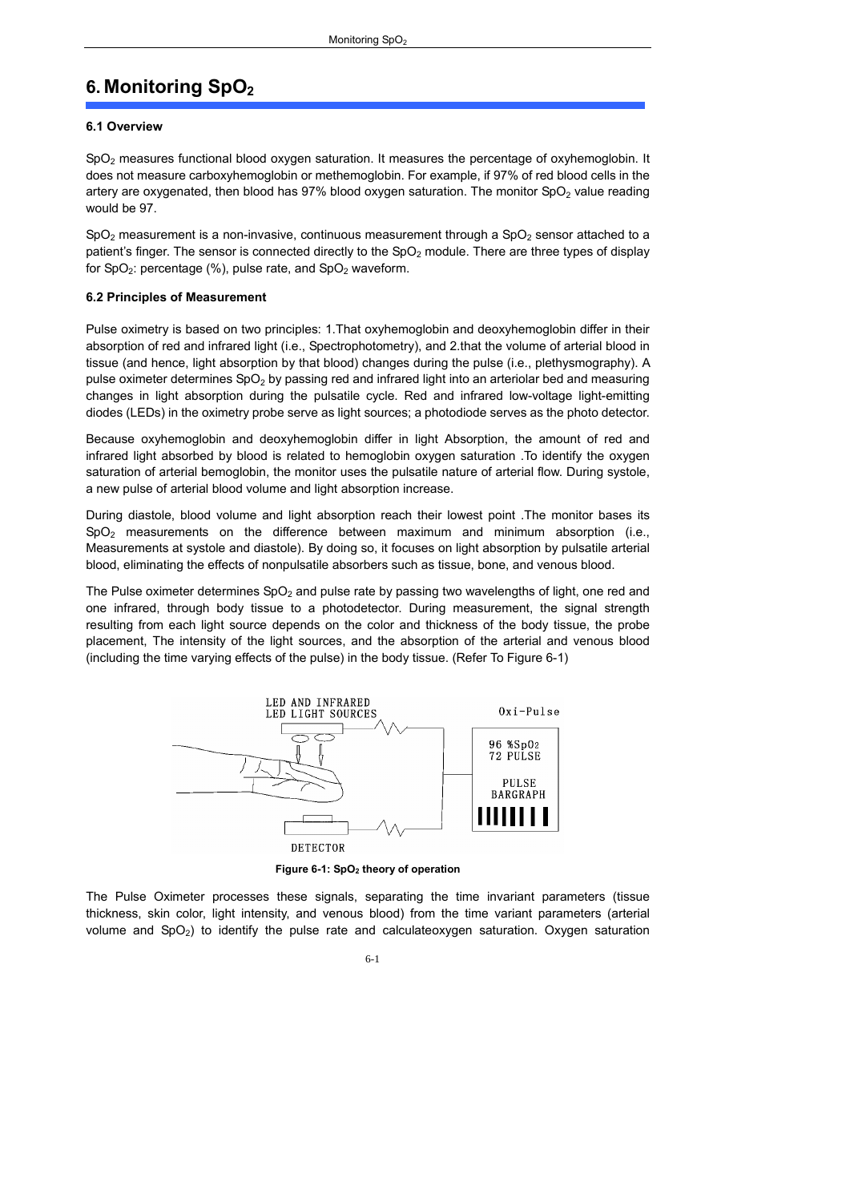# 6. Monitoring $SpO_2$

### 6.1 Overview

$SpO_2$ measures functional blood oxygen saturation. It measures the percentage of oxyhemoglobin. It does not measure carboxyhemoglobin or methemoglobin. For example, if 97% of red blood cells in the artery are oxygenated, then blood has 97% blood oxygen saturation. The monitor $SpO_2$ value reading would be 97.

$SpO_2$ measurement is a non-invasive, continuous measurement through a $SpO_2$ sensor attached to a patient's finger. The sensor is connected directly to the $SpO_2$ module. There are three types of display for $SpO_2$: percentage (%), pulse rate, and $SpO_2$ waveform.

### 6.2 Principles of Measurement

Pulse oximetry is based on two principles: 1.That oxyhemoglobin and deoxyhemoglobin differ in their absorption of red and infrared light (i.e., Spectrophotometry), and 2.that the volume of arterial blood in tissue (and hence, light absorption by that blood) changes during the pulse (i.e., plethysmography). A pulse oximeter determines $SpO_2$ by passing red and infrared light into an arteriolar bed and measuring changes in light absorption during the pulsatile cycle. Red and infrared low-voltage light-emitting diodes (LEDs) in the oximetry probe serve as light sources; a photodiode serves as the photo detector.

Because oxyhemoglobin and deoxyhemoglobin differ in light Absorption, the amount of red and infrared light absorbed by blood is related to hemoglobin oxygen saturation .To identify the oxygen saturation of arterial bemoglobin, the monitor uses the pulsatile nature of arterial flow. During systole, a new pulse of arterial blood volume and light absorption increase.

During diastole, blood volume and light absorption reach their lowest point .The monitor bases its $SpO_2$ measurements on the difference between maximum and minimum absorption (i.e., Measurements at systole and diastole). By doing so, it focuses on light absorption by pulsatile arterial blood, eliminating the effects of nonpulsatile absorbers such as tissue, bone, and venous blood.

The Pulse oximeter determines $SpO_2$ and pulse rate by passing two wavelengths of light, one red and one infrared, through body tissue to a photodetector. During measurement, the signal strength resulting from each light source depends on the color and thickness of the body tissue, the probe placement, The intensity of the light sources, and the absorption of the arterial and venous blood (including the time varying effects of the pulse) in the body tissue. (Refer To Figure 6-1)

**Figure 6-1: $SpO_2$ theory of operation**

The Pulse Oximeter processes these signals, separating the time invariant parameters (tissue thickness, skin color, light intensity, and venous blood) from the time variant parameters (arterial volume and $SpO_2$) to identify the pulse rate and calculateoxygen saturation. Oxygen saturation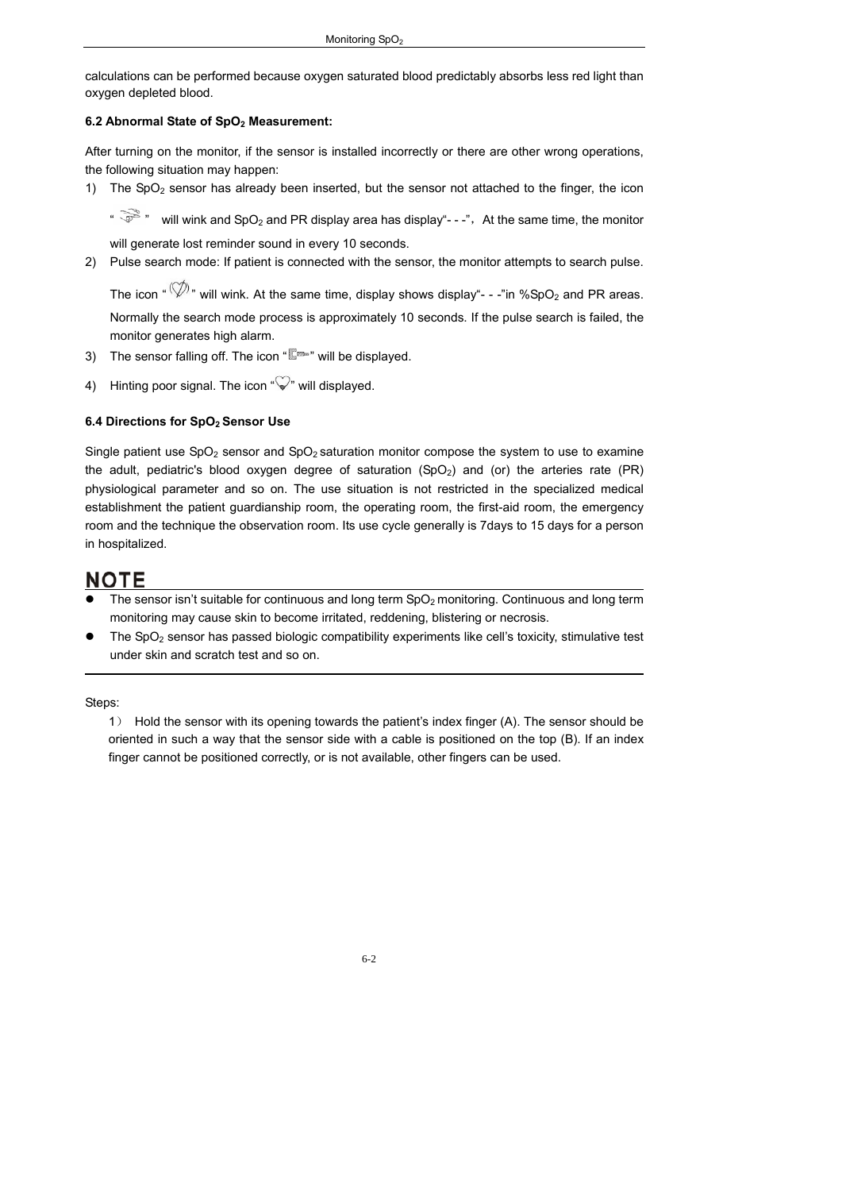calculations can be performed because oxygen saturated blood predictably absorbs less red light than oxygen depleted blood.

### 6.2 Abnormal State of $SpO_2$ Measurement:

After turning on the monitor, if the sensor is installed incorrectly or there are other wrong operations, the following situation may happen:

1) The $SpO_2$ sensor has already been inserted, but the sensor not attached to the finger, the icon " " will wink and $SpO_2$ and PR display area has display"- - -"， At the same time, the monitor will generate lost reminder sound in every 10 seconds.
2) Pulse search mode: If patient is connected with the sensor, the monitor attempts to search pulse. The icon " " will wink. At the same time, display shows display"- - -"in %$SpO_2$ and PR areas. Normally the search mode process is approximately 10 seconds. If the pulse search is failed, the monitor generates high alarm.
3) The sensor falling off. The icon " " will be displayed.
4) Hinting poor signal. The icon " " will displayed.

### 6.4 Directions for $SpO_2$ Sensor Use

Single patient use $SpO_2$ sensor and $SpO_2$ saturation monitor compose the system to use to examine the adult, pediatric's blood oxygen degree of saturation ($SpO_2$) and (or) the arteries rate (PR) physiological parameter and so on. The use situation is not restricted in the specialized medical establishment the patient guardianship room, the operating room, the first-aid room, the emergency room and the technique the observation room. Its use cycle generally is 7days to 15 days for a person in hospitalized.

## NOTE

- The sensor isn't suitable for continuous and long term $SpO_2$ monitoring. Continuous and long term monitoring may cause skin to become irritated, reddening, blistering or necrosis.
- The $SpO_2$ sensor has passed biologic compatibility experiments like cell's toxicity, stimulative test under skin and scratch test and so on.

Steps:

1） Hold the sensor with its opening towards the patient's index finger (A). The sensor should be oriented in such a way that the sensor side with a cable is positioned on the top (B). If an index finger cannot be positioned correctly, or is not available, other fingers can be used.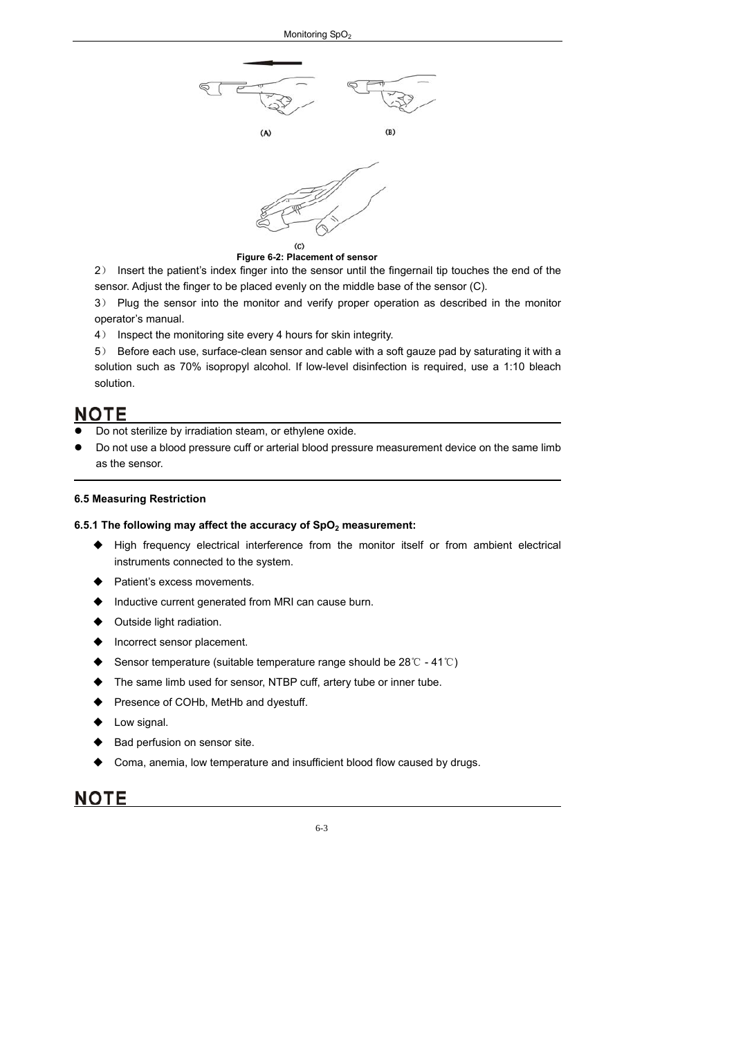Figure 6-2: Placement of sensor

2） Insert the patient's index finger into the sensor until the fingernail tip touches the end of the sensor. Adjust the finger to be placed evenly on the middle base of the sensor (C).

3） Plug the sensor into the monitor and verify proper operation as described in the monitor operator's manual.

4） Inspect the monitoring site every 4 hours for skin integrity.

5） Before each use, surface-clean sensor and cable with a soft gauze pad by saturating it with a solution such as 70% isopropyl alcohol. If low-level disinfection is required, use a 1:10 bleach solution.

## NOTE

- Do not sterilize by irradiation steam, or ethylene oxide.
- Do not use a blood pressure cuff or arterial blood pressure measurement device on the same limb as the sensor.

### 6.5 Measuring Restriction

#### 6.5.1 The following may affect the accuracy of $SpO_2$ measurement:

- High frequency electrical interference from the monitor itself or from ambient electrical instruments connected to the system.
- Patient's excess movements.
- Inductive current generated from MRI can cause burn.
- Outside light radiation.
- Incorrect sensor placement.
- Sensor temperature (suitable temperature range should be 28℃ - 41℃)
- The same limb used for sensor, NTBP cuff, artery tube or inner tube.
- Presence of COHb, MetHb and dyestuff.
- Low signal.
- Bad perfusion on sensor site.
- Coma, anemia, low temperature and insufficient blood flow caused by drugs.

## NOTE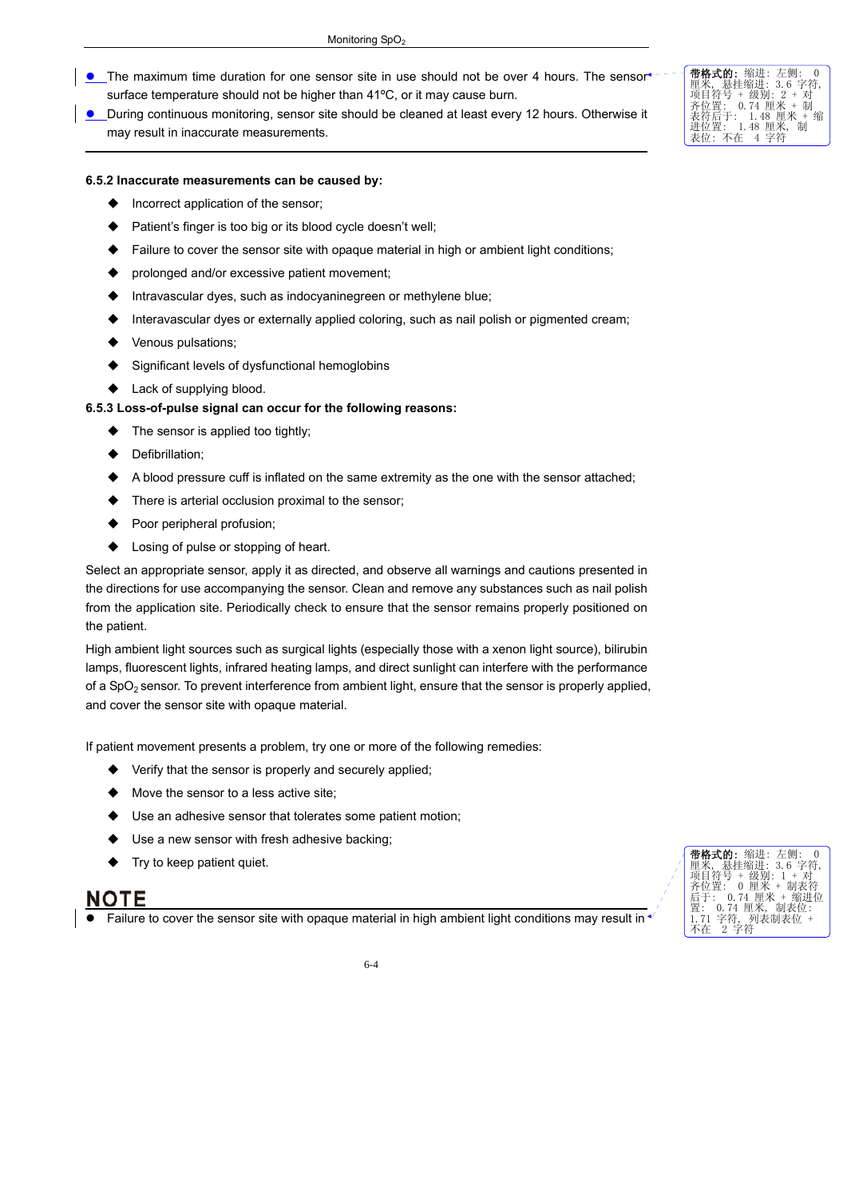- The maximum time duration for one sensor site in use should not be over 4 hours. The sensor surface temperature should not be higher than 41ºC, or it may cause burn.
- During continuous monitoring, sensor site should be cleaned at least every 12 hours. Otherwise it may result in inaccurate measurements.

**6.5.2 Inaccurate measurements can be caused by:**

- Incorrect application of the sensor;
- Patient's finger is too big or its blood cycle doesn't well;
- Failure to cover the sensor site with opaque material in high or ambient light conditions;
- prolonged and/or excessive patient movement;
- Intravascular dyes, such as indocyaninegreen or methylene blue;
- Interavascular dyes or externally applied coloring, such as nail polish or pigmented cream;
- Venous pulsations;
- Significant levels of dysfunctional hemoglobins
- Lack of supplying blood.

**6.5.3 Loss-of-pulse signal can occur for the following reasons:**

- The sensor is applied too tightly;
- Defibrillation;
- A blood pressure cuff is inflated on the same extremity as the one with the sensor attached;
- There is arterial occlusion proximal to the sensor;
- Poor peripheral profusion;
- Losing of pulse or stopping of heart.

Select an appropriate sensor, apply it as directed, and observe all warnings and cautions presented in the directions for use accompanying the sensor. Clean and remove any substances such as nail polish from the application site. Periodically check to ensure that the sensor remains properly positioned on the patient.

High ambient light sources such as surgical lights (especially those with a xenon light source), bilirubin lamps, fluorescent lights, infrared heating lamps, and direct sunlight can interfere with the performance of a $SpO_2$ sensor. To prevent interference from ambient light, ensure that the sensor is properly applied, and cover the sensor site with opaque material.

If patient movement presents a problem, try one or more of the following remedies:

- Verify that the sensor is properly and securely applied;
- Move the sensor to a less active site;
- Use an adhesive sensor that tolerates some patient motion;
- Use a new sensor with fresh adhesive backing;
- Try to keep patient quiet.

## NOTE

- Failure to cover the sensor site with opaque material in high ambient light conditions may result in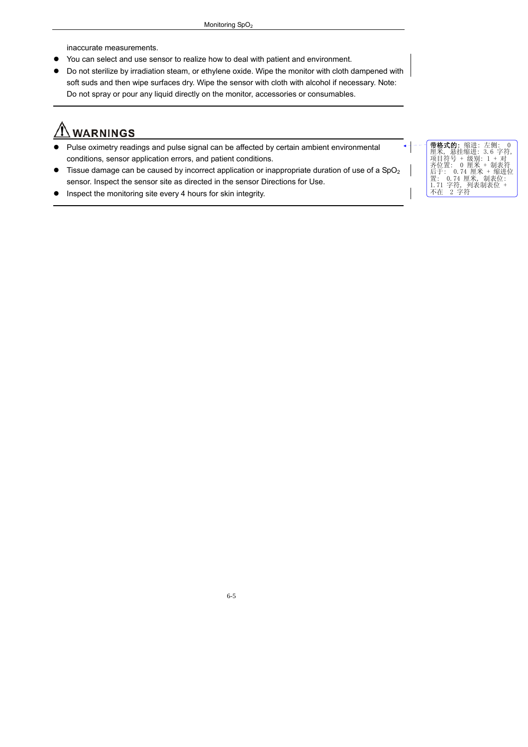inaccurate measurements.

- You can select and use sensor to realize how to deal with patient and environment.
- Do not sterilize by irradiation steam, or ethylene oxide. Wipe the monitor with cloth dampened with soft suds and then wipe surfaces dry. Wipe the sensor with cloth with alcohol if necessary. Note: Do not spray or pour any liquid directly on the monitor, accessories or consumables.

## ⚠ WARNINGS

- Pulse oximetry readings and pulse signal can be affected by certain ambient environmental conditions, sensor application errors, and patient conditions.
- Tissue damage can be caused by incorrect application or inappropriate duration of use of a $SpO_2$ sensor. Inspect the sensor site as directed in the sensor Directions for Use.
- Inspect the monitoring site every 4 hours for skin integrity.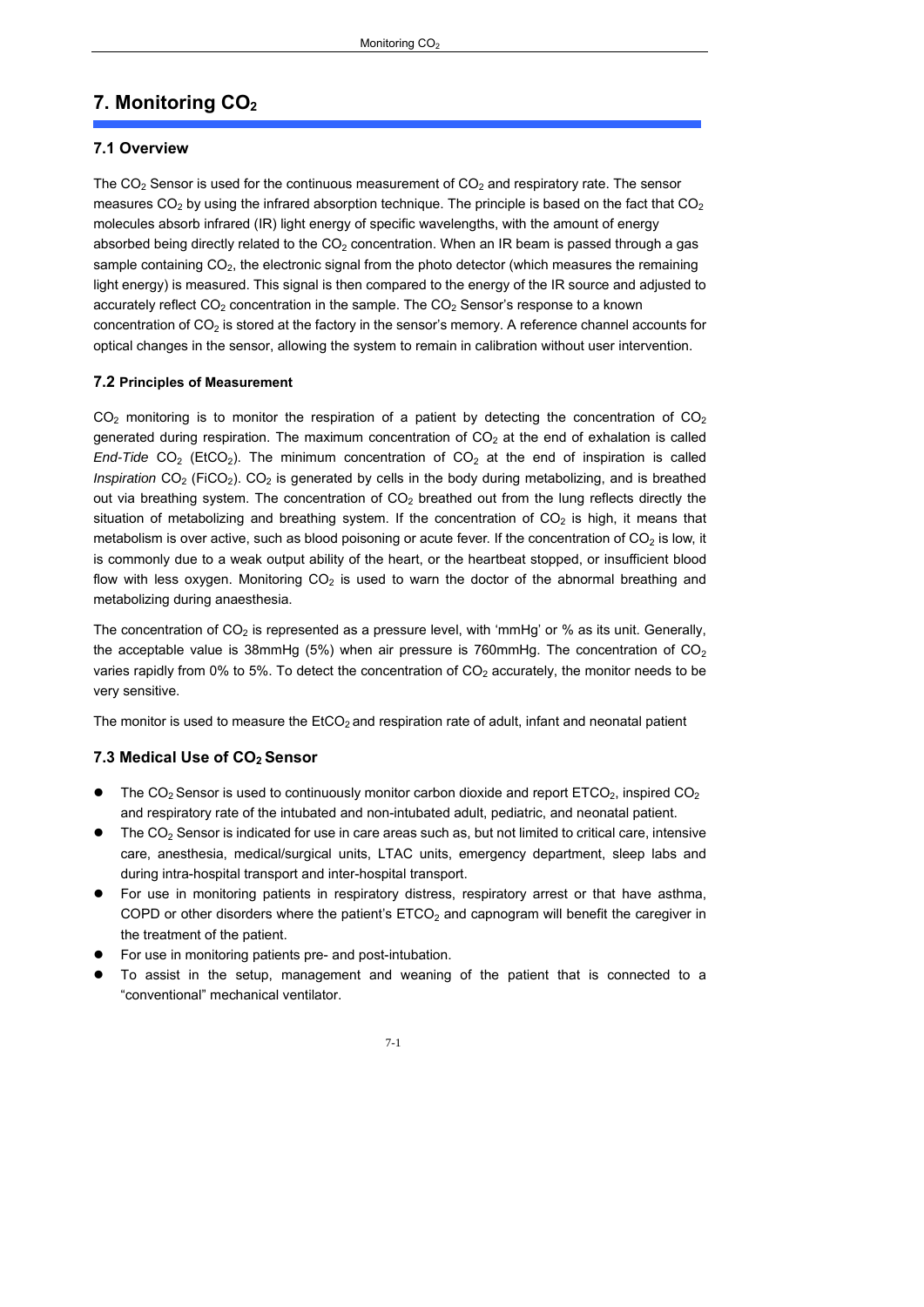# 7. Monitoring $CO_2$

## 7.1 Overview

The $CO_2$ Sensor is used for the continuous measurement of $CO_2$ and respiratory rate. The sensor measures $CO_2$ by using the infrared absorption technique. The principle is based on the fact that $CO_2$ molecules absorb infrared (IR) light energy of specific wavelengths, with the amount of energy absorbed being directly related to the $CO_2$ concentration. When an IR beam is passed through a gas sample containing $CO_2$, the electronic signal from the photo detector (which measures the remaining light energy) is measured. This signal is then compared to the energy of the IR source and adjusted to accurately reflect $CO_2$ concentration in the sample. The $CO_2$ Sensor's response to a known concentration of $CO_2$ is stored at the factory in the sensor's memory. A reference channel accounts for optical changes in the sensor, allowing the system to remain in calibration without user intervention.

## 7.2 Principles of Measurement

$CO_2$ monitoring is to monitor the respiration of a patient by detecting the concentration of $CO_2$ generated during respiration. The maximum concentration of $CO_2$ at the end of exhalation is called *End-Tide* $CO_2$ ($EtCO_2$). The minimum concentration of $CO_2$ at the end of inspiration is called *Inspiration* $CO_2$ ($FiCO_2$). $CO_2$ is generated by cells in the body during metabolizing, and is breathed out via breathing system. The concentration of $CO_2$ breathed out from the lung reflects directly the situation of metabolizing and breathing system. If the concentration of $CO_2$ is high, it means that metabolism is over active, such as blood poisoning or acute fever. If the concentration of $CO_2$ is low, it is commonly due to a weak output ability of the heart, or the heartbeat stopped, or insufficient blood flow with less oxygen. Monitoring $CO_2$ is used to warn the doctor of the abnormal breathing and metabolizing during anaesthesia.

The concentration of $CO_2$ is represented as a pressure level, with 'mmHg' or % as its unit. Generally, the acceptable value is 38mmHg (5%) when air pressure is 760mmHg. The concentration of $CO_2$ varies rapidly from 0% to 5%. To detect the concentration of $CO_2$ accurately, the monitor needs to be very sensitive.

The monitor is used to measure the $EtCO_2$ and respiration rate of adult, infant and neonatal patient

## 7.3 Medical Use of $CO_2$ Sensor

- The $CO_2$ Sensor is used to continuously monitor carbon dioxide and report $ETCO_2$, inspired $CO_2$ and respiratory rate of the intubated and non-intubated adult, pediatric, and neonatal patient.
- The $CO_2$ Sensor is indicated for use in care areas such as, but not limited to critical care, intensive care, anesthesia, medical/surgical units, LTAC units, emergency department, sleep labs and during intra-hospital transport and inter-hospital transport.
- For use in monitoring patients in respiratory distress, respiratory arrest or that have asthma, COPD or other disorders where the patient's $ETCO_2$ and capnogram will benefit the caregiver in the treatment of the patient.
- For use in monitoring patients pre- and post-intubation.
- To assist in the setup, management and weaning of the patient that is connected to a "conventional" mechanical ventilator.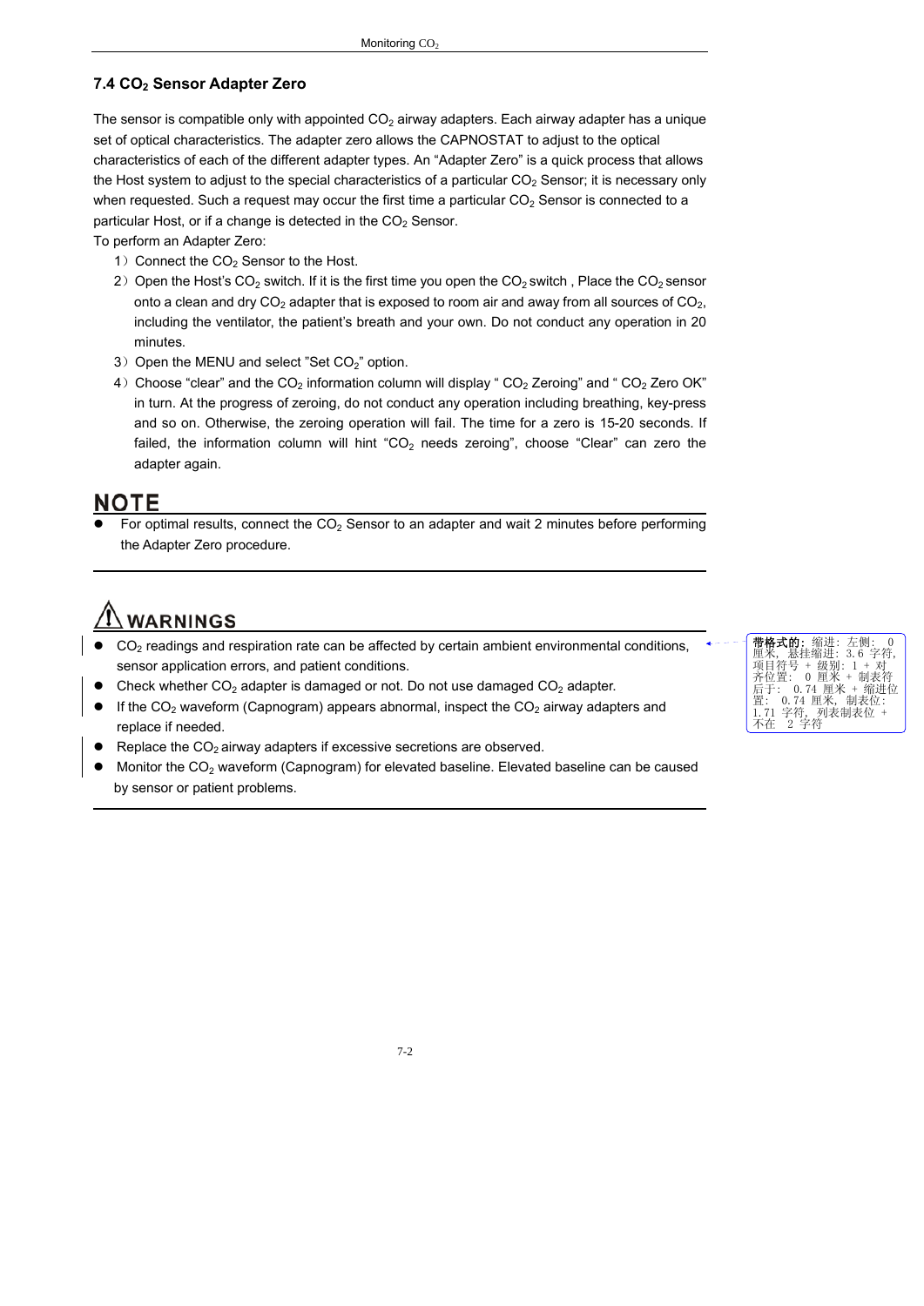### 7.4 $CO_2$ Sensor Adapter Zero

The sensor is compatible only with appointed $CO_2$ airway adapters. Each airway adapter has a unique set of optical characteristics. The adapter zero allows the CAPNOSTAT to adjust to the optical characteristics of each of the different adapter types. An "Adapter Zero" is a quick process that allows the Host system to adjust to the special characteristics of a particular $CO_2$ Sensor; it is necessary only when requested. Such a request may occur the first time a particular $CO_2$ Sensor is connected to a particular Host, or if a change is detected in the $CO_2$ Sensor.

To perform an Adapter Zero:

1) Connect the $CO_2$ Sensor to the Host.
2) Open the Host's $CO_2$ switch. If it is the first time you open the $CO_2$ switch , Place the $CO_2$ sensor onto a clean and dry $CO_2$ adapter that is exposed to room air and away from all sources of $CO_2$, including the ventilator, the patient's breath and your own. Do not conduct any operation in 20 minutes.
3) Open the MENU and select "Set $CO_2$" option.
4) Choose "clear" and the $CO_2$ information column will display " $CO_2$ Zeroing" and " $CO_2$ Zero OK" in turn. At the progress of zeroing, do not conduct any operation including breathing, key-press and so on. Otherwise, the zeroing operation will fail. The time for a zero is 15-20 seconds. If failed, the information column will hint "$CO_2$ needs zeroing", choose "Clear" can zero the adapter again.

**NOTE**

- For optimal results, connect the $CO_2$ Sensor to an adapter and wait 2 minutes before performing the Adapter Zero procedure.

**⚠ WARNINGS**

- $CO_2$ readings and respiration rate can be affected by certain ambient environmental conditions, sensor application errors, and patient conditions.
- Check whether $CO_2$ adapter is damaged or not. Do not use damaged $CO_2$ adapter.
- If the $CO_2$ waveform (Capnogram) appears abnormal, inspect the $CO_2$ airway adapters and replace if needed.
- Replace the $CO_2$ airway adapters if excessive secretions are observed.
- Monitor the $CO_2$ waveform (Capnogram) for elevated baseline. Elevated baseline can be caused by sensor or patient problems.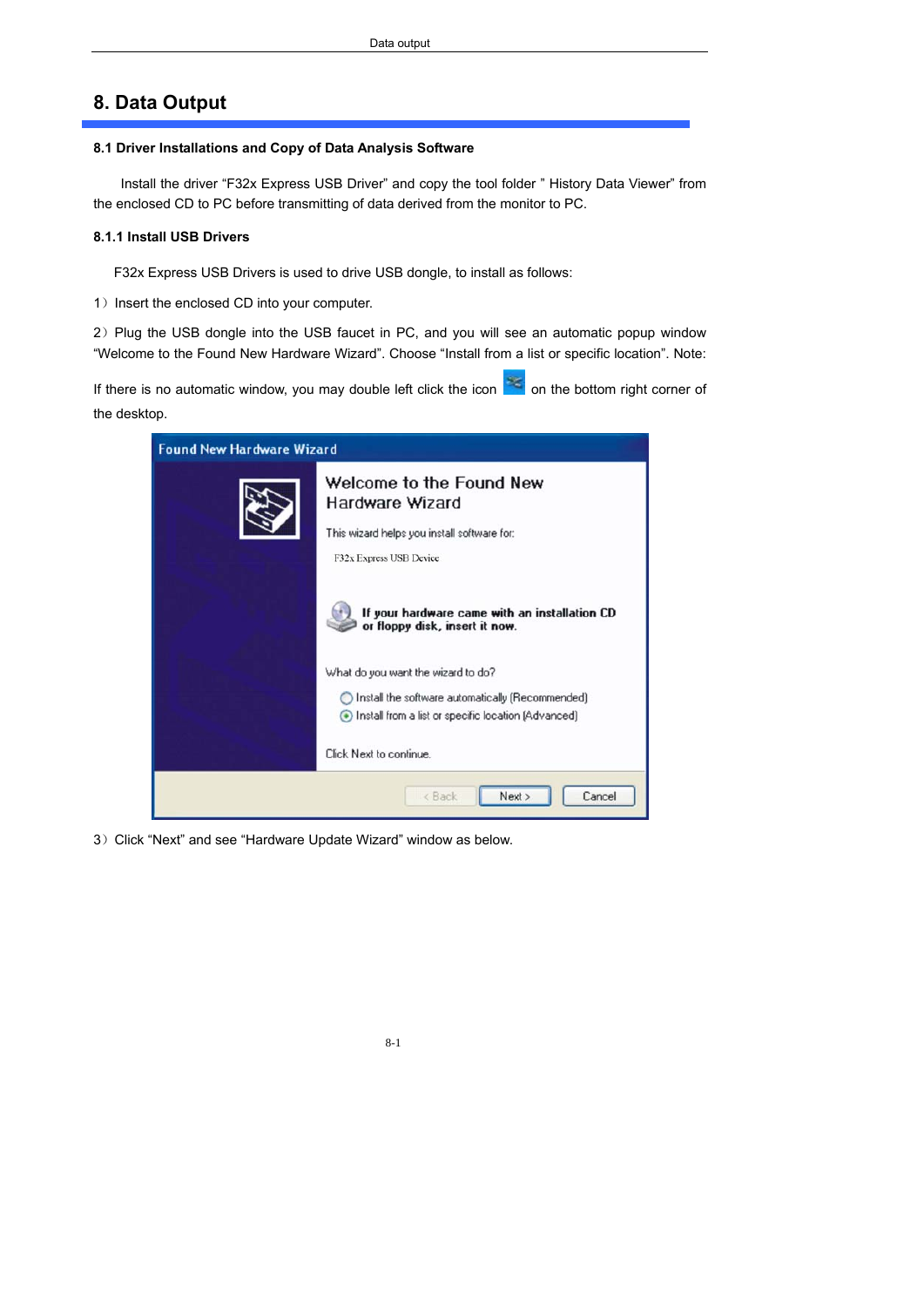## 8. Data Output

### 8.1 Driver Installations and Copy of Data Analysis Software

Install the driver "F32x Express USB Driver" and copy the tool folder " History Data Viewer" from the enclosed CD to PC before transmitting of data derived from the monitor to PC.

#### 8.1.1 Install USB Drivers

F32x Express USB Drivers is used to drive USB dongle, to install as follows:

1）Insert the enclosed CD into your computer.

2）Plug the USB dongle into the USB faucet in PC, and you will see an automatic popup window "Welcome to the Found New Hardware Wizard". Choose "Install from a list or specific location". Note: If there is no automatic window, you may double left click the icon on the bottom right corner of the desktop.

3）Click "Next" and see "Hardware Update Wizard" window as below.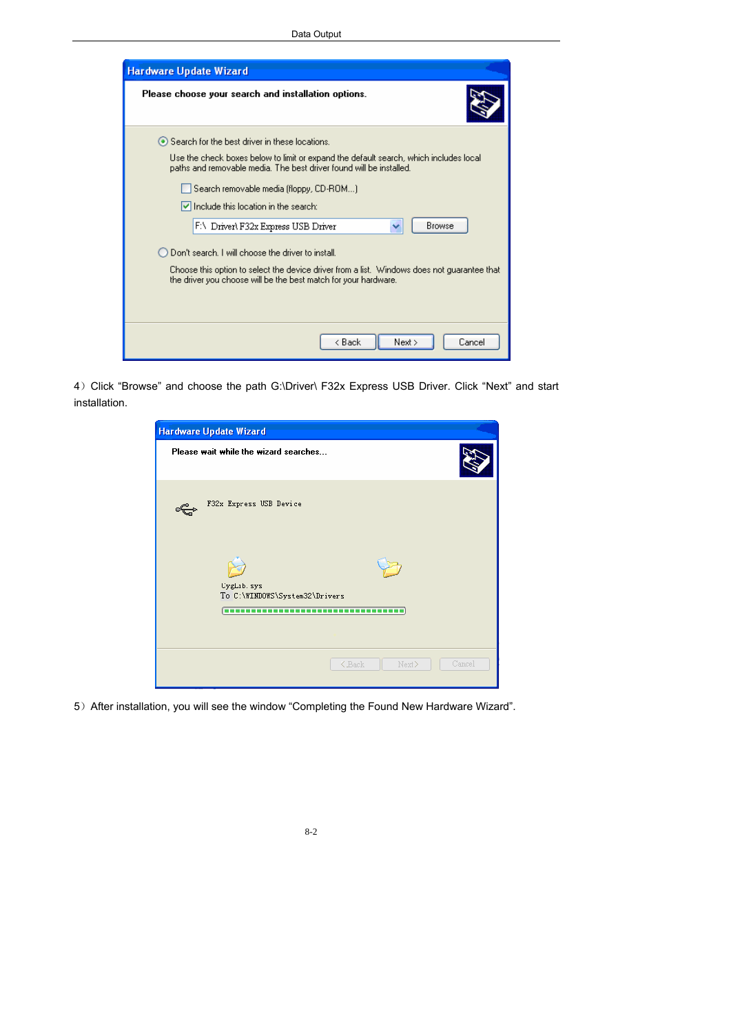4）Click “Browse” and choose the path G:\Driver\ F32x Express USB Driver. Click “Next” and start installation.

5）After installation, you will see the window “Completing the Found New Hardware Wizard”.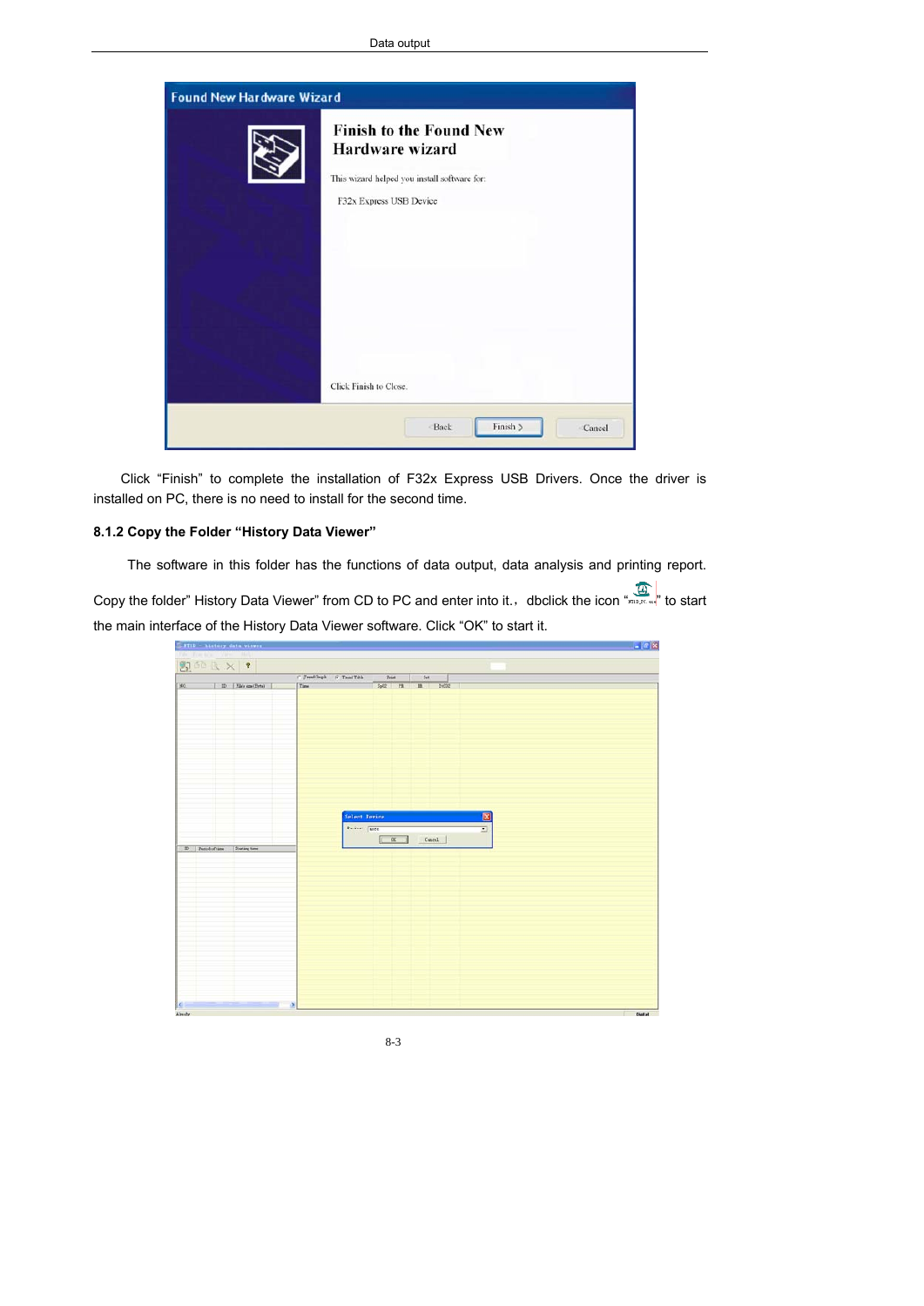Click “Finish” to complete the installation of F32x Express USB Drivers. Once the driver is installed on PC, there is no need to install for the second time.

### 8.1.2 Copy the Folder “History Data Viewer”

The software in this folder has the functions of data output, data analysis and printing report. Copy the folder” History Data Viewer” from CD to PC and enter into it.，dbclick the icon “” to start the main interface of the History Data Viewer software. Click “OK” to start it.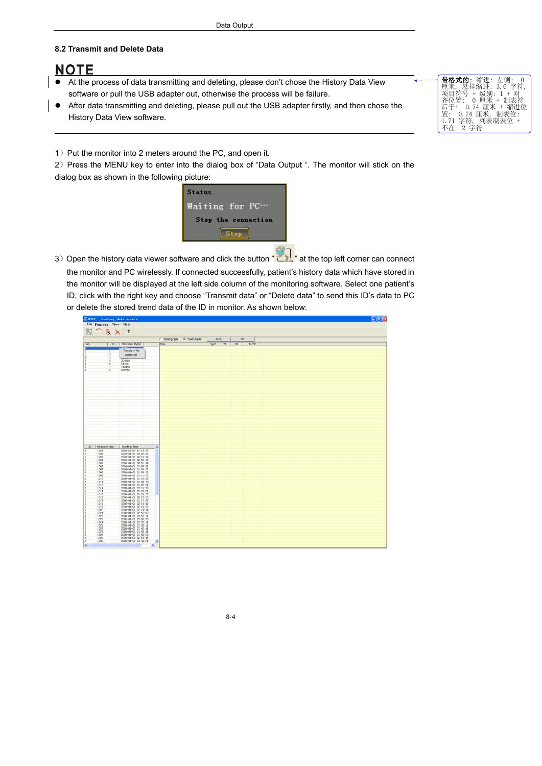## 8.2 Transmit and Delete Data

### NOTE

- At the process of data transmitting and deleting, please don't chose the History Data View software or pull the USB adapter out, otherwise the process will be failure.
- After data transmitting and deleting, please pull out the USB adapter firstly, and then chose the History Data View software.

1）Put the monitor into 2 meters around the PC, and open it.

2）Press the MENU key to enter into the dialog box of "Data Output ". The monitor will stick on the dialog box as shown in the following picture:

Status

Waiting for PC…

Stop the connection

Stop

3）Open the history data viewer software and click the button " " at the top left corner can connect the monitor and PC wirelessly. If connected successfully, patient's history data which have stored in the monitor will be displayed at the left side column of the monitoring software. Select one patient's ID, click with the right key and choose "Transmit data" or "Delete data" to send this ID's data to PC or delete the stored trend data of the ID in monitor. As shown below: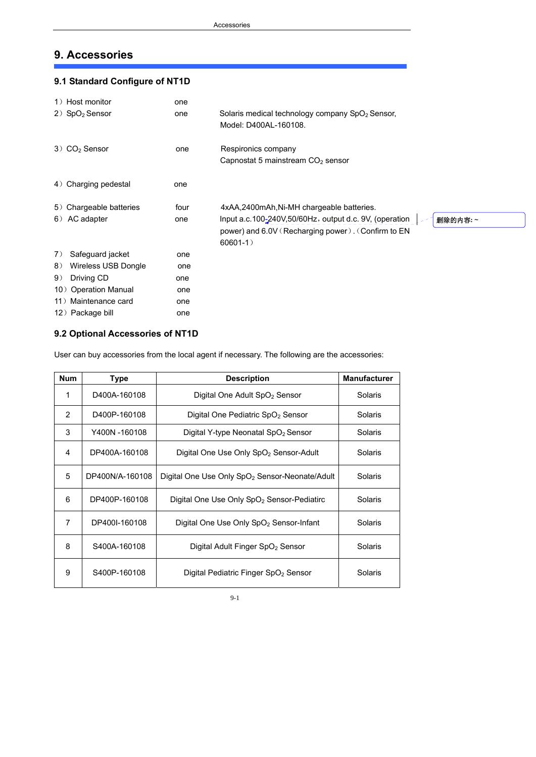## 9. Accessories

### 9.1 Standard Configure of NT1D

| | | |
|---|---|---|
| 1）Host monitor | one | |
| 2）$SpO_2$ Sensor | one | Solaris medical technology company $SpO_2$ Sensor, Model: D400AL-160108. |
| 3）$CO_2$ Sensor | one | Respironics company Capnostat 5 mainstream $CO_2$ sensor |
| 4）Charging pedestal | one | |
| 5）Chargeable batteries | four | 4xAA,2400mAh,Ni-MH chargeable batteries. |
| 6）AC adapter | one | Input a.c.100-240V,50/60Hz，output d.c. 9V, (operation power) and 6.0V（Recharging power）.（Confirm to EN 60601-1） |
| 7）Safeguard jacket | one | |
| 8）Wireless USB Dongle | one | |
| 9）Driving CD | one | |
| 10）Operation Manual | one | |
| 11）Maintenance card | one | |
| 12）Package bill | one | |

删除的内容: ~

### 9.2 Optional Accessories of NT1D

User can buy accessories from the local agent if necessary. The following are the accessories:

| Num | Type | Description | Manufacturer |
|---|---|---|---|
| 1 | D400A-160108 | Digital One Adult $SpO_2$ Sensor | Solaris |
| 2 | D400P-160108 | Digital One Pediatric $SpO_2$ Sensor | Solaris |
| 3 | Y400N -160108 | Digital Y-type Neonatal $SpO_2$ Sensor | Solaris |
| 4 | DP400A-160108 | Digital One Use Only $SpO_2$ Sensor-Adult | Solaris |
| 5 | DP400N/A-160108 | Digital One Use Only $SpO_2$ Sensor-Neonate/Adult | Solaris |
| 6 | DP400P-160108 | Digital One Use Only $SpO_2$ Sensor-Pediatirc | Solaris |
| 7 | DP400I-160108 | Digital One Use Only $SpO_2$ Sensor-Infant | Solaris |
| 8 | S400A-160108 | Digital Adult Finger $SpO_2$ Sensor | Solaris |
| 9 | S400P-160108 | Digital Pediatric Finger $SpO_2$ Sensor | Solaris |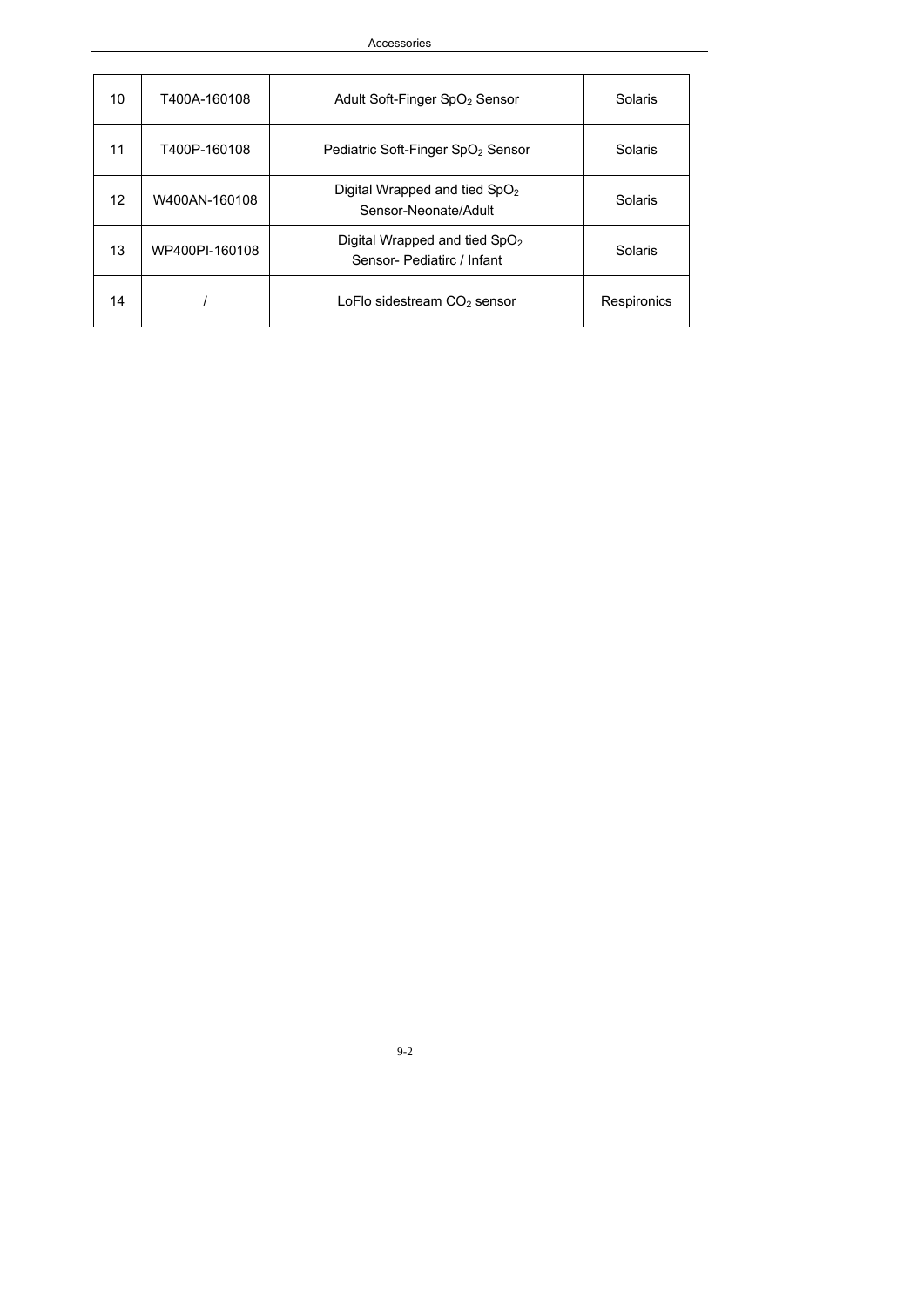| 10 | T400A-160108 | Adult Soft-Finger $SpO_2$ Sensor | Solaris |
|---|---|---|---|
| 11 | T400P-160108 | Pediatric Soft-Finger $SpO_2$ Sensor | Solaris |
| 12 | W400AN-160108 | Digital Wrapped and tied $SpO_2$ Sensor-Neonate/Adult | Solaris |
| 13 | WP400PI-160108 | Digital Wrapped and tied $SpO_2$ Sensor- Pediatirc / Infant | Solaris |
| 14 | / | LoFlo sidestream $CO_2$ sensor | Respironics |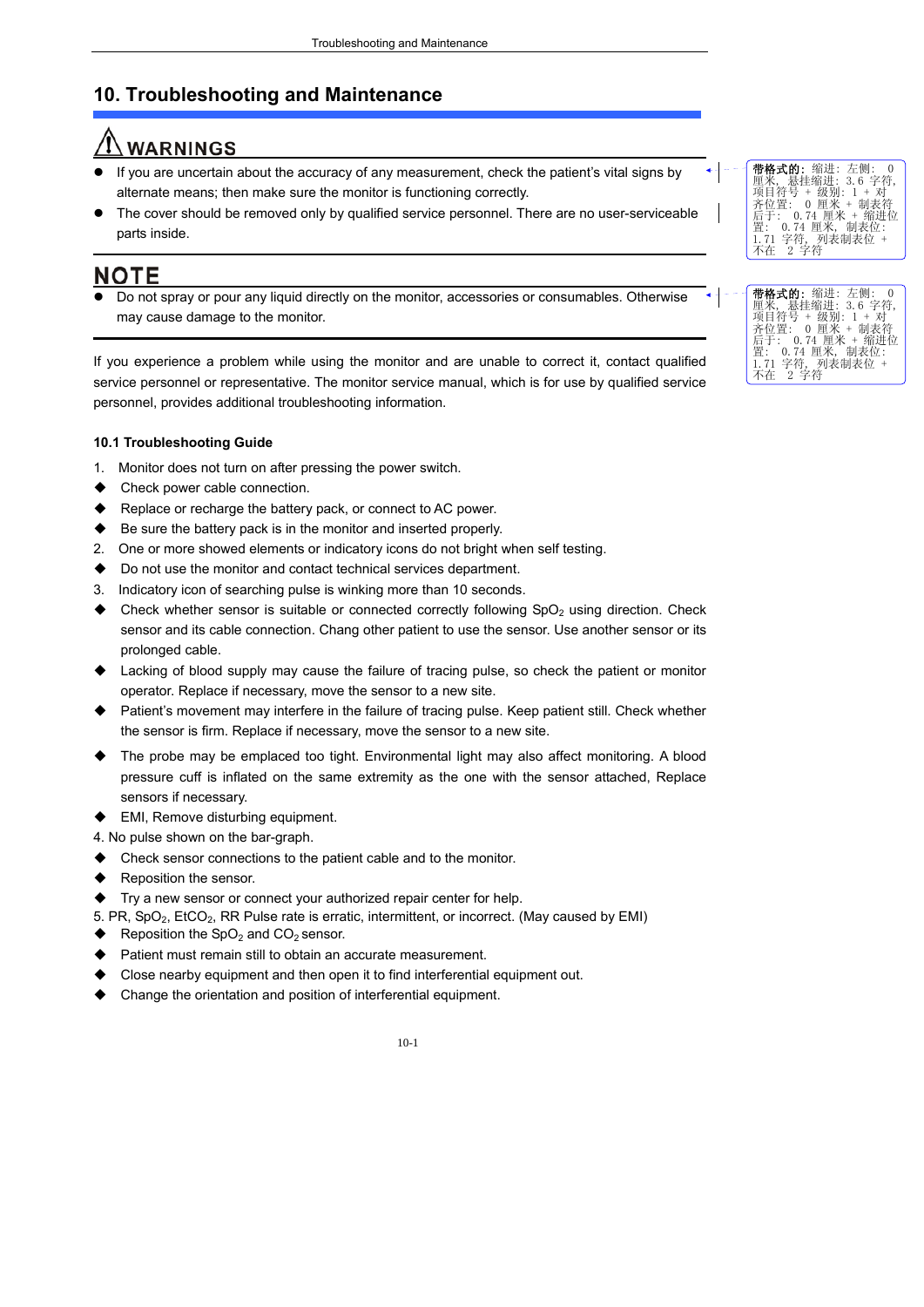# 10. Troubleshooting and Maintenance

## ⚠ WARNINGS

- If you are uncertain about the accuracy of any measurement, check the patient's vital signs by alternate means; then make sure the monitor is functioning correctly.
- The cover should be removed only by qualified service personnel. There are no user-serviceable parts inside.

## NOTE

- Do not spray or pour any liquid directly on the monitor, accessories or consumables. Otherwise may cause damage to the monitor.

If you experience a problem while using the monitor and are unable to correct it, contact qualified service personnel or representative. The monitor service manual, which is for use by qualified service personnel, provides additional troubleshooting information.

### 10.1 Troubleshooting Guide

1. Monitor does not turn on after pressing the power switch.

- Check power cable connection.
- Replace or recharge the battery pack, or connect to AC power.
- Be sure the battery pack is in the monitor and inserted properly.

2. One or more showed elements or indicatory icons do not bright when self testing.

- Do not use the monitor and contact technical services department.

3. Indicatory icon of searching pulse is winking more than 10 seconds.

- Check whether sensor is suitable or connected correctly following $SpO_2$ using direction. Check sensor and its cable connection. Chang other patient to use the sensor. Use another sensor or its prolonged cable.
- Lacking of blood supply may cause the failure of tracing pulse, so check the patient or monitor operator. Replace if necessary, move the sensor to a new site.
- Patient's movement may interfere in the failure of tracing pulse. Keep patient still. Check whether the sensor is firm. Replace if necessary, move the sensor to a new site.
- The probe may be emplaced too tight. Environmental light may also affect monitoring. A blood pressure cuff is inflated on the same extremity as the one with the sensor attached, Replace sensors if necessary.
- EMI, Remove disturbing equipment.

4. No pulse shown on the bar-graph.

- Check sensor connections to the patient cable and to the monitor.
- Reposition the sensor.
- Try a new sensor or connect your authorized repair center for help.

5. PR, $SpO_2$, $EtCO_2$, RR Pulse rate is erratic, intermittent, or incorrect. (May caused by EMI)

- Reposition the $SpO_2$ and $CO_2$ sensor.
- Patient must remain still to obtain an accurate measurement.
- Close nearby equipment and then open it to find interferential equipment out.
- Change the orientation and position of interferential equipment.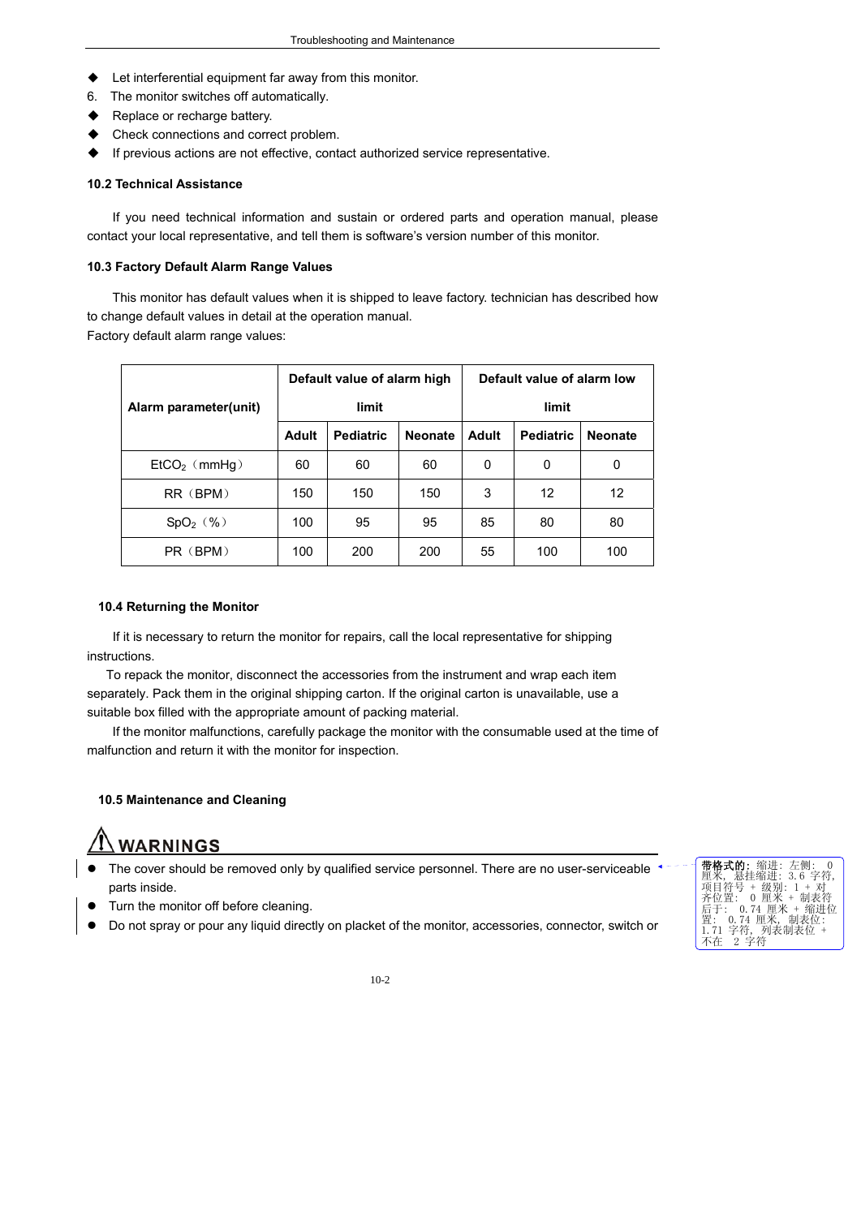- Let interferential equipment far away from this monitor.

6. The monitor switches off automatically.

- Replace or recharge battery.
- Check connections and correct problem.
- If previous actions are not effective, contact authorized service representative.

**10.2 Technical Assistance**

If you need technical information and sustain or ordered parts and operation manual, please contact your local representative, and tell them is software's version number of this monitor.

**10.3 Factory Default Alarm Range Values**

This monitor has default values when it is shipped to leave factory. technician has described how to change default values in detail at the operation manual.

Factory default alarm range values:

| Alarm parameter(unit) | Default value of alarm high limit | | | Default value of alarm low limit | | |
|---|---|---|---|---|---|---|
| | Adult | Pediatric | Neonate | Adult | Pediatric | Neonate |
| $EtCO_2$（mmHg） | 60 | 60 | 60 | 0 | 0 | 0 |
| RR（BPM） | 150 | 150 | 150 | 3 | 12 | 12 |
| $SpO_2$（%） | 100 | 95 | 95 | 85 | 80 | 80 |
| PR（BPM） | 100 | 200 | 200 | 55 | 100 | 100 |

**10.4 Returning the Monitor**

If it is necessary to return the monitor for repairs, call the local representative for shipping instructions.

To repack the monitor, disconnect the accessories from the instrument and wrap each item separately. Pack them in the original shipping carton. If the original carton is unavailable, use a suitable box filled with the appropriate amount of packing material.

If the monitor malfunctions, carefully package the monitor with the consumable used at the time of malfunction and return it with the monitor for inspection.

**10.5 Maintenance and Cleaning**

**⚠ WARNINGS**

- The cover should be removed only by qualified service personnel. There are no user-serviceable parts inside.
- Turn the monitor off before cleaning.
- Do not spray or pour any liquid directly on placket of the monitor, accessories, connector, switch or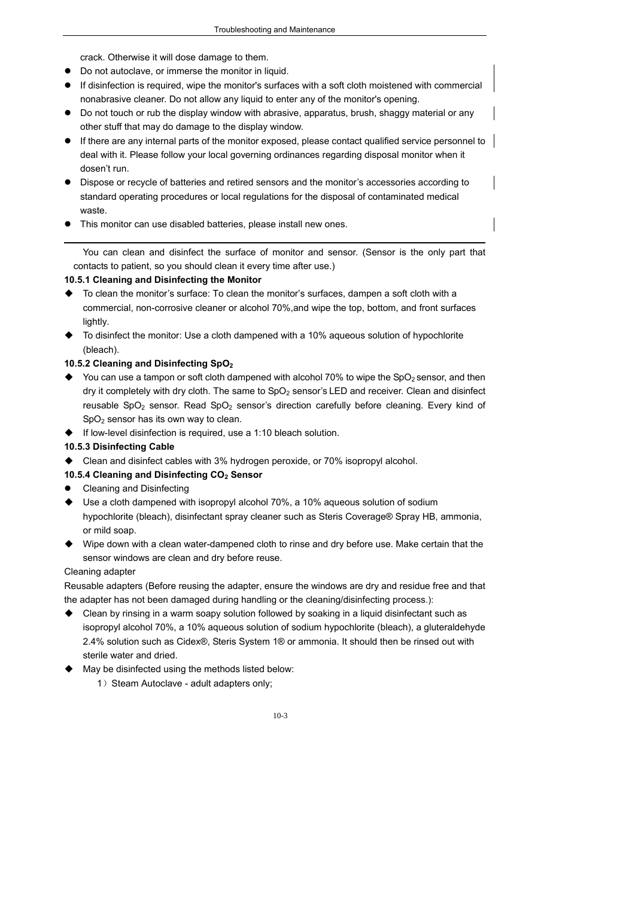crack. Otherwise it will dose damage to them.

- Do not autoclave, or immerse the monitor in liquid.
- If disinfection is required, wipe the monitor's surfaces with a soft cloth moistened with commercial nonabrasive cleaner. Do not allow any liquid to enter any of the monitor's opening.
- Do not touch or rub the display window with abrasive, apparatus, brush, shaggy material or any other stuff that may do damage to the display window.
- If there are any internal parts of the monitor exposed, please contact qualified service personnel to deal with it. Please follow your local governing ordinances regarding disposal monitor when it dosen't run.
- Dispose or recycle of batteries and retired sensors and the monitor's accessories according to standard operating procedures or local regulations for the disposal of contaminated medical waste.
- This monitor can use disabled batteries, please install new ones.

---

You can clean and disinfect the surface of monitor and sensor. (Sensor is the only part that contacts to patient, so you should clean it every time after use.)

**10.5.1 Cleaning and Disinfecting the Monitor**

- To clean the monitor's surface: To clean the monitor's surfaces, dampen a soft cloth with a commercial, non-corrosive cleaner or alcohol 70%,and wipe the top, bottom, and front surfaces lightly.
- To disinfect the monitor: Use a cloth dampened with a 10% aqueous solution of hypochlorite (bleach).

**10.5.2 Cleaning and Disinfecting $SpO_2$**

- You can use a tampon or soft cloth dampened with alcohol 70% to wipe the $SpO_2$ sensor, and then dry it completely with dry cloth. The same to $SpO_2$ sensor's LED and receiver. Clean and disinfect reusable $SpO_2$ sensor. Read $SpO_2$ sensor's direction carefully before cleaning. Every kind of $SpO_2$ sensor has its own way to clean.
- If low-level disinfection is required, use a 1:10 bleach solution.

**10.5.3 Disinfecting Cable**

- Clean and disinfect cables with 3% hydrogen peroxide, or 70% isopropyl alcohol.

**10.5.4 Cleaning and Disinfecting $CO_2$ Sensor**

- Cleaning and Disinfecting
- Use a cloth dampened with isopropyl alcohol 70%, a 10% aqueous solution of sodium hypochlorite (bleach), disinfectant spray cleaner such as Steris Coverage® Spray HB, ammonia, or mild soap.
- Wipe down with a clean water-dampened cloth to rinse and dry before use. Make certain that the sensor windows are clean and dry before reuse.

Cleaning adapter

Reusable adapters (Before reusing the adapter, ensure the windows are dry and residue free and that the adapter has not been damaged during handling or the cleaning/disinfecting process.):

- Clean by rinsing in a warm soapy solution followed by soaking in a liquid disinfectant such as isopropyl alcohol 70%, a 10% aqueous solution of sodium hypochlorite (bleach), a gluteraldehyde 2.4% solution such as Cidex®, Steris System 1® or ammonia. It should then be rinsed out with sterile water and dried.
- May be disinfected using the methods listed below:

  1）Steam Autoclave - adult adapters only;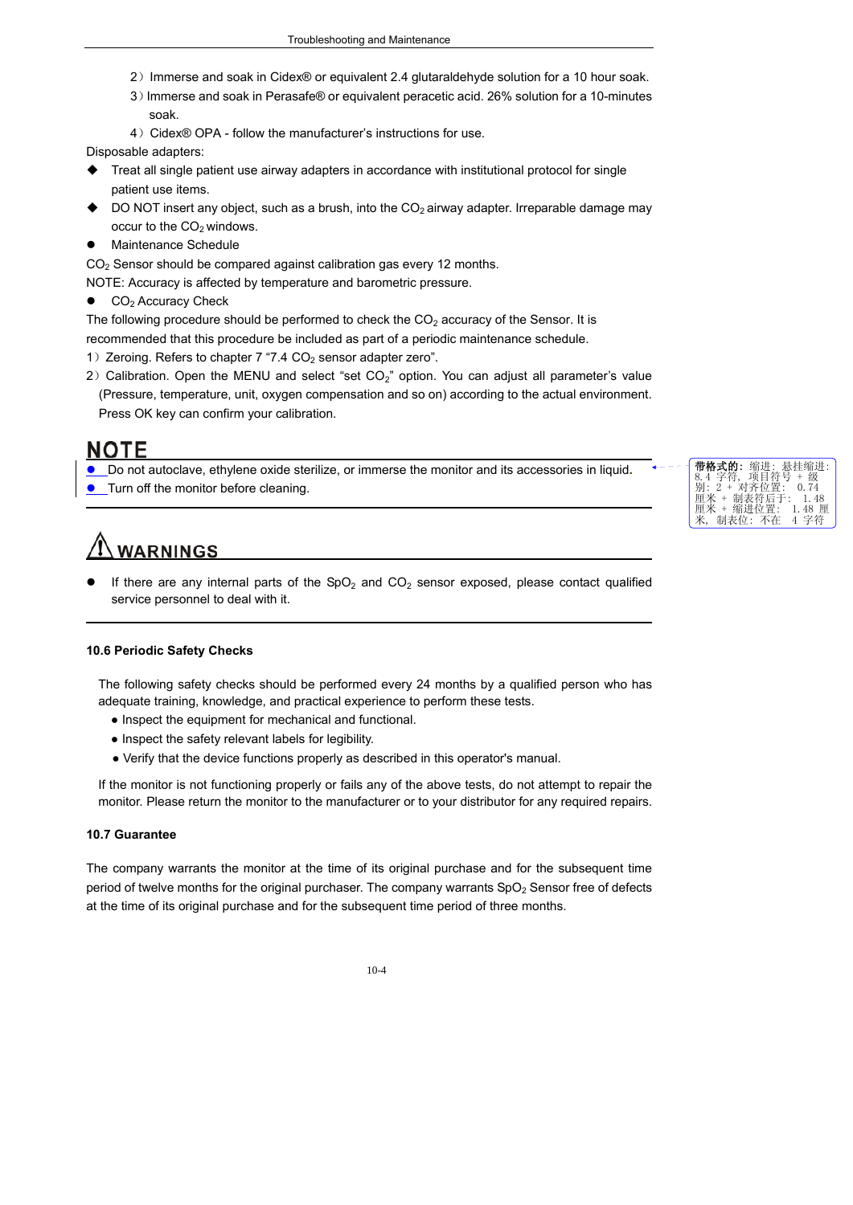2）Immerse and soak in Cidex® or equivalent 2.4 glutaraldehyde solution for a 10 hour soak.

3）Immerse and soak in Perasafe® or equivalent peracetic acid. 26% solution for a 10-minutes soak.

4）Cidex® OPA - follow the manufacturer's instructions for use.

Disposable adapters:

- Treat all single patient use airway adapters in accordance with institutional protocol for single patient use items.
- DO NOT insert any object, such as a brush, into the $CO_2$ airway adapter. Irreparable damage may occur to the $CO_2$ windows.

- Maintenance Schedule

$CO_2$ Sensor should be compared against calibration gas every 12 months.

NOTE: Accuracy is affected by temperature and barometric pressure.

- $CO_2$ Accuracy Check

The following procedure should be performed to check the $CO_2$ accuracy of the Sensor. It is recommended that this procedure be included as part of a periodic maintenance schedule.

1）Zeroing. Refers to chapter 7 "7.4 $CO_2$ sensor adapter zero".

2）Calibration. Open the MENU and select "set $CO_2$" option. You can adjust all parameter's value (Pressure, temperature, unit, oxygen compensation and so on) according to the actual environment. Press OK key can confirm your calibration.

## NOTE

- Do not autoclave, ethylene oxide sterilize, or immerse the monitor and its accessories in liquid.
- Turn off the monitor before cleaning.

## WARNINGS

- If there are any internal parts of the $SpO_2$ and $CO_2$ sensor exposed, please contact qualified service personnel to deal with it.

### 10.6 Periodic Safety Checks

The following safety checks should be performed every 24 months by a qualified person who has adequate training, knowledge, and practical experience to perform these tests.

- Inspect the equipment for mechanical and functional.
- Inspect the safety relevant labels for legibility.
- Verify that the device functions properly as described in this operator's manual.

If the monitor is not functioning properly or fails any of the above tests, do not attempt to repair the monitor. Please return the monitor to the manufacturer or to your distributor for any required repairs.

### 10.7 Guarantee

The company warrants the monitor at the time of its original purchase and for the subsequent time period of twelve months for the original purchaser. The company warrants $SpO_2$ Sensor free of defects at the time of its original purchase and for the subsequent time period of three months.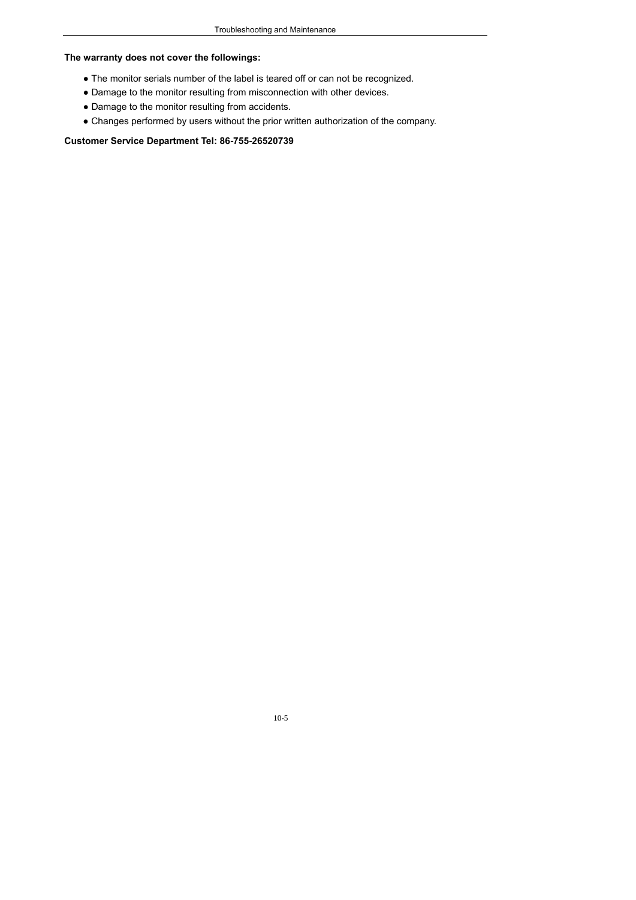**The warranty does not cover the followings:**

- The monitor serials number of the label is teared off or can not be recognized.
- Damage to the monitor resulting from misconnection with other devices.
- Damage to the monitor resulting from accidents.
- Changes performed by users without the prior written authorization of the company.

**Customer Service Department Tel: 86-755-26520739**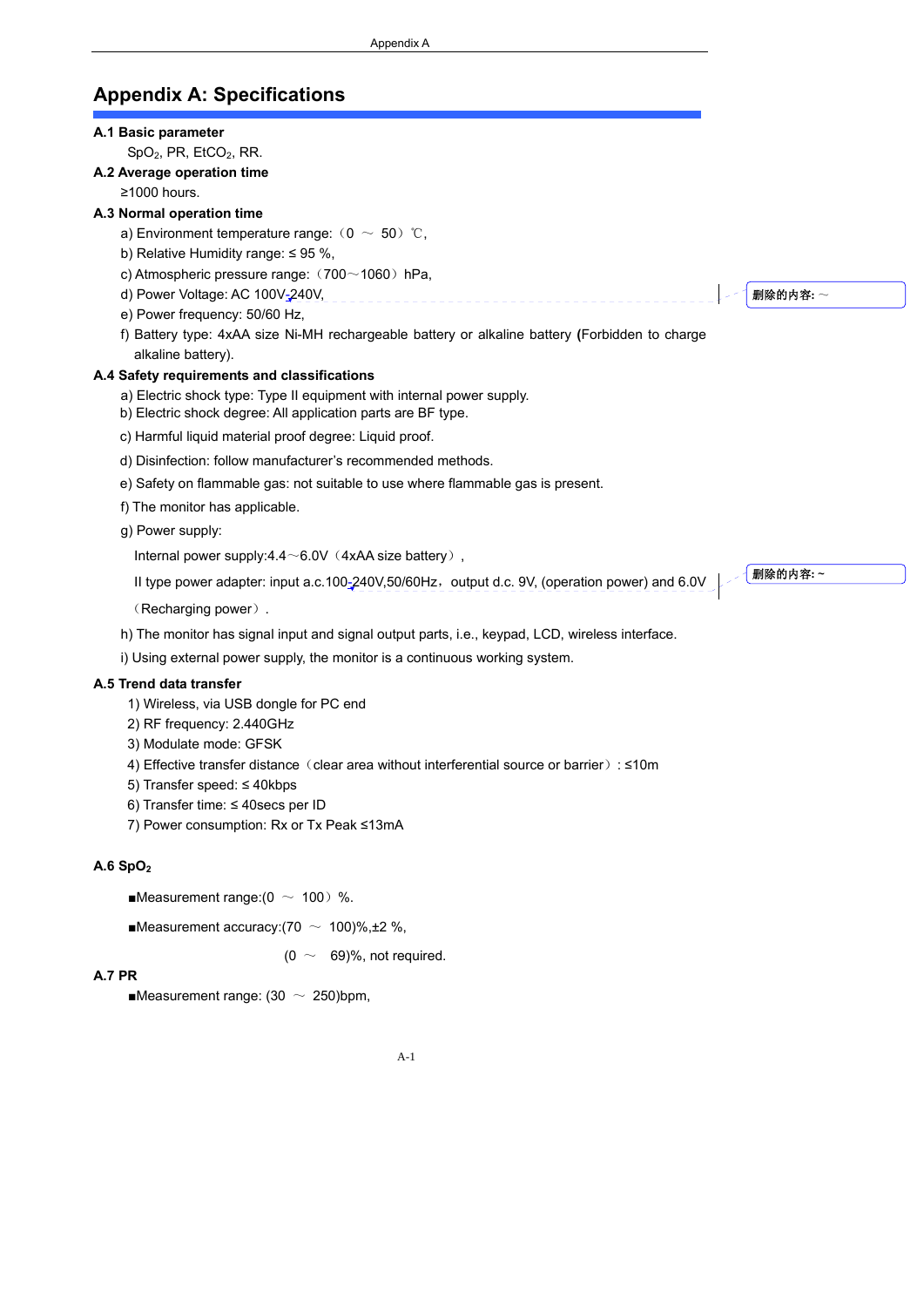# Appendix A: Specifications

**A.1 Basic parameter**

$SpO_2$, PR, $EtCO_2$, RR.

**A.2 Average operation time**

≥1000 hours.

**A.3 Normal operation time**

a) Environment temperature range:（0 ～ 50）℃,

b) Relative Humidity range: ≤ 95 %,

c) Atmospheric pressure range:（700～1060）hPa,

d) Power Voltage: AC 100V-240V,

e) Power frequency: 50/60 Hz,

f) Battery type: 4xAA size Ni-MH rechargeable battery or alkaline battery **(**Forbidden to charge alkaline battery).

**A.4 Safety requirements and classifications**

a) Electric shock type: Type II equipment with internal power supply.

b) Electric shock degree: All application parts are BF type.

c) Harmful liquid material proof degree: Liquid proof.

d) Disinfection: follow manufacturer's recommended methods.

e) Safety on flammable gas: not suitable to use where flammable gas is present.

f) The monitor has applicable.

g) Power supply:

Internal power supply:4.4～6.0V（4xAA size battery）,

II type power adapter: input a.c.100-240V,50/60Hz，output d.c. 9V, (operation power) and 6.0V（Recharging power）.

h) The monitor has signal input and signal output parts, i.e., keypad, LCD, wireless interface.

i) Using external power supply, the monitor is a continuous working system.

**A.5 Trend data transfer**

1) Wireless, via USB dongle for PC end
2) RF frequency: 2.440GHz
3) Modulate mode: GFSK
4) Effective transfer distance（clear area without interferential source or barrier）: ≤10m
5) Transfer speed: ≤ 40kbps
6) Transfer time: ≤ 40secs per ID
7) Power consumption: Rx or Tx Peak ≤13mA

**A.6 $SpO_2$**

■Measurement range:(0 ～ 100）%.

■Measurement accuracy:(70 ～ 100)%,±2 %,

(0 ～ 69)%, not required.

**A.7 PR**

■Measurement range: (30 ～ 250)bpm,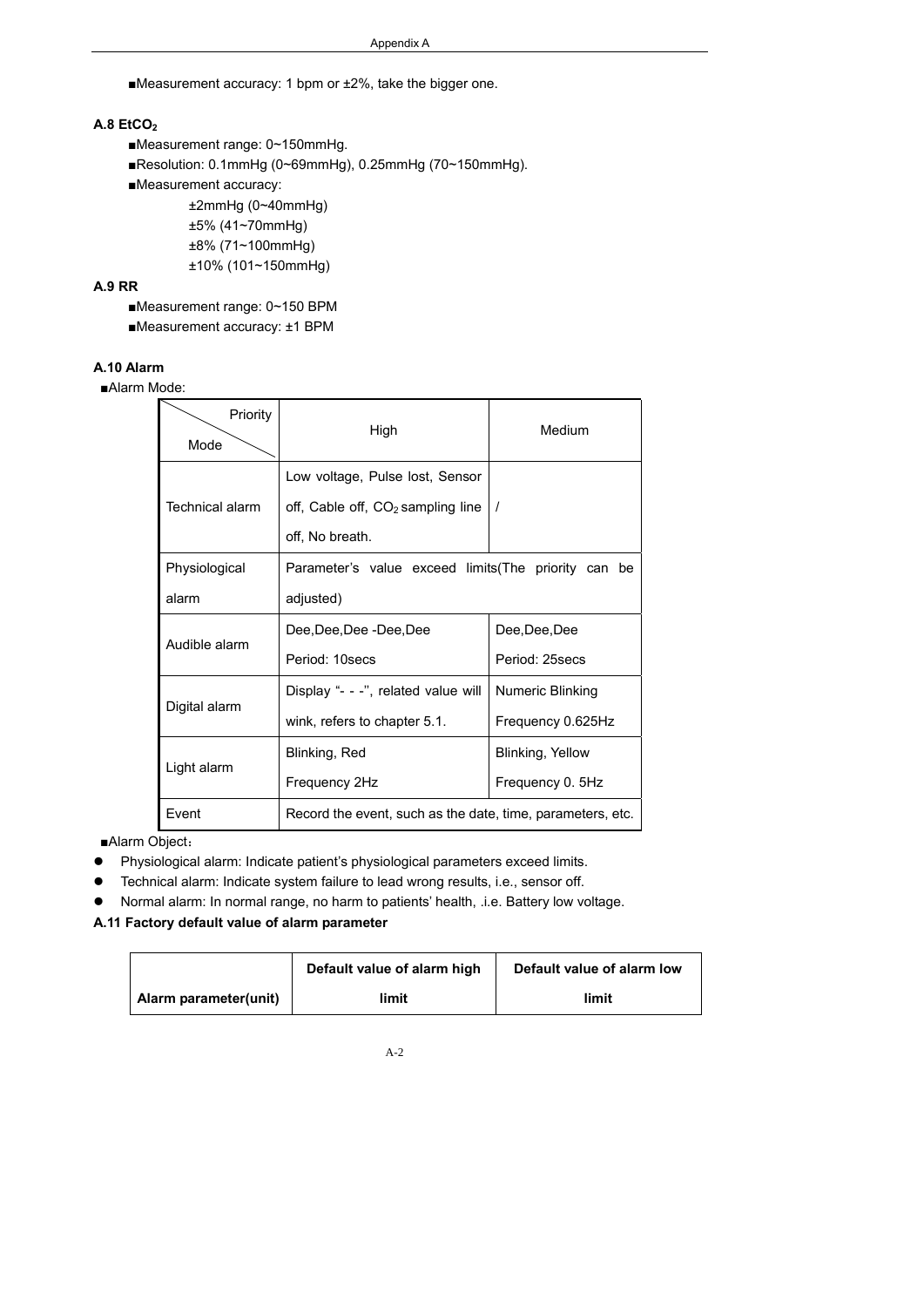■Measurement accuracy: 1 bpm or ±2%, take the bigger one.

**A.8 $EtCO_2$**

■Measurement range: 0~150mmHg.

■Resolution: 0.1mmHg (0~69mmHg), 0.25mmHg (70~150mmHg).

■Measurement accuracy:

±2mmHg (0~40mmHg)

±5% (41~70mmHg)

±8% (71~100mmHg)

±10% (101~150mmHg)

**A.9 RR**

■Measurement range: 0~150 BPM

■Measurement accuracy: ±1 BPM

**A.10 Alarm**

■Alarm Mode:

| Priority / Mode | High | Medium |
|---|---|---|
| Technical alarm | Low voltage, Pulse lost, Sensor off, Cable off, $CO_2$ sampling line off, No breath. | / |
| Physiological alarm | Parameter's value exceed limits(The priority can be adjusted) | |
| Audible alarm | Dee,Dee,Dee -Dee,Dee Period: 10secs | Dee,Dee,Dee Period: 25secs |
| Digital alarm | Display "- - -", related value will wink, refers to chapter 5.1. | Numeric Blinking Frequency 0.625Hz |
| Light alarm | Blinking, Red Frequency 2Hz | Blinking, Yellow Frequency 0. 5Hz |
| Event | Record the event, such as the date, time, parameters, etc. | |

■Alarm Object：

- Physiological alarm: Indicate patient's physiological parameters exceed limits.
- Technical alarm: Indicate system failure to lead wrong results, i.e., sensor off.
- Normal alarm: In normal range, no harm to patients' health, .i.e. Battery low voltage.

**A.11 Factory default value of alarm parameter**

| Alarm parameter(unit) | Default value of alarm high limit | Default value of alarm low limit |
|---|---|---|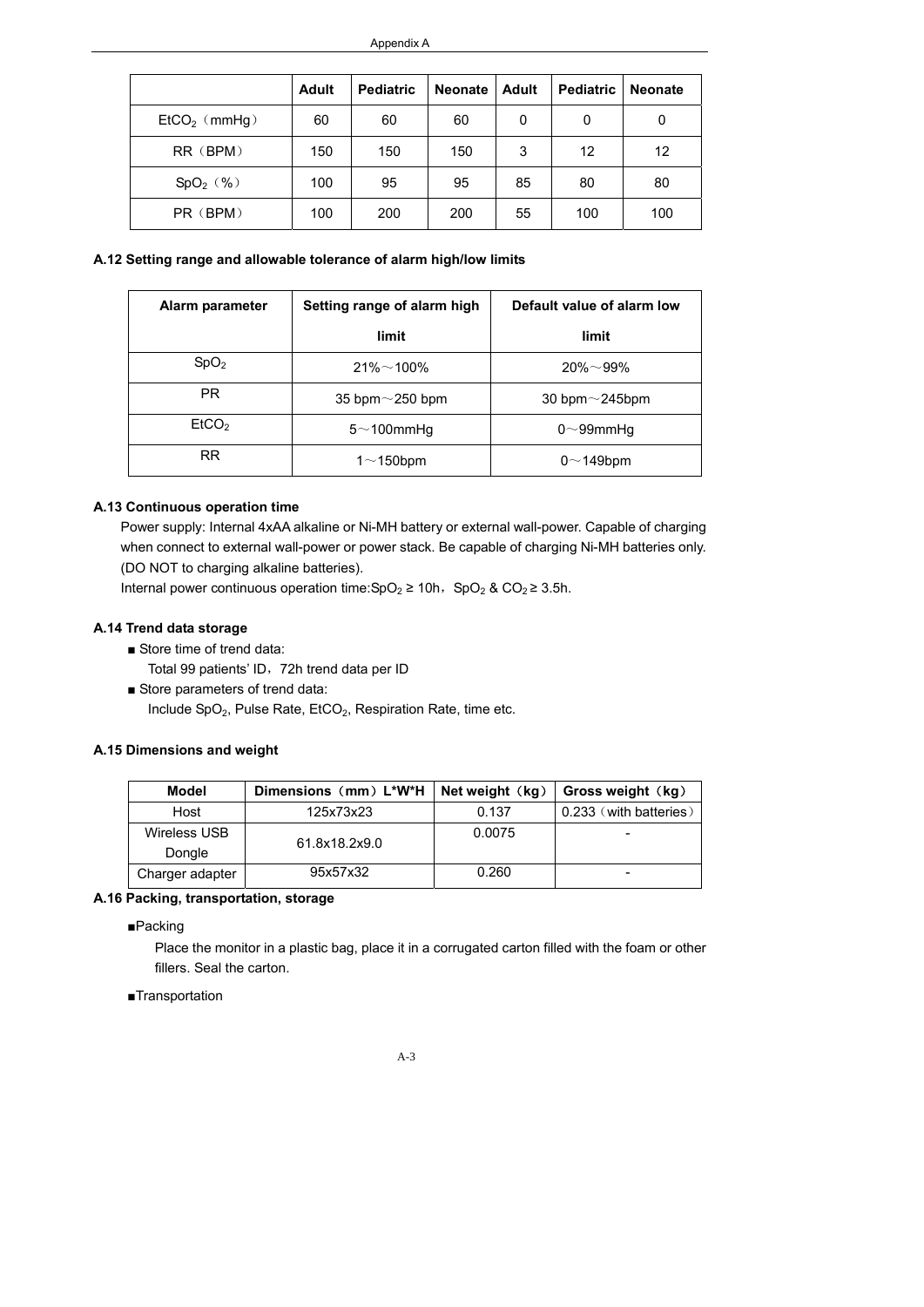|  | Adult | Pediatric | Neonate | Adult | Pediatric | Neonate |
|---|---|---|---|---|---|---|
| $EtCO_2$（mmHg） | 60 | 60 | 60 | 0 | 0 | 0 |
| RR（BPM） | 150 | 150 | 150 | 3 | 12 | 12 |
| $SpO_2$（%） | 100 | 95 | 95 | 85 | 80 | 80 |
| PR（BPM） | 100 | 200 | 200 | 55 | 100 | 100 |

### A.12 Setting range and allowable tolerance of alarm high/low limits

| Alarm parameter | Setting range of alarm high limit | Default value of alarm low limit |
|---|---|---|
| $SpO_2$ | 21%～100% | 20%～99% |
| PR | 35 bpm～250 bpm | 30 bpm～245bpm |
| $EtCO_2$ | 5～100mmHg | 0～99mmHg |
| RR | 1～150bpm | 0～149bpm |

### A.13 Continuous operation time

Power supply: Internal 4xAA alkaline or Ni-MH battery or external wall-power. Capable of charging when connect to external wall-power or power stack. Be capable of charging Ni-MH batteries only. (DO NOT to charging alkaline batteries).

Internal power continuous operation time:$SpO_2$ ≥ 10h，$SpO_2$ & $CO_2$ ≥ 3.5h.

### A.14 Trend data storage

■ Store time of trend data:

Total 99 patients' ID，72h trend data per ID

■ Store parameters of trend data:

Include $SpO_2$, Pulse Rate, $EtCO_2$, Respiration Rate, time etc.

### A.15 Dimensions and weight

| Model | Dimensions（mm）L*W*H | Net weight（kg） | Gross weight（kg） |
|---|---|---|---|
| Host | 125x73x23 | 0.137 | 0.233（with batteries） |
| Wireless USB Dongle | 61.8x18.2x9.0 | 0.0075 | - |
| Charger adapter | 95x57x32 | 0.260 | - |

### A.16 Packing, transportation, storage

■Packing

Place the monitor in a plastic bag, place it in a corrugated carton filled with the foam or other fillers. Seal the carton.

■Transportation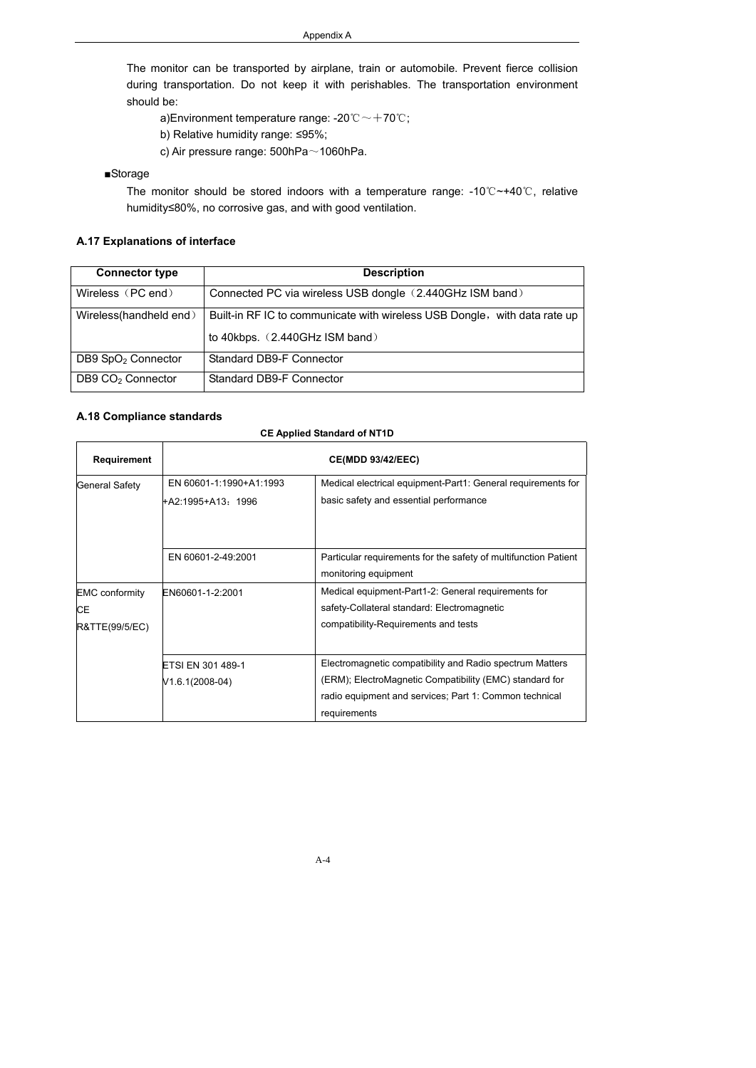The monitor can be transported by airplane, train or automobile. Prevent fierce collision during transportation. Do not keep it with perishables. The transportation environment should be:

a)Environment temperature range: -20℃～＋70℃;

b) Relative humidity range: ≤95%;

c) Air pressure range: 500hPa～1060hPa.

■Storage

The monitor should be stored indoors with a temperature range: -10℃~+40℃, relative humidity≤80%, no corrosive gas, and with good ventilation.

### A.17 Explanations of interface

| Connector type | Description |
|---|---|
| Wireless（PC end） | Connected PC via wireless USB dongle（2.440GHz ISM band） |
| Wireless(handheld end） | Built-in RF IC to communicate with wireless USB Dongle，with data rate up to 40kbps.（2.440GHz ISM band） |
| DB9 $SpO_2$ Connector | Standard DB9-F Connector |
| DB9 $CO_2$ Connector | Standard DB9-F Connector |

### A.18 Compliance standards

**CE Applied Standard of NT1D**

| Requirement | CE(MDD 93/42/EEC) | |
|---|---|---|
| General Safety | EN 60601-1:1990+A1:1993 +A2:1995+A13：1996 | Medical electrical equipment-Part1: General requirements for basic safety and essential performance |
| | EN 60601-2-49:2001 | Particular requirements for the safety of multifunction Patient monitoring equipment |
| EMC conformity CE R&TTE(99/5/EC) | EN60601-1-2:2001 | Medical equipment-Part1-2: General requirements for safety-Collateral standard: Electromagnetic compatibility-Requirements and tests |
| | ETSI EN 301 489-1 V1.6.1(2008-04) | Electromagnetic compatibility and Radio spectrum Matters (ERM); ElectroMagnetic Compatibility (EMC) standard for radio equipment and services; Part 1: Common technical requirements |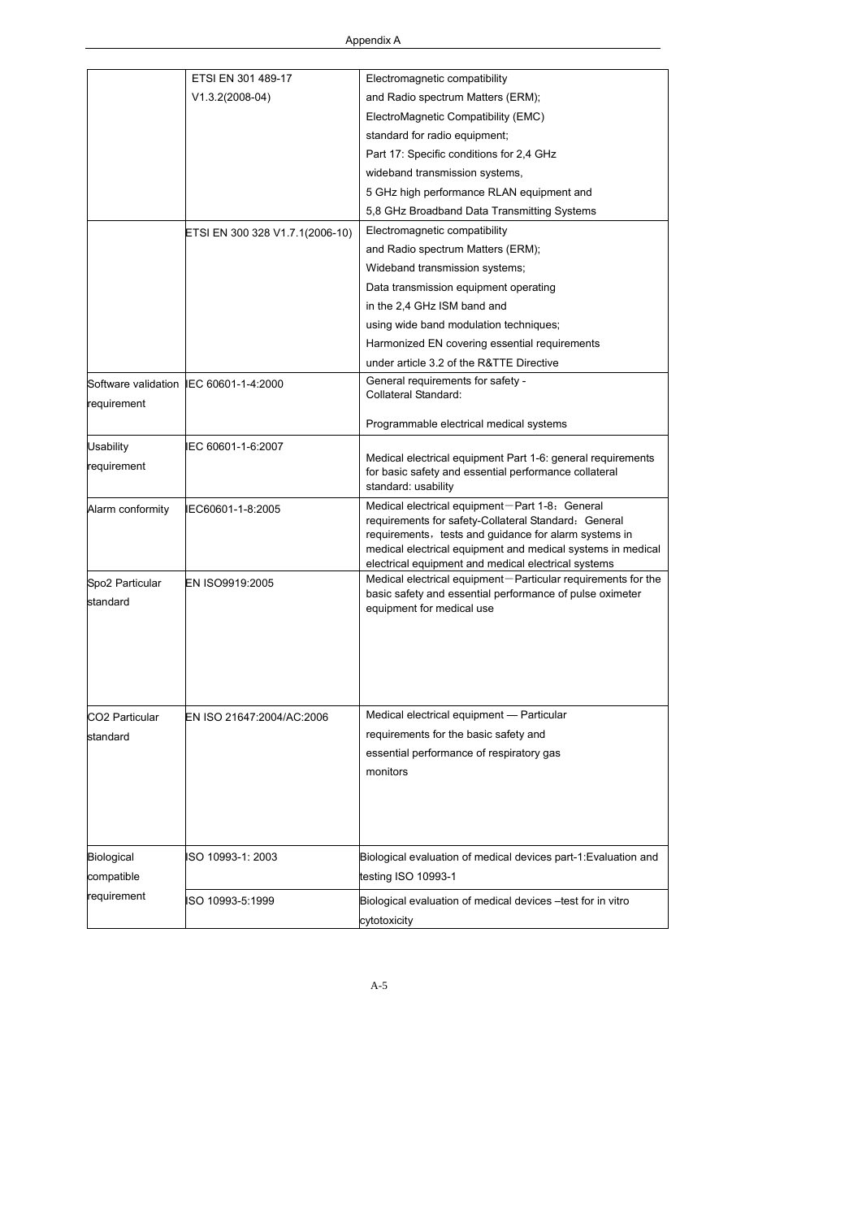|  |  |  |
|---|---|---|
|  | ETSI EN 301 489-17 V1.3.2(2008-04) | Electromagnetic compatibility and Radio spectrum Matters (ERM); ElectroMagnetic Compatibility (EMC) standard for radio equipment; Part 17: Specific conditions for 2,4 GHz wideband transmission systems, 5 GHz high performance RLAN equipment and 5,8 GHz Broadband Data Transmitting Systems |
|  | ETSI EN 300 328 V1.7.1(2006-10) | Electromagnetic compatibility and Radio spectrum Matters (ERM); Wideband transmission systems; Data transmission equipment operating in the 2,4 GHz ISM band and using wide band modulation techniques; Harmonized EN covering essential requirements under article 3.2 of the R&TTE Directive |
| Software validation requirement | IEC 60601-1-4:2000 | General requirements for safety - Collateral Standard: Programmable electrical medical systems |
| Usability requirement | IEC 60601-1-6:2007 | Medical electrical equipment Part 1-6: general requirements for basic safety and essential performance collateral standard: usability |
| Alarm conformity | IEC60601-1-8:2005 | Medical electrical equipment－Part 1-8；General requirements for safety-Collateral Standard：General requirements，tests and guidance for alarm systems in medical electrical equipment and medical systems in medical electrical equipment and medical electrical systems |
| Spo2 Particular standard | EN ISO9919:2005 | Medical electrical equipment－Particular requirements for the basic safety and essential performance of pulse oximeter equipment for medical use |
| CO2 Particular standard | EN ISO 21647:2004/AC:2006 | Medical electrical equipment — Particular requirements for the basic safety and essential performance of respiratory gas monitors |
| Biological compatible requirement | ISO 10993-1: 2003 | Biological evaluation of medical devices part-1:Evaluation and testing ISO 10993-1 |
|  | ISO 10993-5:1999 | Biological evaluation of medical devices –test for in vitro cytotoxicity |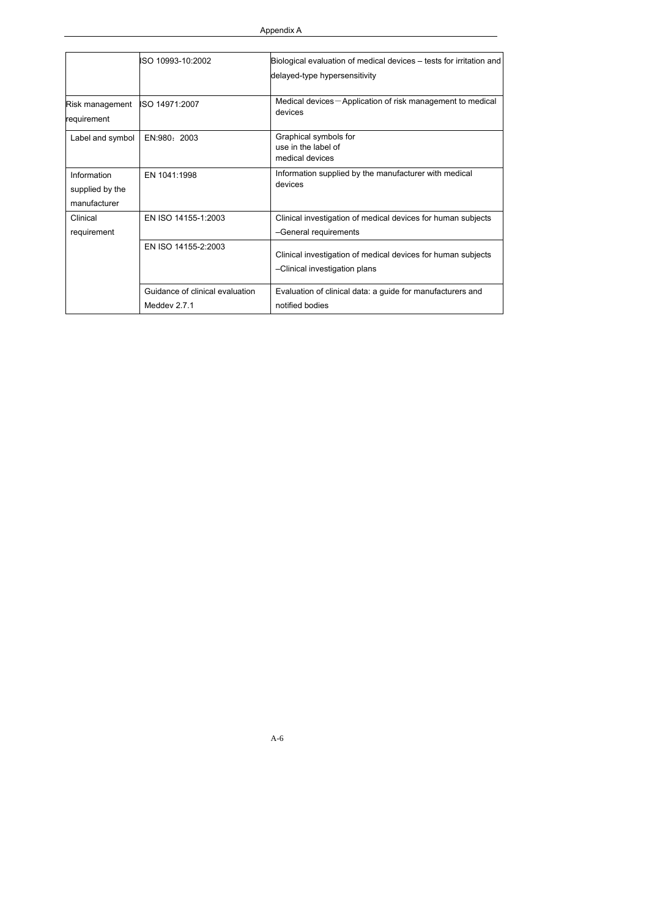| | | |
|---|---|---|
| | ISO 10993-10:2002 | Biological evaluation of medical devices – tests for irritation and delayed-type hypersensitivity |
| Risk management requirement | ISO 14971:2007 | Medical devices—Application of risk management to medical devices |
| Label and symbol | EN:980：2003 | Graphical symbols for use in the label of medical devices |
| Information supplied by the manufacturer | EN 1041:1998 | Information supplied by the manufacturer with medical devices |
| Clinical requirement | EN ISO 14155-1:2003 | Clinical investigation of medical devices for human subjects –General requirements |
| | EN ISO 14155-2:2003 | Clinical investigation of medical devices for human subjects –Clinical investigation plans |
| | Guidance of clinical evaluation Meddev 2.7.1 | Evaluation of clinical data: a guide for manufacturers and notified bodies |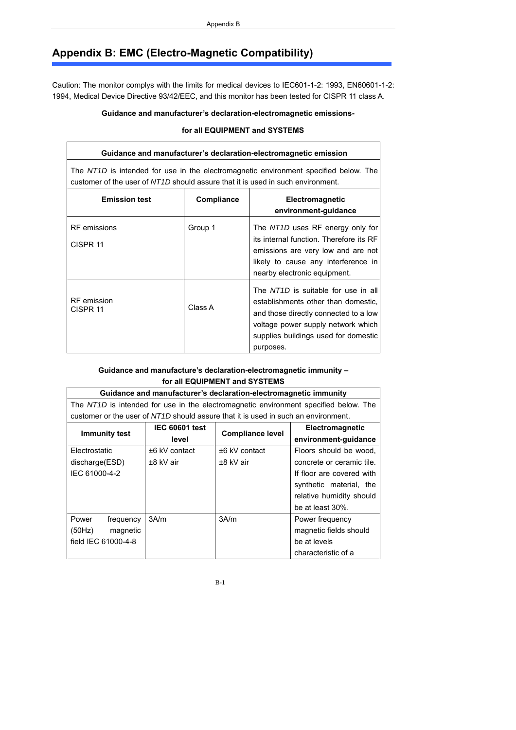# Appendix B: EMC (Electro-Magnetic Compatibility)

Caution: The monitor complys with the limits for medical devices to IEC601-1-2: 1993, EN60601-1-2: 1994, Medical Device Directive 93/42/EEC, and this monitor has been tested for CISPR 11 class A.

**Guidance and manufacturer's declaration-electromagnetic emissions-**

**for all EQUIPMENT and SYSTEMS**

| **Guidance and manufacturer's declaration-electromagnetic emission** | | |
|---|---|---|
| The *NT1D* is intended for use in the electromagnetic environment specified below. The customer of the user of *NT1D* should assure that it is used in such environment. | | |
| **Emission test** | **Compliance** | **Electromagnetic environment-guidance** |
| RF emissions CISPR 11 | Group 1 | The *NT1D* uses RF energy only for its internal function. Therefore its RF emissions are very low and are not likely to cause any interference in nearby electronic equipment. |
| RF emission CISPR 11 | Class A | The *NT1D* is suitable for use in all establishments other than domestic, and those directly connected to a low voltage power supply network which supplies buildings used for domestic purposes. |

**Guidance and manufacture's declaration-electromagnetic immunity – for all EQUIPMENT and SYSTEMS**

| **Guidance and manufacturer's declaration-electromagnetic immunity** | | | |
|---|---|---|---|
| The *NT1D* is intended for use in the electromagnetic environment specified below. The customer or the user of *NT1D* should assure that it is used in such an environment. | | | |
| **Immunity test** | **IEC 60601 test level** | **Compliance level** | **Electromagnetic environment-guidance** |
| Electrostatic discharge(ESD) IEC 61000-4-2 | ±6 kV contact<br>±8 kV air | ±6 kV contact<br>±8 kV air | Floors should be wood, concrete or ceramic tile. If floor are covered with synthetic material, the relative humidity should be at least 30%. |
| Power frequency (50Hz) magnetic field IEC 61000-4-8 | 3A/m | 3A/m | Power frequency magnetic fields should be at levels characteristic of a |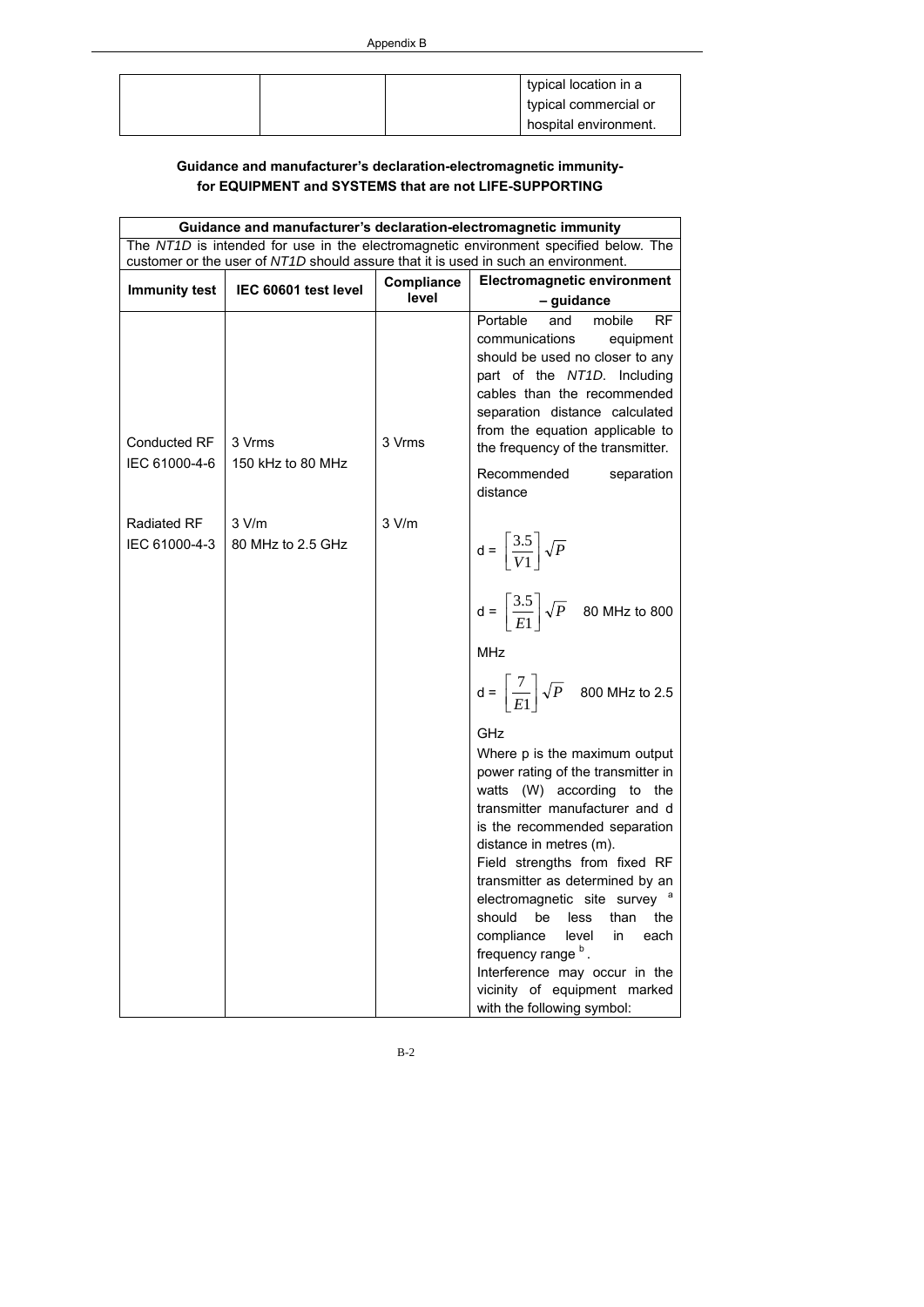| | | | typical location in a typical commercial or hospital environment. |
|---|---|---|---|

## Guidance and manufacturer's declaration-electromagnetic immunity-for EQUIPMENT and SYSTEMS that are not LIFE-SUPPORTING

| Guidance and manufacturer's declaration-electromagnetic immunity | | | |
|---|---|---|---|
| The *NT1D* is intended for use in the electromagnetic environment specified below. The customer or the user of *NT1D* should assure that it is used in such an environment. | | | |
| **Immunity test** | **IEC 60601 test level** | **Compliance level** | **Electromagnetic environment – guidance** |
| Conducted RF<br>IEC 61000-4-6<br><br>Radiated RF<br>IEC 61000-4-3 | 3 Vrms<br>150 kHz to 80 MHz<br><br>3 V/m<br>80 MHz to 2.5 GHz | 3 Vrms<br><br><br>3 V/m | Portable and mobile RF communications equipment should be used no closer to any part of the *NT1D*. Including cables than the recommended separation distance calculated from the equation applicable to the frequency of the transmitter.<br>Recommended separation distance<br>d = $\left[\frac{3.5}{V1}\right]\sqrt{P}$<br>d = $\left[\frac{3.5}{E1}\right]\sqrt{P}$ 80 MHz to 800 MHz<br>d = $\left[\frac{7}{E1}\right]\sqrt{P}$ 800 MHz to 2.5 GHz<br>Where p is the maximum output power rating of the transmitter in watts (W) according to the transmitter manufacturer and d is the recommended separation distance in metres (m).<br>Field strengths from fixed RF transmitter as determined by an electromagnetic site survey [a] should be less than the compliance level in each frequency range [b].<br>Interference may occur in the vicinity of equipment marked with the following symbol: |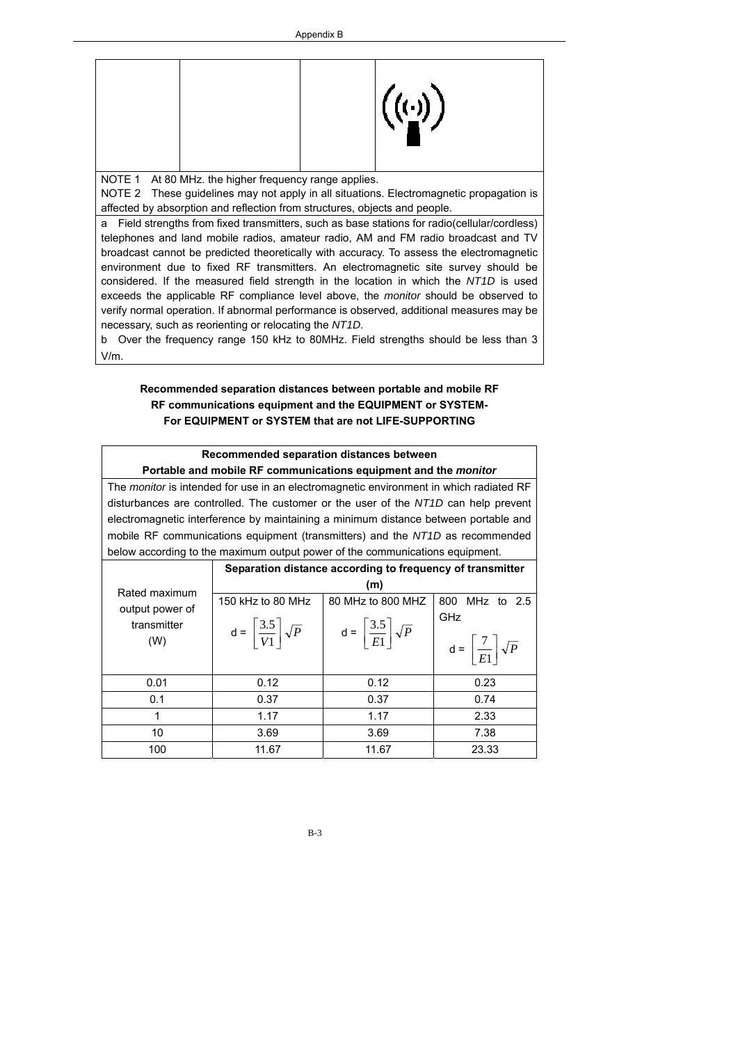| | | | |
|---|---|---|---|
| | | | |
| NOTE 1 At 80 MHz. the higher frequency range applies.<br>NOTE 2 These guidelines may not apply in all situations. Electromagnetic propagation is affected by absorption and reflection from structures, objects and people. | | | |
| a Field strengths from fixed transmitters, such as base stations for radio(cellular/cordless) telephones and land mobile radios, amateur radio, AM and FM radio broadcast and TV broadcast cannot be predicted theoretically with accuracy. To assess the electromagnetic environment due to fixed RF transmitters. An electromagnetic site survey should be considered. If the measured field strength in the location in which the *NT1D* is used exceeds the applicable RF compliance level above, the *monitor* should be observed to verify normal operation. If abnormal performance is observed, additional measures may be necessary, such as reorienting or relocating the *NT1D*.<br>b Over the frequency range 150 kHz to 80MHz. Field strengths should be less than 3 V/m. | | | |

**Recommended separation distances between portable and mobile RF RF communications equipment and the EQUIPMENT or SYSTEM- For EQUIPMENT or SYSTEM that are not LIFE-SUPPORTING**

| **Recommended separation distances between Portable and mobile RF communications equipment and the *monitor*** | | | |
|---|---|---|---|
| The *monitor* is intended for use in an electromagnetic environment in which radiated RF disturbances are controlled. The customer or the user of the *NT1D* can help prevent electromagnetic interference by maintaining a minimum distance between portable and mobile RF communications equipment (transmitters) and the *NT1D* as recommended below according to the maximum output power of the communications equipment. | | | |
| Rated maximum output power of transmitter (W) | **Separation distance according to frequency of transmitter (m)** | | |
| | 150 kHz to 80 MHz $d = \left[\frac{3.5}{V1}\right]\sqrt{P}$ | 80 MHz to 800 MHZ $d = \left[\frac{3.5}{E1}\right]\sqrt{P}$ | 800 MHz to 2.5 GHz $d = \left[\frac{7}{E1}\right]\sqrt{P}$ |
| 0.01 | 0.12 | 0.12 | 0.23 |
| 0.1 | 0.37 | 0.37 | 0.74 |
| 1 | 1.17 | 1.17 | 2.33 |
| 10 | 3.69 | 3.69 | 7.38 |
| 100 | 11.67 | 11.67 | 23.33 |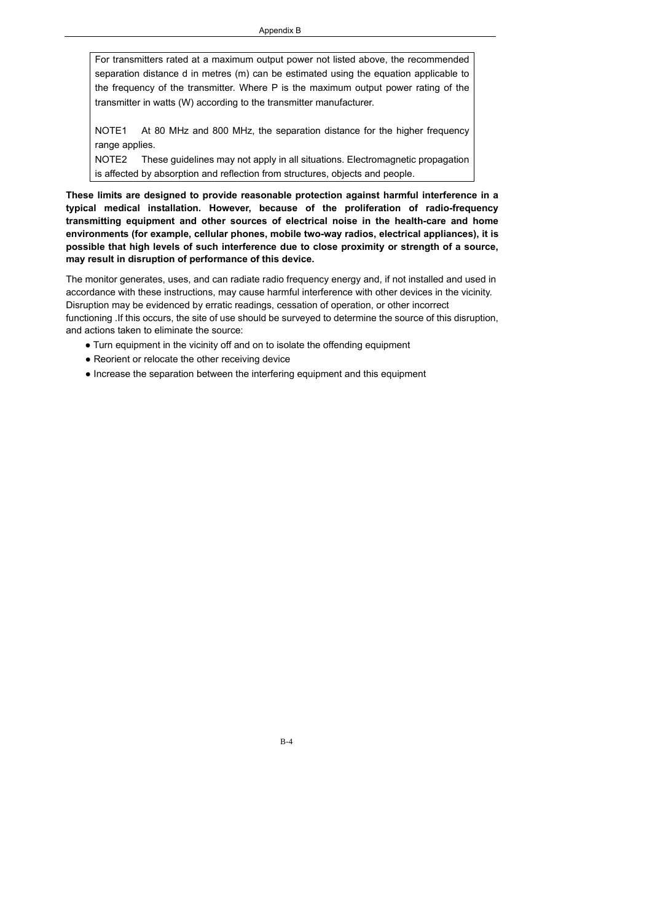For transmitters rated at a maximum output power not listed above, the recommended separation distance d in metres (m) can be estimated using the equation applicable to the frequency of the transmitter. Where P is the maximum output power rating of the transmitter in watts (W) according to the transmitter manufacturer.

NOTE1 At 80 MHz and 800 MHz, the separation distance for the higher frequency range applies.

NOTE2 These guidelines may not apply in all situations. Electromagnetic propagation is affected by absorption and reflection from structures, objects and people.

**These limits are designed to provide reasonable protection against harmful interference in a typical medical installation. However, because of the proliferation of radio-frequency transmitting equipment and other sources of electrical noise in the health-care and home environments (for example, cellular phones, mobile two-way radios, electrical appliances), it is possible that high levels of such interference due to close proximity or strength of a source, may result in disruption of performance of this device.**

The monitor generates, uses, and can radiate radio frequency energy and, if not installed and used in accordance with these instructions, may cause harmful interference with other devices in the vicinity. Disruption may be evidenced by erratic readings, cessation of operation, or other incorrect functioning .If this occurs, the site of use should be surveyed to determine the source of this disruption, and actions taken to eliminate the source:

- Turn equipment in the vicinity off and on to isolate the offending equipment
- Reorient or relocate the other receiving device
- Increase the separation between the interfering equipment and this equipment